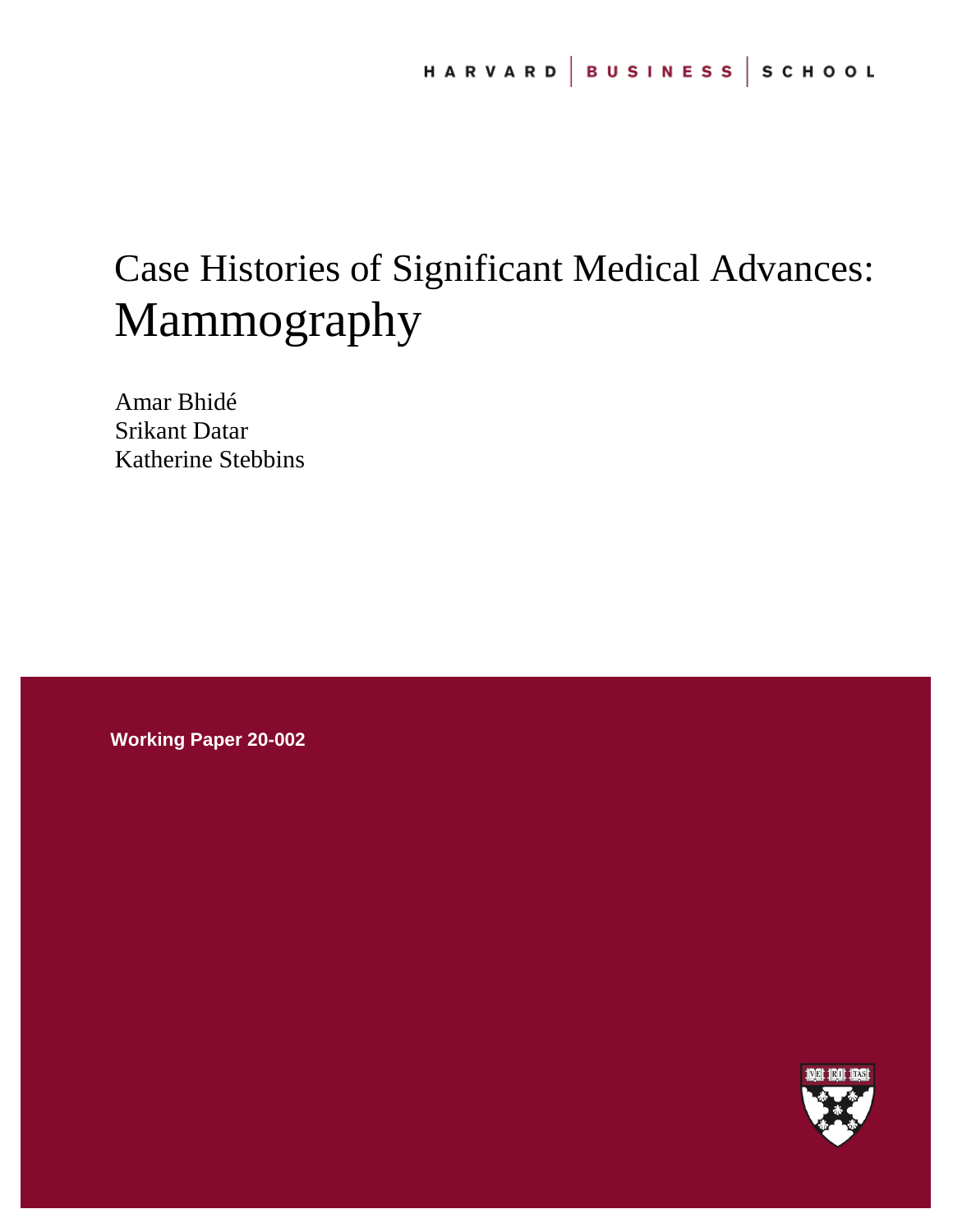HARVARD | BUSINESS | SCHOOL

# Case Histories of Significant Medical Advances: Mammography

Amar Bhidé
Srikant Datar
Katherine Stebbins

**Working Paper 20-002**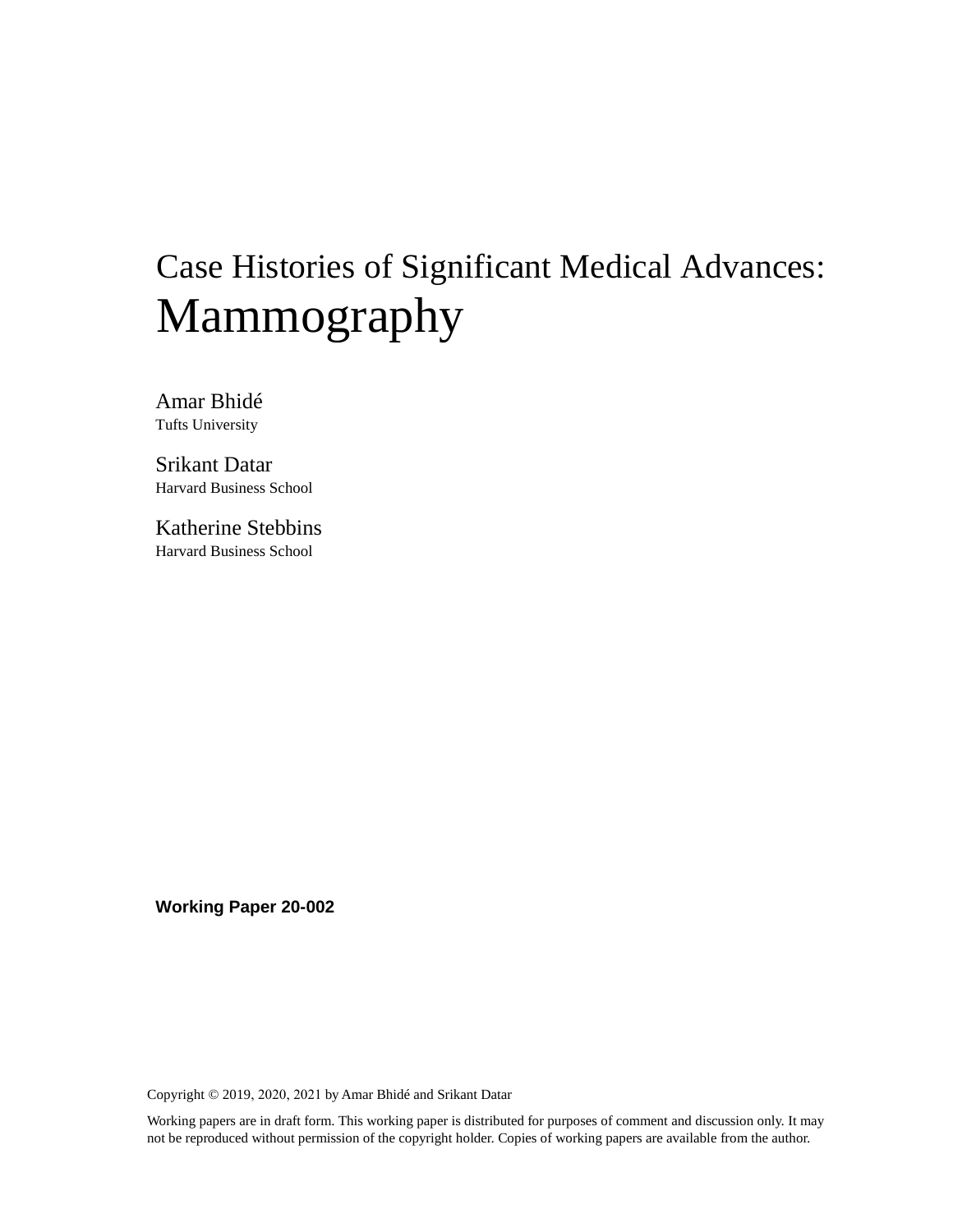# Case Histories of Significant Medical Advances: Mammography

Amar Bhidé
Tufts University

Srikant Datar
Harvard Business School

Katherine Stebbins
Harvard Business School

**Working Paper 20-002**

Copyright © 2019, 2020, 2021 by Amar Bhidé and Srikant Datar

Working papers are in draft form. This working paper is distributed for purposes of comment and discussion only. It may not be reproduced without permission of the copyright holder. Copies of working papers are available from the author.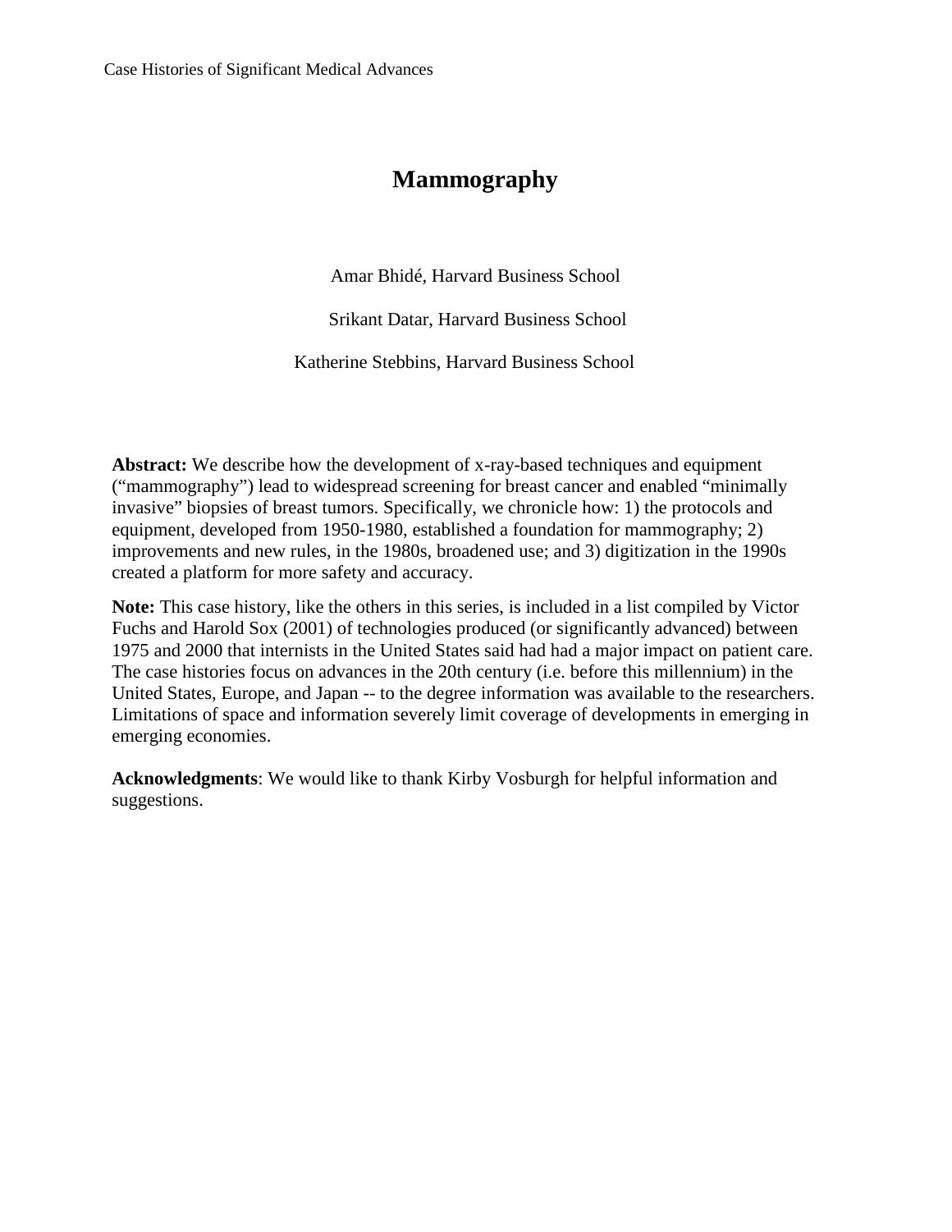# Mammography

Amar Bhidé, Harvard Business School

Srikant Datar, Harvard Business School

Katherine Stebbins, Harvard Business School

**Abstract:** We describe how the development of x-ray-based techniques and equipment ("mammography") lead to widespread screening for breast cancer and enabled "minimally invasive" biopsies of breast tumors. Specifically, we chronicle how: 1) the protocols and equipment, developed from 1950-1980, established a foundation for mammography; 2) improvements and new rules, in the 1980s, broadened use; and 3) digitization in the 1990s created a platform for more safety and accuracy.

**Note:** This case history, like the others in this series, is included in a list compiled by Victor Fuchs and Harold Sox (2001) of technologies produced (or significantly advanced) between 1975 and 2000 that internists in the United States said had had a major impact on patient care. The case histories focus on advances in the 20th century (i.e. before this millennium) in the United States, Europe, and Japan -- to the degree information was available to the researchers. Limitations of space and information severely limit coverage of developments in emerging in emerging economies.

**Acknowledgments**: We would like to thank Kirby Vosburgh for helpful information and suggestions.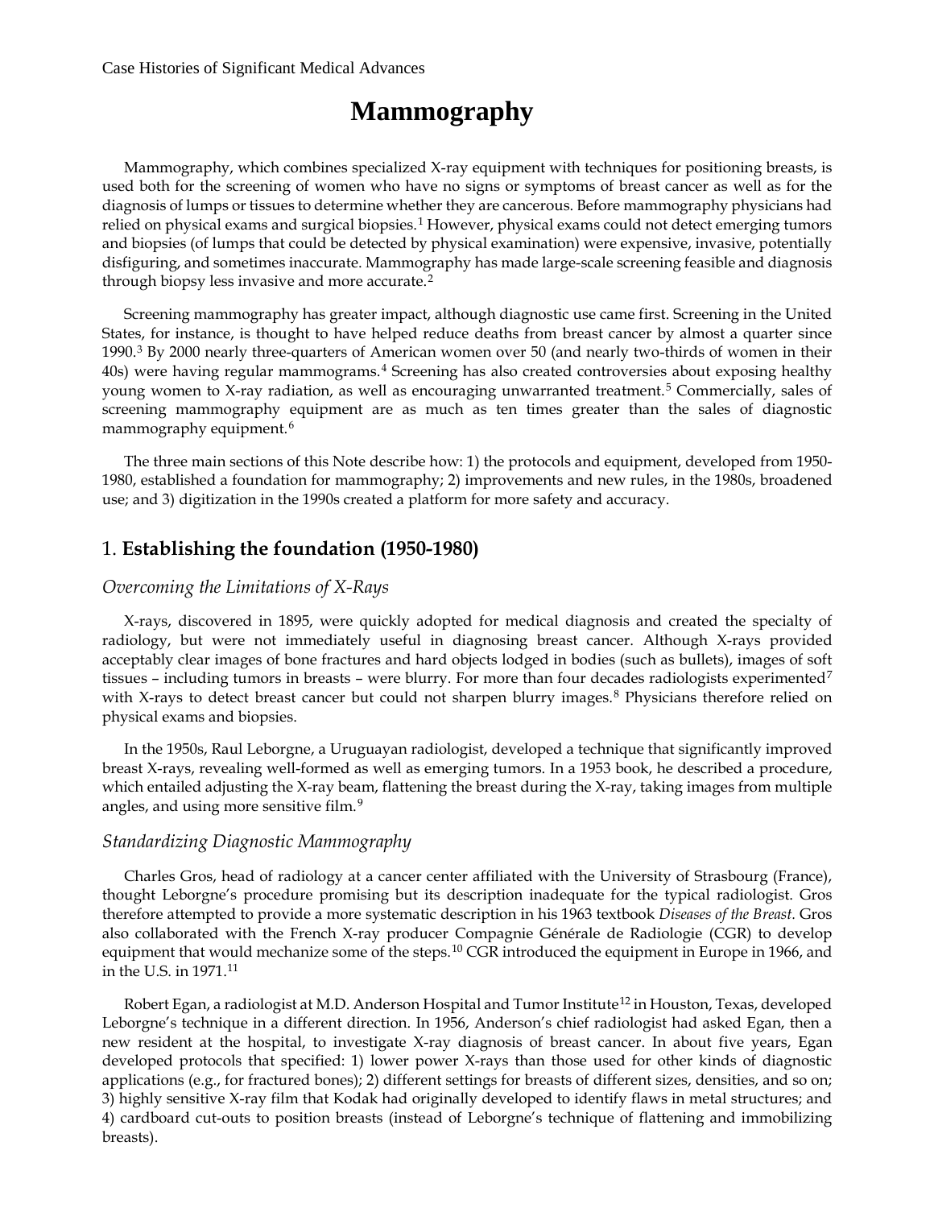# Mammography

Mammography, which combines specialized X-ray equipment with techniques for positioning breasts, is used both for the screening of women who have no signs or symptoms of breast cancer as well as for the diagnosis of lumps or tissues to determine whether they are cancerous. Before mammography physicians had relied on physical exams and surgical biopsies.[1] However, physical exams could not detect emerging tumors and biopsies (of lumps that could be detected by physical examination) were expensive, invasive, potentially disfiguring, and sometimes inaccurate. Mammography has made large-scale screening feasible and diagnosis through biopsy less invasive and more accurate.[2]

Screening mammography has greater impact, although diagnostic use came first. Screening in the United States, for instance, is thought to have helped reduce deaths from breast cancer by almost a quarter since 1990.[3] By 2000 nearly three-quarters of American women over 50 (and nearly two-thirds of women in their 40s) were having regular mammograms.[4] Screening has also created controversies about exposing healthy young women to X-ray radiation, as well as encouraging unwarranted treatment.[5] Commercially, sales of screening mammography equipment are as much as ten times greater than the sales of diagnostic mammography equipment.[6]

The three main sections of this Note describe how: 1) the protocols and equipment, developed from 1950-1980, established a foundation for mammography; 2) improvements and new rules, in the 1980s, broadened use; and 3) digitization in the 1990s created a platform for more safety and accuracy.

## 1. **Establishing the foundation (1950-1980)**

### *Overcoming the Limitations of X-Rays*

X-rays, discovered in 1895, were quickly adopted for medical diagnosis and created the specialty of radiology, but were not immediately useful in diagnosing breast cancer. Although X-rays provided acceptably clear images of bone fractures and hard objects lodged in bodies (such as bullets), images of soft tissues – including tumors in breasts – were blurry. For more than four decades radiologists experimented[7] with X-rays to detect breast cancer but could not sharpen blurry images.[8] Physicians therefore relied on physical exams and biopsies.

In the 1950s, Raul Leborgne, a Uruguayan radiologist, developed a technique that significantly improved breast X-rays, revealing well-formed as well as emerging tumors. In a 1953 book, he described a procedure, which entailed adjusting the X-ray beam, flattening the breast during the X-ray, taking images from multiple angles, and using more sensitive film.[9]

### *Standardizing Diagnostic Mammography*

Charles Gros, head of radiology at a cancer center affiliated with the University of Strasbourg (France), thought Leborgne's procedure promising but its description inadequate for the typical radiologist. Gros therefore attempted to provide a more systematic description in his 1963 textbook *Diseases of the Breast*. Gros also collaborated with the French X-ray producer Compagnie Générale de Radiologie (CGR) to develop equipment that would mechanize some of the steps.[10] CGR introduced the equipment in Europe in 1966, and in the U.S. in 1971.[11]

Robert Egan, a radiologist at M.D. Anderson Hospital and Tumor Institute[12] in Houston, Texas, developed Leborgne's technique in a different direction. In 1956, Anderson's chief radiologist had asked Egan, then a new resident at the hospital, to investigate X-ray diagnosis of breast cancer. In about five years, Egan developed protocols that specified: 1) lower power X-rays than those used for other kinds of diagnostic applications (e.g., for fractured bones); 2) different settings for breasts of different sizes, densities, and so on; 3) highly sensitive X-ray film that Kodak had originally developed to identify flaws in metal structures; and 4) cardboard cut-outs to position breasts (instead of Leborgne's technique of flattening and immobilizing breasts).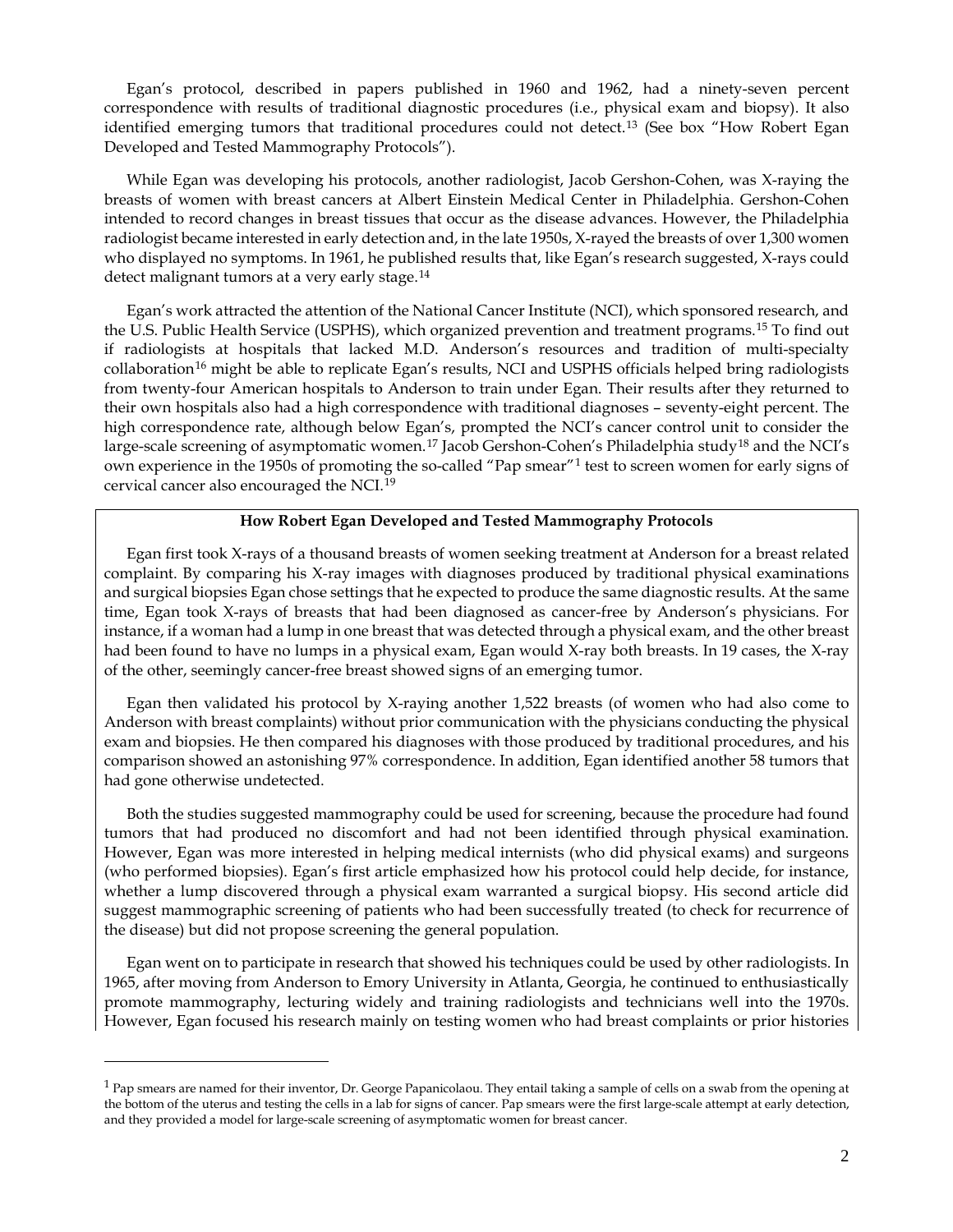Egan's protocol, described in papers published in 1960 and 1962, had a ninety-seven percent correspondence with results of traditional diagnostic procedures (i.e., physical exam and biopsy). It also identified emerging tumors that traditional procedures could not detect.[13] (See box "How Robert Egan Developed and Tested Mammography Protocols").

While Egan was developing his protocols, another radiologist, Jacob Gershon-Cohen, was X-raying the breasts of women with breast cancers at Albert Einstein Medical Center in Philadelphia. Gershon-Cohen intended to record changes in breast tissues that occur as the disease advances. However, the Philadelphia radiologist became interested in early detection and, in the late 1950s, X-rayed the breasts of over 1,300 women who displayed no symptoms. In 1961, he published results that, like Egan's research suggested, X-rays could detect malignant tumors at a very early stage.[14]

Egan's work attracted the attention of the National Cancer Institute (NCI), which sponsored research, and the U.S. Public Health Service (USPHS), which organized prevention and treatment programs.[15] To find out if radiologists at hospitals that lacked M.D. Anderson's resources and tradition of multi-specialty collaboration[16] might be able to replicate Egan's results, NCI and USPHS officials helped bring radiologists from twenty-four American hospitals to Anderson to train under Egan. Their results after they returned to their own hospitals also had a high correspondence with traditional diagnoses – seventy-eight percent. The high correspondence rate, although below Egan's, prompted the NCI's cancer control unit to consider the large-scale screening of asymptomatic women.[17] Jacob Gershon-Cohen's Philadelphia study[18] and the NCI's own experience in the 1950s of promoting the so-called "Pap smear"[1] test to screen women for early signs of cervical cancer also encouraged the NCI.[19]

**How Robert Egan Developed and Tested Mammography Protocols**

Egan first took X-rays of a thousand breasts of women seeking treatment at Anderson for a breast related complaint. By comparing his X-ray images with diagnoses produced by traditional physical examinations and surgical biopsies Egan chose settings that he expected to produce the same diagnostic results. At the same time, Egan took X-rays of breasts that had been diagnosed as cancer-free by Anderson's physicians. For instance, if a woman had a lump in one breast that was detected through a physical exam, and the other breast had been found to have no lumps in a physical exam, Egan would X-ray both breasts. In 19 cases, the X-ray of the other, seemingly cancer-free breast showed signs of an emerging tumor.

Egan then validated his protocol by X-raying another 1,522 breasts (of women who had also come to Anderson with breast complaints) without prior communication with the physicians conducting the physical exam and biopsies. He then compared his diagnoses with those produced by traditional procedures, and his comparison showed an astonishing 97% correspondence. In addition, Egan identified another 58 tumors that had gone otherwise undetected.

Both the studies suggested mammography could be used for screening, because the procedure had found tumors that had produced no discomfort and had not been identified through physical examination. However, Egan was more interested in helping medical internists (who did physical exams) and surgeons (who performed biopsies). Egan's first article emphasized how his protocol could help decide, for instance, whether a lump discovered through a physical exam warranted a surgical biopsy. His second article did suggest mammographic screening of patients who had been successfully treated (to check for recurrence of the disease) but did not propose screening the general population.

Egan went on to participate in research that showed his techniques could be used by other radiologists. In 1965, after moving from Anderson to Emory University in Atlanta, Georgia, he continued to enthusiastically promote mammography, lecturing widely and training radiologists and technicians well into the 1970s. However, Egan focused his research mainly on testing women who had breast complaints or prior histories

[1] Pap smears are named for their inventor, Dr. George Papanicolaou. They entail taking a sample of cells on a swab from the opening at the bottom of the uterus and testing the cells in a lab for signs of cancer. Pap smears were the first large-scale attempt at early detection, and they provided a model for large-scale screening of asymptomatic women for breast cancer.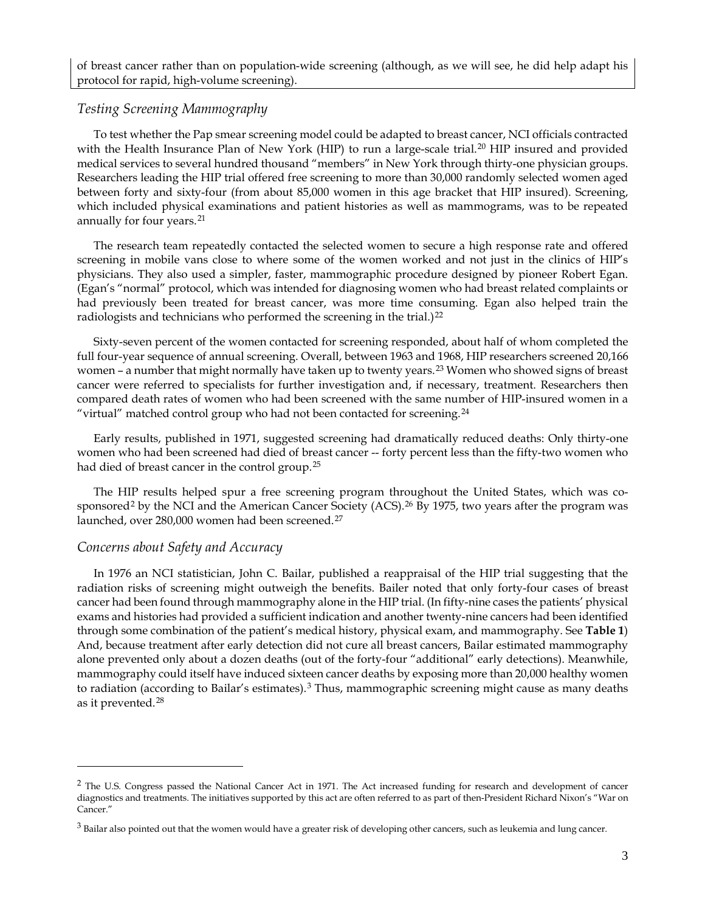of breast cancer rather than on population-wide screening (although, as we will see, he did help adapt his protocol for rapid, high-volume screening).

## *Testing Screening Mammography*

To test whether the Pap smear screening model could be adapted to breast cancer, NCI officials contracted with the Health Insurance Plan of New York (HIP) to run a large-scale trial.[20] HIP insured and provided medical services to several hundred thousand "members" in New York through thirty-one physician groups. Researchers leading the HIP trial offered free screening to more than 30,000 randomly selected women aged between forty and sixty-four (from about 85,000 women in this age bracket that HIP insured). Screening, which included physical examinations and patient histories as well as mammograms, was to be repeated annually for four years.[21]

The research team repeatedly contacted the selected women to secure a high response rate and offered screening in mobile vans close to where some of the women worked and not just in the clinics of HIP's physicians. They also used a simpler, faster, mammographic procedure designed by pioneer Robert Egan. (Egan's "normal" protocol, which was intended for diagnosing women who had breast related complaints or had previously been treated for breast cancer, was more time consuming. Egan also helped train the radiologists and technicians who performed the screening in the trial.)[22]

Sixty-seven percent of the women contacted for screening responded, about half of whom completed the full four-year sequence of annual screening. Overall, between 1963 and 1968, HIP researchers screened 20,166 women – a number that might normally have taken up to twenty years.[23] Women who showed signs of breast cancer were referred to specialists for further investigation and, if necessary, treatment. Researchers then compared death rates of women who had been screened with the same number of HIP-insured women in a "virtual" matched control group who had not been contacted for screening.[24]

Early results, published in 1971, suggested screening had dramatically reduced deaths: Only thirty-one women who had been screened had died of breast cancer -- forty percent less than the fifty-two women who had died of breast cancer in the control group.[25]

The HIP results helped spur a free screening program throughout the United States, which was co-sponsored[2] by the NCI and the American Cancer Society (ACS).[26] By 1975, two years after the program was launched, over 280,000 women had been screened.[27]

## *Concerns about Safety and Accuracy*

In 1976 an NCI statistician, John C. Bailar, published a reappraisal of the HIP trial suggesting that the radiation risks of screening might outweigh the benefits. Bailer noted that only forty-four cases of breast cancer had been found through mammography alone in the HIP trial. (In fifty-nine cases the patients' physical exams and histories had provided a sufficient indication and another twenty-nine cancers had been identified through some combination of the patient's medical history, physical exam, and mammography. See **Table 1**) And, because treatment after early detection did not cure all breast cancers, Bailar estimated mammography alone prevented only about a dozen deaths (out of the forty-four "additional" early detections). Meanwhile, mammography could itself have induced sixteen cancer deaths by exposing more than 20,000 healthy women to radiation (according to Bailar's estimates).[3] Thus, mammographic screening might cause as many deaths as it prevented.[28]

---

[2] The U.S. Congress passed the National Cancer Act in 1971. The Act increased funding for research and development of cancer diagnostics and treatments. The initiatives supported by this act are often referred to as part of then-President Richard Nixon's "War on Cancer."

[3] Bailar also pointed out that the women would have a greater risk of developing other cancers, such as leukemia and lung cancer.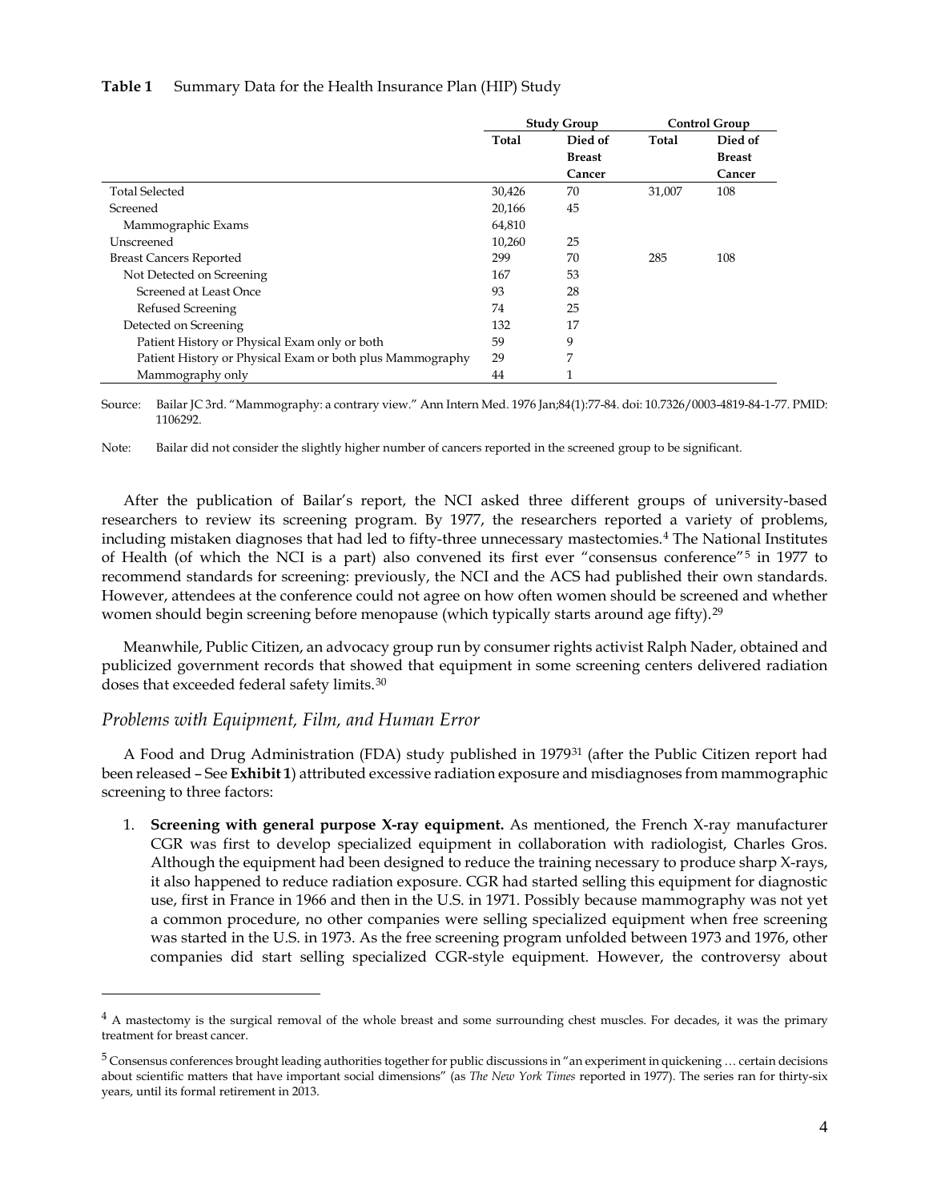**Table 1** Summary Data for the Health Insurance Plan (HIP) Study

| | Study Group | | Control Group | |
|---|---|---|---|---|
| | Total | Died of Breast Cancer | Total | Died of Breast Cancer |
| Total Selected | 30,426 | 70 | 31,007 | 108 |
| Screened | 20,166 | 45 | | |
| Mammographic Exams | 64,810 | | | |
| Unscreened | 10,260 | 25 | | |
| Breast Cancers Reported | 299 | 70 | 285 | 108 |
| Not Detected on Screening | 167 | 53 | | |
| Screened at Least Once | 93 | 28 | | |
| Refused Screening | 74 | 25 | | |
| Detected on Screening | 132 | 17 | | |
| Patient History or Physical Exam only or both | 59 | 9 | | |
| Patient History or Physical Exam or both plus Mammography | 29 | 7 | | |
| Mammography only | 44 | 1 | | |

Source: Bailar JC 3rd. "Mammography: a contrary view." Ann Intern Med. 1976 Jan;84(1):77-84. doi: 10.7326/0003-4819-84-1-77. PMID: 1106292.

Note: Bailar did not consider the slightly higher number of cancers reported in the screened group to be significant.

After the publication of Bailar's report, the NCI asked three different groups of university-based researchers to review its screening program. By 1977, the researchers reported a variety of problems, including mistaken diagnoses that had led to fifty-three unnecessary mastectomies.[4] The National Institutes of Health (of which the NCI is a part) also convened its first ever "consensus conference"[5] in 1977 to recommend standards for screening: previously, the NCI and the ACS had published their own standards. However, attendees at the conference could not agree on how often women should be screened and whether women should begin screening before menopause (which typically starts around age fifty).[29]

Meanwhile, Public Citizen, an advocacy group run by consumer rights activist Ralph Nader, obtained and publicized government records that showed that equipment in some screening centers delivered radiation doses that exceeded federal safety limits.[30]

## *Problems with Equipment, Film, and Human Error*

A Food and Drug Administration (FDA) study published in 1979[31] (after the Public Citizen report had been released – See **Exhibit 1**) attributed excessive radiation exposure and misdiagnoses from mammographic screening to three factors:

1. **Screening with general purpose X-ray equipment.** As mentioned, the French X-ray manufacturer CGR was first to develop specialized equipment in collaboration with radiologist, Charles Gros. Although the equipment had been designed to reduce the training necessary to produce sharp X-rays, it also happened to reduce radiation exposure. CGR had started selling this equipment for diagnostic use, first in France in 1966 and then in the U.S. in 1971. Possibly because mammography was not yet a common procedure, no other companies were selling specialized equipment when free screening was started in the U.S. in 1973. As the free screening program unfolded between 1973 and 1976, other companies did start selling specialized CGR-style equipment. However, the controversy about

[4] A mastectomy is the surgical removal of the whole breast and some surrounding chest muscles. For decades, it was the primary treatment for breast cancer.

[5] Consensus conferences brought leading authorities together for public discussions in "an experiment in quickening … certain decisions about scientific matters that have important social dimensions" (as *The New York Times* reported in 1977). The series ran for thirty-six years, until its formal retirement in 2013.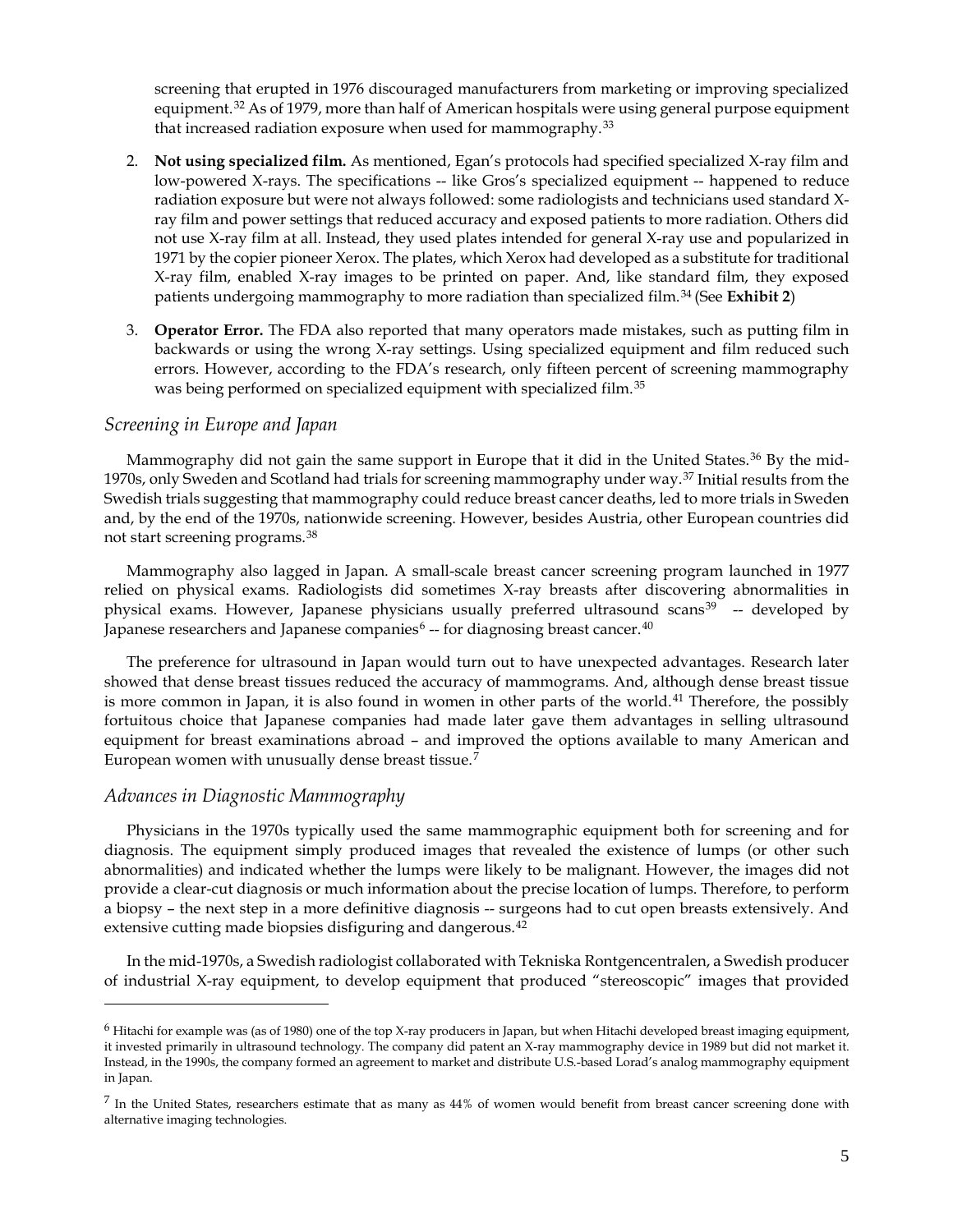screening that erupted in 1976 discouraged manufacturers from marketing or improving specialized equipment.[32] As of 1979, more than half of American hospitals were using general purpose equipment that increased radiation exposure when used for mammography.[33]

2. **Not using specialized film.** As mentioned, Egan's protocols had specified specialized X-ray film and low-powered X-rays. The specifications -- like Gros's specialized equipment -- happened to reduce radiation exposure but were not always followed: some radiologists and technicians used standard X-ray film and power settings that reduced accuracy and exposed patients to more radiation. Others did not use X-ray film at all. Instead, they used plates intended for general X-ray use and popularized in 1971 by the copier pioneer Xerox. The plates, which Xerox had developed as a substitute for traditional X-ray film, enabled X-ray images to be printed on paper. And, like standard film, they exposed patients undergoing mammography to more radiation than specialized film.[34] (See **Exhibit 2**)

3. **Operator Error.** The FDA also reported that many operators made mistakes, such as putting film in backwards or using the wrong X-ray settings. Using specialized equipment and film reduced such errors. However, according to the FDA's research, only fifteen percent of screening mammography was being performed on specialized equipment with specialized film.[35]

### *Screening in Europe and Japan*

Mammography did not gain the same support in Europe that it did in the United States.[36] By the mid-1970s, only Sweden and Scotland had trials for screening mammography under way.[37] Initial results from the Swedish trials suggesting that mammography could reduce breast cancer deaths, led to more trials in Sweden and, by the end of the 1970s, nationwide screening. However, besides Austria, other European countries did not start screening programs.[38]

Mammography also lagged in Japan. A small-scale breast cancer screening program launched in 1977 relied on physical exams. Radiologists did sometimes X-ray breasts after discovering abnormalities in physical exams. However, Japanese physicians usually preferred ultrasound scans[39] -- developed by Japanese researchers and Japanese companies[6] -- for diagnosing breast cancer.[40]

The preference for ultrasound in Japan would turn out to have unexpected advantages. Research later showed that dense breast tissues reduced the accuracy of mammograms. And, although dense breast tissue is more common in Japan, it is also found in women in other parts of the world.[41] Therefore, the possibly fortuitous choice that Japanese companies had made later gave them advantages in selling ultrasound equipment for breast examinations abroad – and improved the options available to many American and European women with unusually dense breast tissue.[7]

### *Advances in Diagnostic Mammography*

Physicians in the 1970s typically used the same mammographic equipment both for screening and for diagnosis. The equipment simply produced images that revealed the existence of lumps (or other such abnormalities) and indicated whether the lumps were likely to be malignant. However, the images did not provide a clear-cut diagnosis or much information about the precise location of lumps. Therefore, to perform a biopsy – the next step in a more definitive diagnosis -- surgeons had to cut open breasts extensively. And extensive cutting made biopsies disfiguring and dangerous.[42]

In the mid-1970s, a Swedish radiologist collaborated with Tekniska Rontgencentralen, a Swedish producer of industrial X-ray equipment, to develop equipment that produced "stereoscopic" images that provided

---

[6] Hitachi for example was (as of 1980) one of the top X-ray producers in Japan, but when Hitachi developed breast imaging equipment, it invested primarily in ultrasound technology. The company did patent an X-ray mammography device in 1989 but did not market it. Instead, in the 1990s, the company formed an agreement to market and distribute U.S.-based Lorad's analog mammography equipment in Japan.

[7] In the United States, researchers estimate that as many as 44% of women would benefit from breast cancer screening done with alternative imaging technologies.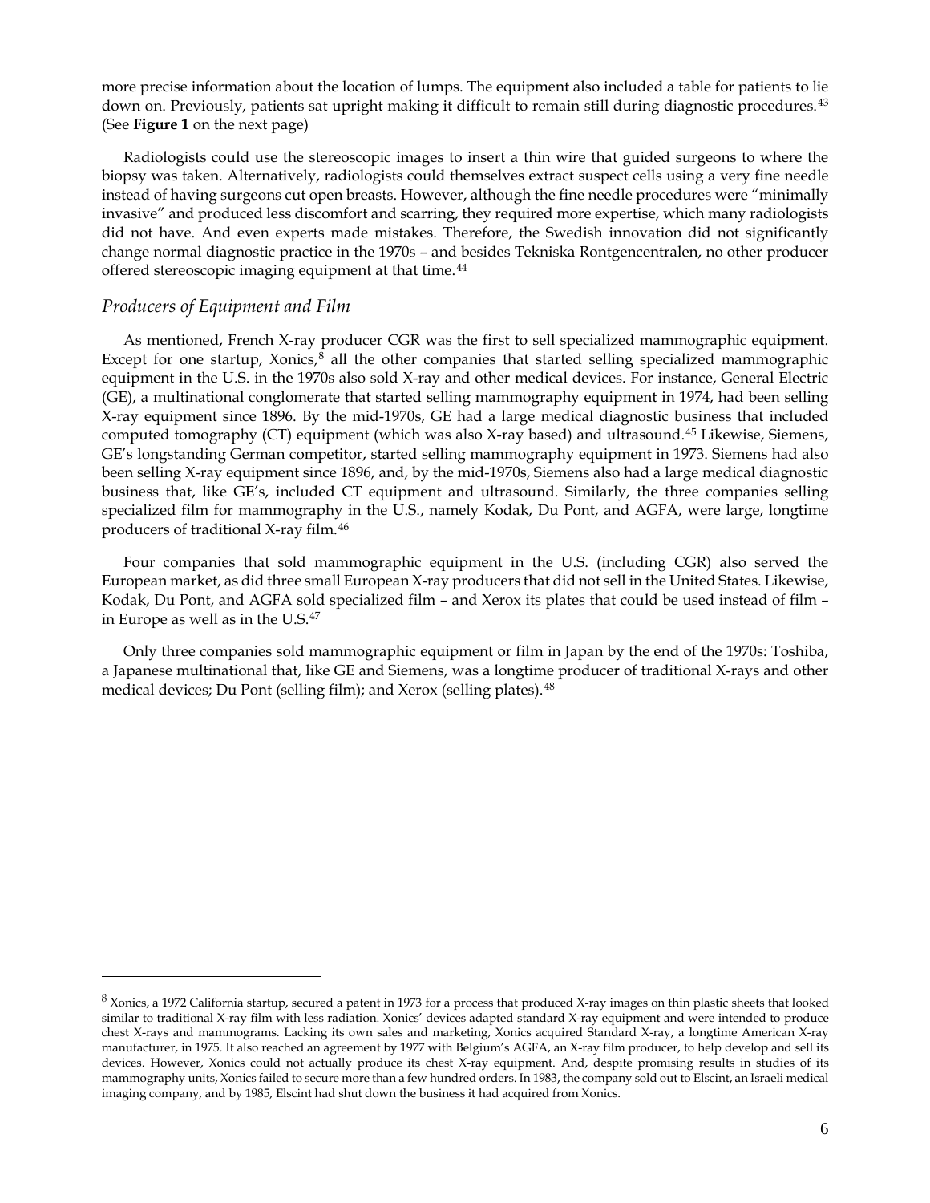more precise information about the location of lumps. The equipment also included a table for patients to lie down on. Previously, patients sat upright making it difficult to remain still during diagnostic procedures.[43] (See **Figure 1** on the next page)

Radiologists could use the stereoscopic images to insert a thin wire that guided surgeons to where the biopsy was taken. Alternatively, radiologists could themselves extract suspect cells using a very fine needle instead of having surgeons cut open breasts. However, although the fine needle procedures were "minimally invasive" and produced less discomfort and scarring, they required more expertise, which many radiologists did not have. And even experts made mistakes. Therefore, the Swedish innovation did not significantly change normal diagnostic practice in the 1970s – and besides Tekniska Rontgencentralen, no other producer offered stereoscopic imaging equipment at that time.[44]

### *Producers of Equipment and Film*

As mentioned, French X-ray producer CGR was the first to sell specialized mammographic equipment. Except for one startup, Xonics,[8] all the other companies that started selling specialized mammographic equipment in the U.S. in the 1970s also sold X-ray and other medical devices. For instance, General Electric (GE), a multinational conglomerate that started selling mammography equipment in 1974, had been selling X-ray equipment since 1896. By the mid-1970s, GE had a large medical diagnostic business that included computed tomography (CT) equipment (which was also X-ray based) and ultrasound.[45] Likewise, Siemens, GE's longstanding German competitor, started selling mammography equipment in 1973. Siemens had also been selling X-ray equipment since 1896, and, by the mid-1970s, Siemens also had a large medical diagnostic business that, like GE's, included CT equipment and ultrasound. Similarly, the three companies selling specialized film for mammography in the U.S., namely Kodak, Du Pont, and AGFA, were large, longtime producers of traditional X-ray film.[46]

Four companies that sold mammographic equipment in the U.S. (including CGR) also served the European market, as did three small European X-ray producers that did not sell in the United States. Likewise, Kodak, Du Pont, and AGFA sold specialized film – and Xerox its plates that could be used instead of film – in Europe as well as in the U.S.[47]

Only three companies sold mammographic equipment or film in Japan by the end of the 1970s: Toshiba, a Japanese multinational that, like GE and Siemens, was a longtime producer of traditional X-rays and other medical devices; Du Pont (selling film); and Xerox (selling plates).[48]

---

[8] Xonics, a 1972 California startup, secured a patent in 1973 for a process that produced X-ray images on thin plastic sheets that looked similar to traditional X-ray film with less radiation. Xonics' devices adapted standard X-ray equipment and were intended to produce chest X-rays and mammograms. Lacking its own sales and marketing, Xonics acquired Standard X-ray, a longtime American X-ray manufacturer, in 1975. It also reached an agreement by 1977 with Belgium's AGFA, an X-ray film producer, to help develop and sell its devices. However, Xonics could not actually produce its chest X-ray equipment. And, despite promising results in studies of its mammography units, Xonics failed to secure more than a few hundred orders. In 1983, the company sold out to Elscint, an Israeli medical imaging company, and by 1985, Elscint had shut down the business it had acquired from Xonics.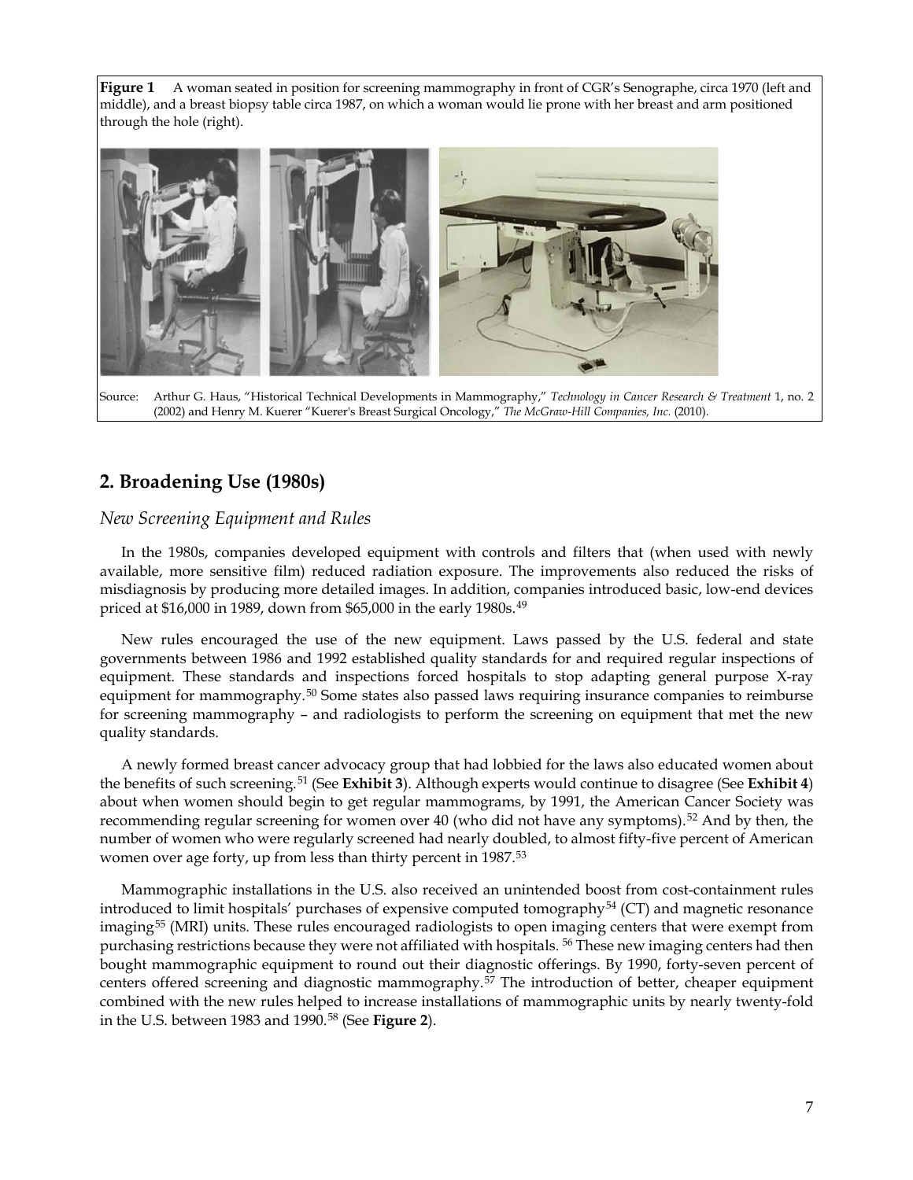**Figure 1** A woman seated in position for screening mammography in front of CGR's Senographe, circa 1970 (left and middle), and a breast biopsy table circa 1987, on which a woman would lie prone with her breast and arm positioned through the hole (right).

Source: Arthur G. Haus, "Historical Technical Developments in Mammography," *Technology in Cancer Research & Treatment* 1, no. 2 (2002) and Henry M. Kuerer "Kuerer's Breast Surgical Oncology," *The McGraw-Hill Companies, Inc.* (2010).

## 2. Broadening Use (1980s)

### *New Screening Equipment and Rules*

In the 1980s, companies developed equipment with controls and filters that (when used with newly available, more sensitive film) reduced radiation exposure. The improvements also reduced the risks of misdiagnosis by producing more detailed images. In addition, companies introduced basic, low-end devices priced at $16,000 in 1989, down from $65,000 in the early 1980s.[49]

New rules encouraged the use of the new equipment. Laws passed by the U.S. federal and state governments between 1986 and 1992 established quality standards for and required regular inspections of equipment. These standards and inspections forced hospitals to stop adapting general purpose X-ray equipment for mammography.[50] Some states also passed laws requiring insurance companies to reimburse for screening mammography – and radiologists to perform the screening on equipment that met the new quality standards.

A newly formed breast cancer advocacy group that had lobbied for the laws also educated women about the benefits of such screening.[51] (See **Exhibit 3**). Although experts would continue to disagree (See **Exhibit 4**) about when women should begin to get regular mammograms, by 1991, the American Cancer Society was recommending regular screening for women over 40 (who did not have any symptoms).[52] And by then, the number of women who were regularly screened had nearly doubled, to almost fifty-five percent of American women over age forty, up from less than thirty percent in 1987.[53]

Mammographic installations in the U.S. also received an unintended boost from cost-containment rules introduced to limit hospitals' purchases of expensive computed tomography[54] (CT) and magnetic resonance imaging[55] (MRI) units. These rules encouraged radiologists to open imaging centers that were exempt from purchasing restrictions because they were not affiliated with hospitals.[56] These new imaging centers had then bought mammographic equipment to round out their diagnostic offerings. By 1990, forty-seven percent of centers offered screening and diagnostic mammography.[57] The introduction of better, cheaper equipment combined with the new rules helped to increase installations of mammographic units by nearly twenty-fold in the U.S. between 1983 and 1990.[58] (See **Figure 2**).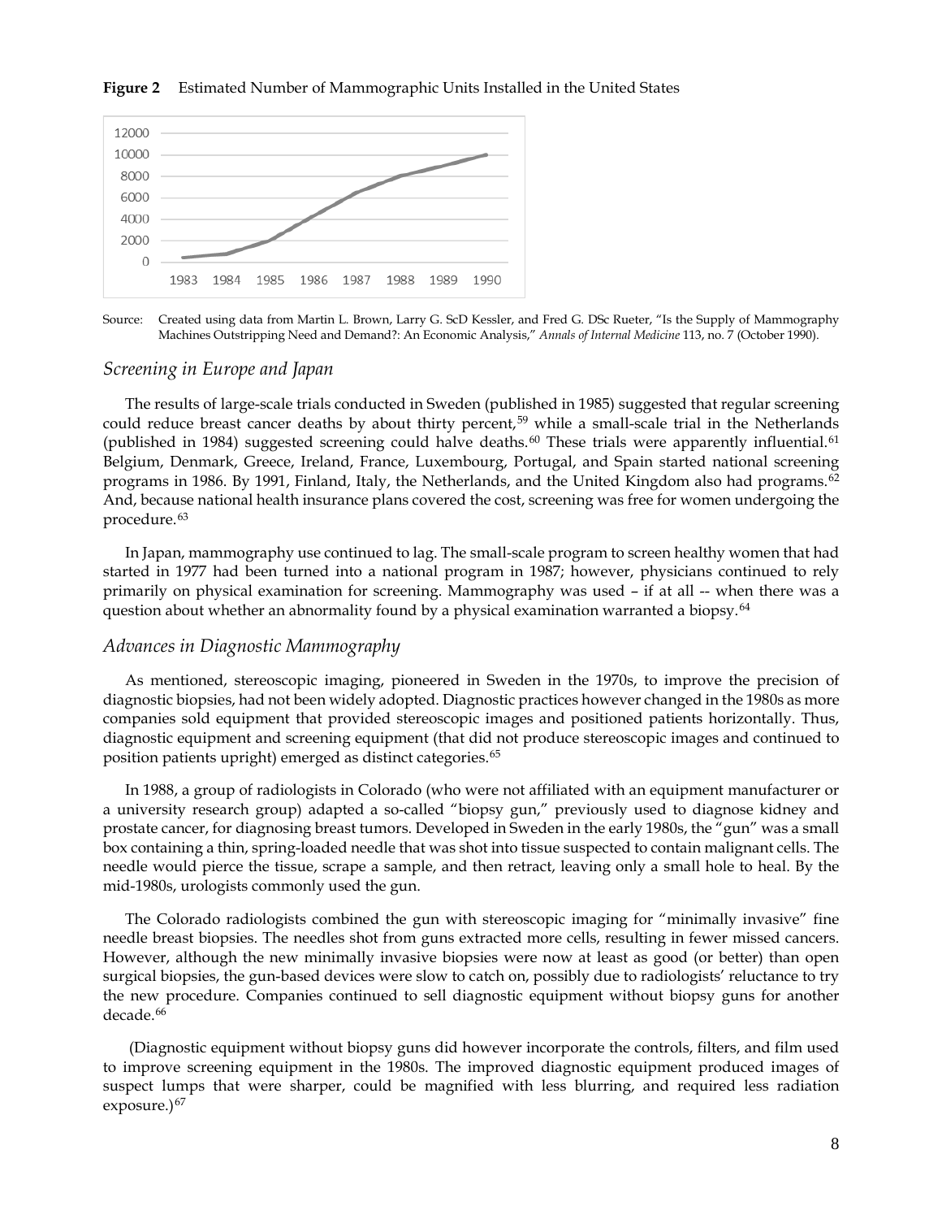**Figure 2** Estimated Number of Mammographic Units Installed in the United States

Source: Created using data from Martin L. Brown, Larry G. ScD Kessler, and Fred G. DSc Rueter, "Is the Supply of Mammography Machines Outstripping Need and Demand?: An Economic Analysis," *Annals of Internal Medicine* 113, no. 7 (October 1990).

### *Screening in Europe and Japan*

The results of large-scale trials conducted in Sweden (published in 1985) suggested that regular screening could reduce breast cancer deaths by about thirty percent,[59] while a small-scale trial in the Netherlands (published in 1984) suggested screening could halve deaths.[60] These trials were apparently influential.[61] Belgium, Denmark, Greece, Ireland, France, Luxembourg, Portugal, and Spain started national screening programs in 1986. By 1991, Finland, Italy, the Netherlands, and the United Kingdom also had programs.[62] And, because national health insurance plans covered the cost, screening was free for women undergoing the procedure.[63]

In Japan, mammography use continued to lag. The small-scale program to screen healthy women that had started in 1977 had been turned into a national program in 1987; however, physicians continued to rely primarily on physical examination for screening. Mammography was used – if at all -- when there was a question about whether an abnormality found by a physical examination warranted a biopsy.[64]

### *Advances in Diagnostic Mammography*

As mentioned, stereoscopic imaging, pioneered in Sweden in the 1970s, to improve the precision of diagnostic biopsies, had not been widely adopted. Diagnostic practices however changed in the 1980s as more companies sold equipment that provided stereoscopic images and positioned patients horizontally. Thus, diagnostic equipment and screening equipment (that did not produce stereoscopic images and continued to position patients upright) emerged as distinct categories.[65]

In 1988, a group of radiologists in Colorado (who were not affiliated with an equipment manufacturer or a university research group) adapted a so-called "biopsy gun," previously used to diagnose kidney and prostate cancer, for diagnosing breast tumors. Developed in Sweden in the early 1980s, the "gun" was a small box containing a thin, spring-loaded needle that was shot into tissue suspected to contain malignant cells. The needle would pierce the tissue, scrape a sample, and then retract, leaving only a small hole to heal. By the mid-1980s, urologists commonly used the gun.

The Colorado radiologists combined the gun with stereoscopic imaging for "minimally invasive" fine needle breast biopsies. The needles shot from guns extracted more cells, resulting in fewer missed cancers. However, although the new minimally invasive biopsies were now at least as good (or better) than open surgical biopsies, the gun-based devices were slow to catch on, possibly due to radiologists' reluctance to try the new procedure. Companies continued to sell diagnostic equipment without biopsy guns for another decade.[66]

(Diagnostic equipment without biopsy guns did however incorporate the controls, filters, and film used to improve screening equipment in the 1980s. The improved diagnostic equipment produced images of suspect lumps that were sharper, could be magnified with less blurring, and required less radiation exposure.)[67]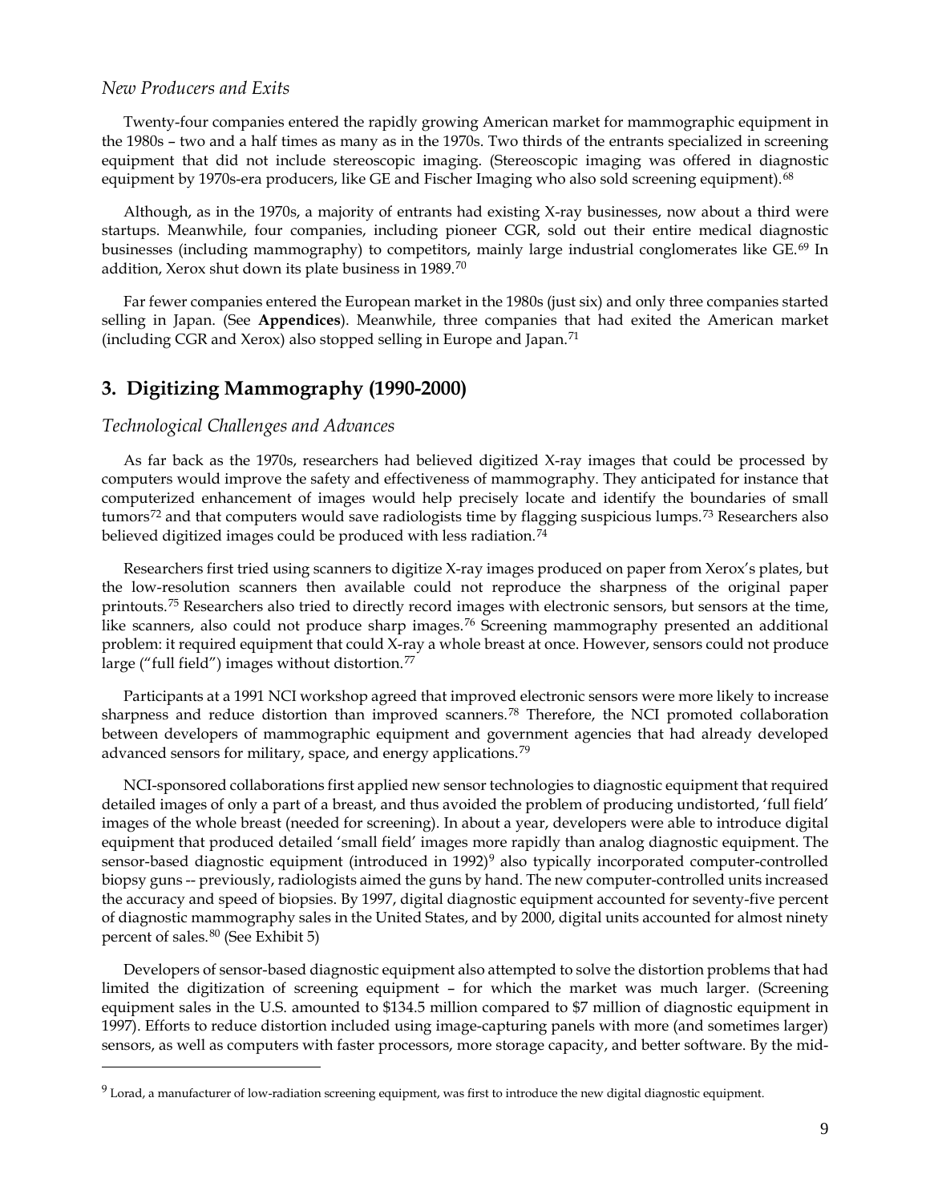### New Producers and Exits

Twenty-four companies entered the rapidly growing American market for mammographic equipment in the 1980s – two and a half times as many as in the 1970s. Two thirds of the entrants specialized in screening equipment that did not include stereoscopic imaging. (Stereoscopic imaging was offered in diagnostic equipment by 1970s-era producers, like GE and Fischer Imaging who also sold screening equipment).[68]

Although, as in the 1970s, a majority of entrants had existing X-ray businesses, now about a third were startups. Meanwhile, four companies, including pioneer CGR, sold out their entire medical diagnostic businesses (including mammography) to competitors, mainly large industrial conglomerates like GE.[69] In addition, Xerox shut down its plate business in 1989.[70]

Far fewer companies entered the European market in the 1980s (just six) and only three companies started selling in Japan. (See **Appendices**). Meanwhile, three companies that had exited the American market (including CGR and Xerox) also stopped selling in Europe and Japan.[71]

## 3. Digitizing Mammography (1990-2000)

### Technological Challenges and Advances

As far back as the 1970s, researchers had believed digitized X-ray images that could be processed by computers would improve the safety and effectiveness of mammography. They anticipated for instance that computerized enhancement of images would help precisely locate and identify the boundaries of small tumors[72] and that computers would save radiologists time by flagging suspicious lumps.[73] Researchers also believed digitized images could be produced with less radiation.[74]

Researchers first tried using scanners to digitize X-ray images produced on paper from Xerox's plates, but the low-resolution scanners then available could not reproduce the sharpness of the original paper printouts.[75] Researchers also tried to directly record images with electronic sensors, but sensors at the time, like scanners, also could not produce sharp images.[76] Screening mammography presented an additional problem: it required equipment that could X-ray a whole breast at once. However, sensors could not produce large ("full field") images without distortion.[77]

Participants at a 1991 NCI workshop agreed that improved electronic sensors were more likely to increase sharpness and reduce distortion than improved scanners.[78] Therefore, the NCI promoted collaboration between developers of mammographic equipment and government agencies that had already developed advanced sensors for military, space, and energy applications.[79]

NCI-sponsored collaborations first applied new sensor technologies to diagnostic equipment that required detailed images of only a part of a breast, and thus avoided the problem of producing undistorted, 'full field' images of the whole breast (needed for screening). In about a year, developers were able to introduce digital equipment that produced detailed 'small field' images more rapidly than analog diagnostic equipment. The sensor-based diagnostic equipment (introduced in 1992)[9] also typically incorporated computer-controlled biopsy guns -- previously, radiologists aimed the guns by hand. The new computer-controlled units increased the accuracy and speed of biopsies. By 1997, digital diagnostic equipment accounted for seventy-five percent of diagnostic mammography sales in the United States, and by 2000, digital units accounted for almost ninety percent of sales.[80] (See Exhibit 5)

Developers of sensor-based diagnostic equipment also attempted to solve the distortion problems that had limited the digitization of screening equipment – for which the market was much larger. (Screening equipment sales in the U.S. amounted to $134.5 million compared to $7 million of diagnostic equipment in 1997). Efforts to reduce distortion included using image-capturing panels with more (and sometimes larger) sensors, as well as computers with faster processors, more storage capacity, and better software. By the mid-

[9] Lorad, a manufacturer of low-radiation screening equipment, was first to introduce the new digital diagnostic equipment.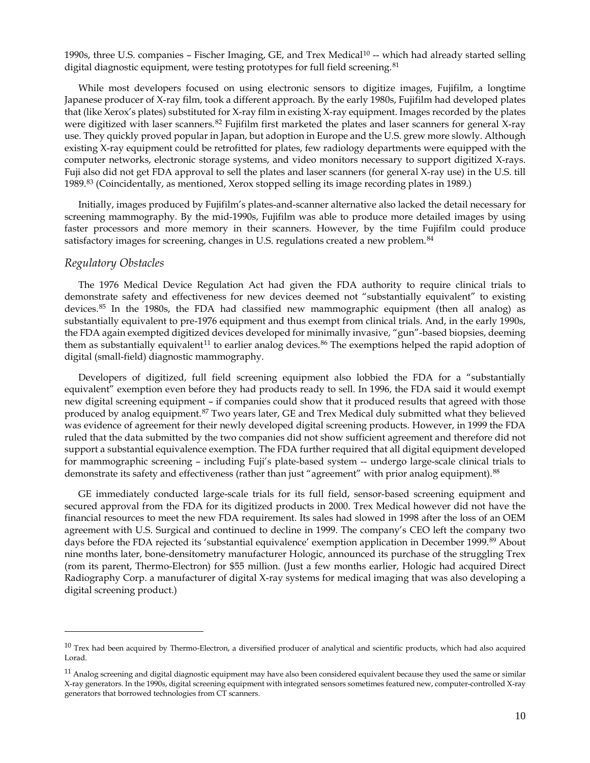1990s, three U.S. companies – Fischer Imaging, GE, and Trex Medical[10] -- which had already started selling digital diagnostic equipment, were testing prototypes for full field screening.[81]

While most developers focused on using electronic sensors to digitize images, Fujifilm, a longtime Japanese producer of X-ray film, took a different approach. By the early 1980s, Fujifilm had developed plates that (like Xerox's plates) substituted for X-ray film in existing X-ray equipment. Images recorded by the plates were digitized with laser scanners.[82] Fujifilm first marketed the plates and laser scanners for general X-ray use. They quickly proved popular in Japan, but adoption in Europe and the U.S. grew more slowly. Although existing X-ray equipment could be retrofitted for plates, few radiology departments were equipped with the computer networks, electronic storage systems, and video monitors necessary to support digitized X-rays. Fuji also did not get FDA approval to sell the plates and laser scanners (for general X-ray use) in the U.S. till 1989.[83] (Coincidentally, as mentioned, Xerox stopped selling its image recording plates in 1989.)

Initially, images produced by Fujifilm's plates-and-scanner alternative also lacked the detail necessary for screening mammography. By the mid-1990s, Fujifilm was able to produce more detailed images by using faster processors and more memory in their scanners. However, by the time Fujifilm could produce satisfactory images for screening, changes in U.S. regulations created a new problem.[84]

### *Regulatory Obstacles*

The 1976 Medical Device Regulation Act had given the FDA authority to require clinical trials to demonstrate safety and effectiveness for new devices deemed not "substantially equivalent" to existing devices.[85] In the 1980s, the FDA had classified new mammographic equipment (then all analog) as substantially equivalent to pre-1976 equipment and thus exempt from clinical trials. And, in the early 1990s, the FDA again exempted digitized devices developed for minimally invasive, "gun"-based biopsies, deeming them as substantially equivalent[11] to earlier analog devices.[86] The exemptions helped the rapid adoption of digital (small-field) diagnostic mammography.

Developers of digitized, full field screening equipment also lobbied the FDA for a "substantially equivalent" exemption even before they had products ready to sell. In 1996, the FDA said it would exempt new digital screening equipment – if companies could show that it produced results that agreed with those produced by analog equipment.[87] Two years later, GE and Trex Medical duly submitted what they believed was evidence of agreement for their newly developed digital screening products. However, in 1999 the FDA ruled that the data submitted by the two companies did not show sufficient agreement and therefore did not support a substantial equivalence exemption. The FDA further required that all digital equipment developed for mammographic screening – including Fuji's plate-based system -- undergo large-scale clinical trials to demonstrate its safety and effectiveness (rather than just "agreement" with prior analog equipment).[88]

GE immediately conducted large-scale trials for its full field, sensor-based screening equipment and secured approval from the FDA for its digitized products in 2000. Trex Medical however did not have the financial resources to meet the new FDA requirement. Its sales had slowed in 1998 after the loss of an OEM agreement with U.S. Surgical and continued to decline in 1999. The company's CEO left the company two days before the FDA rejected its 'substantial equivalence' exemption application in December 1999.[89] About nine months later, bone-densitometry manufacturer Hologic, announced its purchase of the struggling Trex (rom its parent, Thermo-Electron) for $55 million. (Just a few months earlier, Hologic had acquired Direct Radiography Corp. a manufacturer of digital X-ray systems for medical imaging that was also developing a digital screening product.)

---

[10] Trex had been acquired by Thermo-Electron, a diversified producer of analytical and scientific products, which had also acquired Lorad.

[11] Analog screening and digital diagnostic equipment may have also been considered equivalent because they used the same or similar X-ray generators. In the 1990s, digital screening equipment with integrated sensors sometimes featured new, computer-controlled X-ray generators that borrowed technologies from CT scanners.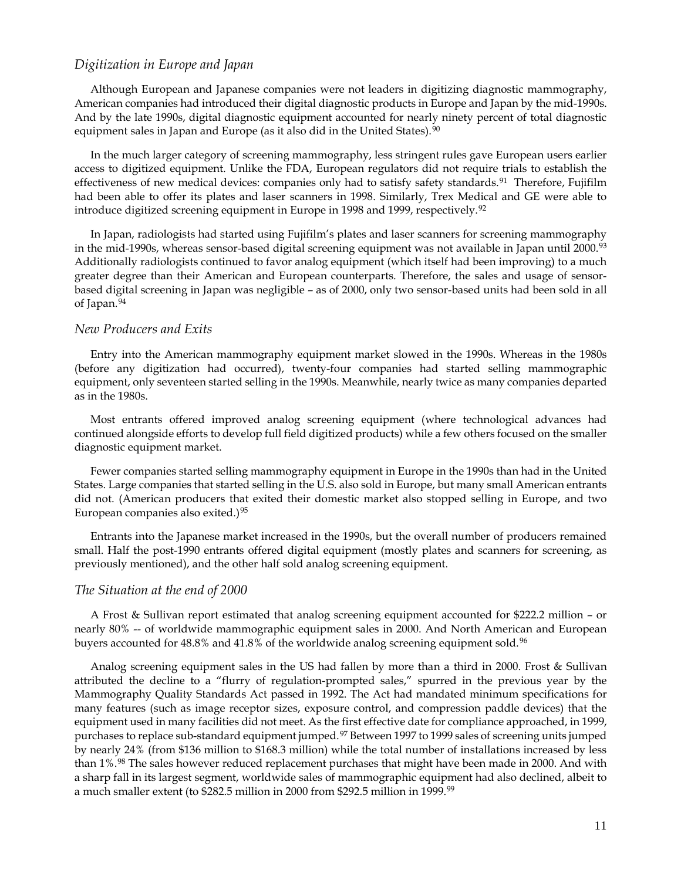### *Digitization in Europe and Japan*

Although European and Japanese companies were not leaders in digitizing diagnostic mammography, American companies had introduced their digital diagnostic products in Europe and Japan by the mid-1990s. And by the late 1990s, digital diagnostic equipment accounted for nearly ninety percent of total diagnostic equipment sales in Japan and Europe (as it also did in the United States).[90]

In the much larger category of screening mammography, less stringent rules gave European users earlier access to digitized equipment. Unlike the FDA, European regulators did not require trials to establish the effectiveness of new medical devices: companies only had to satisfy safety standards.[91] Therefore, Fujifilm had been able to offer its plates and laser scanners in 1998. Similarly, Trex Medical and GE were able to introduce digitized screening equipment in Europe in 1998 and 1999, respectively.[92]

In Japan, radiologists had started using Fujifilm's plates and laser scanners for screening mammography in the mid-1990s, whereas sensor-based digital screening equipment was not available in Japan until 2000.[93] Additionally radiologists continued to favor analog equipment (which itself had been improving) to a much greater degree than their American and European counterparts. Therefore, the sales and usage of sensor-based digital screening in Japan was negligible – as of 2000, only two sensor-based units had been sold in all of Japan.[94]

### *New Producers and Exits*

Entry into the American mammography equipment market slowed in the 1990s. Whereas in the 1980s (before any digitization had occurred), twenty-four companies had started selling mammographic equipment, only seventeen started selling in the 1990s. Meanwhile, nearly twice as many companies departed as in the 1980s.

Most entrants offered improved analog screening equipment (where technological advances had continued alongside efforts to develop full field digitized products) while a few others focused on the smaller diagnostic equipment market.

Fewer companies started selling mammography equipment in Europe in the 1990s than had in the United States. Large companies that started selling in the U.S. also sold in Europe, but many small American entrants did not. (American producers that exited their domestic market also stopped selling in Europe, and two European companies also exited.)[95]

Entrants into the Japanese market increased in the 1990s, but the overall number of producers remained small. Half the post-1990 entrants offered digital equipment (mostly plates and scanners for screening, as previously mentioned), and the other half sold analog screening equipment.

### *The Situation at the end of 2000*

A Frost & Sullivan report estimated that analog screening equipment accounted for $222.2 million – or nearly 80% -- of worldwide mammographic equipment sales in 2000. And North American and European buyers accounted for 48.8% and 41.8% of the worldwide analog screening equipment sold.[96]

Analog screening equipment sales in the US had fallen by more than a third in 2000. Frost & Sullivan attributed the decline to a "flurry of regulation-prompted sales," spurred in the previous year by the Mammography Quality Standards Act passed in 1992. The Act had mandated minimum specifications for many features (such as image receptor sizes, exposure control, and compression paddle devices) that the equipment used in many facilities did not meet. As the first effective date for compliance approached, in 1999, purchases to replace sub-standard equipment jumped.[97] Between 1997 to 1999 sales of screening units jumped by nearly 24% (from $136 million to $168.3 million) while the total number of installations increased by less than 1%.[98] The sales however reduced replacement purchases that might have been made in 2000. And with a sharp fall in its largest segment, worldwide sales of mammographic equipment had also declined, albeit to a much smaller extent (to $282.5 million in 2000 from $292.5 million in 1999.[99]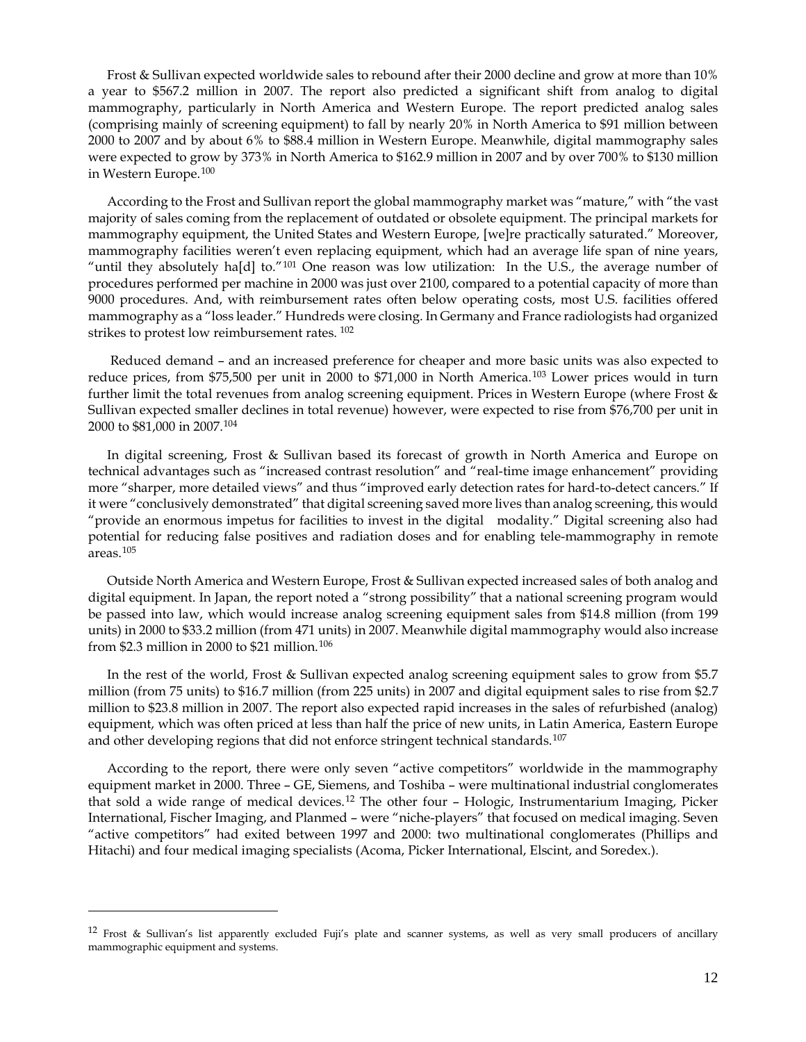Frost & Sullivan expected worldwide sales to rebound after their 2000 decline and grow at more than 10% a year to $567.2 million in 2007. The report also predicted a significant shift from analog to digital mammography, particularly in North America and Western Europe. The report predicted analog sales (comprising mainly of screening equipment) to fall by nearly 20% in North America to $91 million between 2000 to 2007 and by about 6% to $88.4 million in Western Europe. Meanwhile, digital mammography sales were expected to grow by 373% in North America to $162.9 million in 2007 and by over 700% to $130 million in Western Europe.[100]

According to the Frost and Sullivan report the global mammography market was "mature," with "the vast majority of sales coming from the replacement of outdated or obsolete equipment. The principal markets for mammography equipment, the United States and Western Europe, [we]re practically saturated." Moreover, mammography facilities weren't even replacing equipment, which had an average life span of nine years, "until they absolutely ha[d] to."[101] One reason was low utilization: In the U.S., the average number of procedures performed per machine in 2000 was just over 2100, compared to a potential capacity of more than 9000 procedures. And, with reimbursement rates often below operating costs, most U.S. facilities offered mammography as a "loss leader." Hundreds were closing. In Germany and France radiologists had organized strikes to protest low reimbursement rates. [102]

Reduced demand – and an increased preference for cheaper and more basic units was also expected to reduce prices, from $75,500 per unit in 2000 to $71,000 in North America.[103] Lower prices would in turn further limit the total revenues from analog screening equipment. Prices in Western Europe (where Frost & Sullivan expected smaller declines in total revenue) however, were expected to rise from $76,700 per unit in 2000 to $81,000 in 2007.[104]

In digital screening, Frost & Sullivan based its forecast of growth in North America and Europe on technical advantages such as "increased contrast resolution" and "real-time image enhancement" providing more "sharper, more detailed views" and thus "improved early detection rates for hard-to-detect cancers." If it were "conclusively demonstrated" that digital screening saved more lives than analog screening, this would "provide an enormous impetus for facilities to invest in the digital modality." Digital screening also had potential for reducing false positives and radiation doses and for enabling tele-mammography in remote areas.[105]

Outside North America and Western Europe, Frost & Sullivan expected increased sales of both analog and digital equipment. In Japan, the report noted a "strong possibility" that a national screening program would be passed into law, which would increase analog screening equipment sales from $14.8 million (from 199 units) in 2000 to $33.2 million (from 471 units) in 2007. Meanwhile digital mammography would also increase from $2.3 million in 2000 to $21 million.[106]

In the rest of the world, Frost & Sullivan expected analog screening equipment sales to grow from $5.7 million (from 75 units) to $16.7 million (from 225 units) in 2007 and digital equipment sales to rise from $2.7 million to $23.8 million in 2007. The report also expected rapid increases in the sales of refurbished (analog) equipment, which was often priced at less than half the price of new units, in Latin America, Eastern Europe and other developing regions that did not enforce stringent technical standards.[107]

According to the report, there were only seven "active competitors" worldwide in the mammography equipment market in 2000. Three – GE, Siemens, and Toshiba – were multinational industrial conglomerates that sold a wide range of medical devices.[12] The other four – Hologic, Instrumentarium Imaging, Picker International, Fischer Imaging, and Planmed – were "niche-players" that focused on medical imaging. Seven "active competitors" had exited between 1997 and 2000: two multinational conglomerates (Phillips and Hitachi) and four medical imaging specialists (Acoma, Picker International, Elscint, and Soredex.).

---

[12] Frost & Sullivan's list apparently excluded Fuji's plate and scanner systems, as well as very small producers of ancillary mammographic equipment and systems.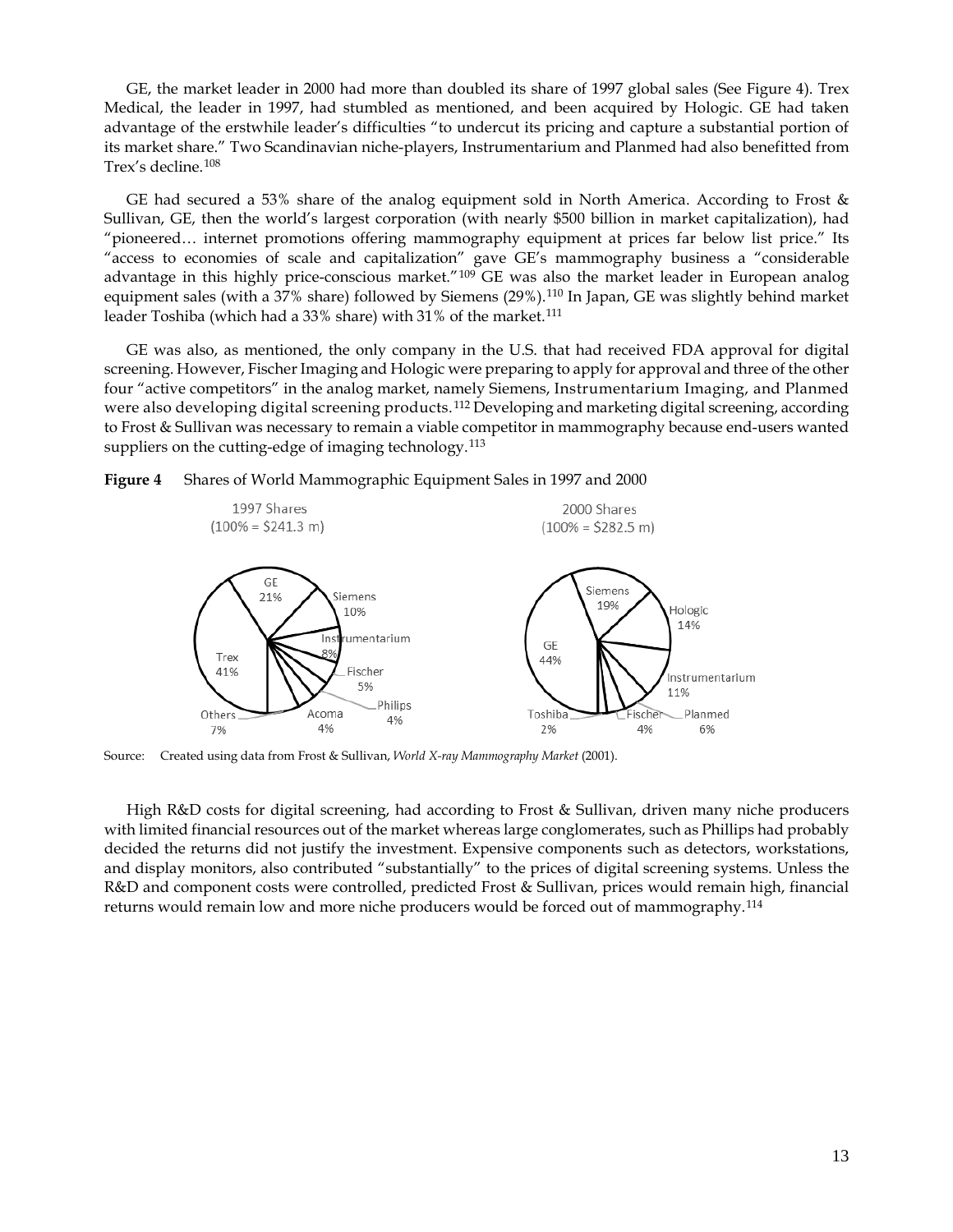GE, the market leader in 2000 had more than doubled its share of 1997 global sales (See Figure 4). Trex Medical, the leader in 1997, had stumbled as mentioned, and been acquired by Hologic. GE had taken advantage of the erstwhile leader's difficulties "to undercut its pricing and capture a substantial portion of its market share." Two Scandinavian niche-players, Instrumentarium and Planmed had also benefitted from Trex's decline.[108]

GE had secured a 53% share of the analog equipment sold in North America. According to Frost & Sullivan, GE, then the world's largest corporation (with nearly $500 billion in market capitalization), had "pioneered… internet promotions offering mammography equipment at prices far below list price." Its "access to economies of scale and capitalization" gave GE's mammography business a "considerable advantage in this highly price-conscious market."[109] GE was also the market leader in European analog equipment sales (with a 37% share) followed by Siemens (29%).[110] In Japan, GE was slightly behind market leader Toshiba (which had a 33% share) with 31% of the market.[111]

GE was also, as mentioned, the only company in the U.S. that had received FDA approval for digital screening. However, Fischer Imaging and Hologic were preparing to apply for approval and three of the other four "active competitors" in the analog market, namely Siemens, Instrumentarium Imaging, and Planmed were also developing digital screening products.[112] Developing and marketing digital screening, according to Frost & Sullivan was necessary to remain a viable competitor in mammography because end-users wanted suppliers on the cutting-edge of imaging technology.[113]

**Figure 4** Shares of World Mammographic Equipment Sales in 1997 and 2000

1997 Shares (100% = $241.3 m)

| Company | Share |
|---|---|
| Trex | 41% |
| GE | 21% |
| Siemens | 10% |
| Instrumentarium | 8% |
| Fischer | 5% |
| Philips | 4% |
| Acoma | 4% |
| Others | 7% |

2000 Shares (100% = $282.5 m)

| Company | Share |
|---|---|
| GE | 44% |
| Siemens | 19% |
| Hologic | 14% |
| Instrumentarium | 11% |
| Planmed | 6% |
| Fischer | 4% |
| Toshiba | 2% |

Source: Created using data from Frost & Sullivan, *World X-ray Mammography Market* (2001).

High R&D costs for digital screening, had according to Frost & Sullivan, driven many niche producers with limited financial resources out of the market whereas large conglomerates, such as Phillips had probably decided the returns did not justify the investment. Expensive components such as detectors, workstations, and display monitors, also contributed "substantially" to the prices of digital screening systems. Unless the R&D and component costs were controlled, predicted Frost & Sullivan, prices would remain high, financial returns would remain low and more niche producers would be forced out of mammography.[114]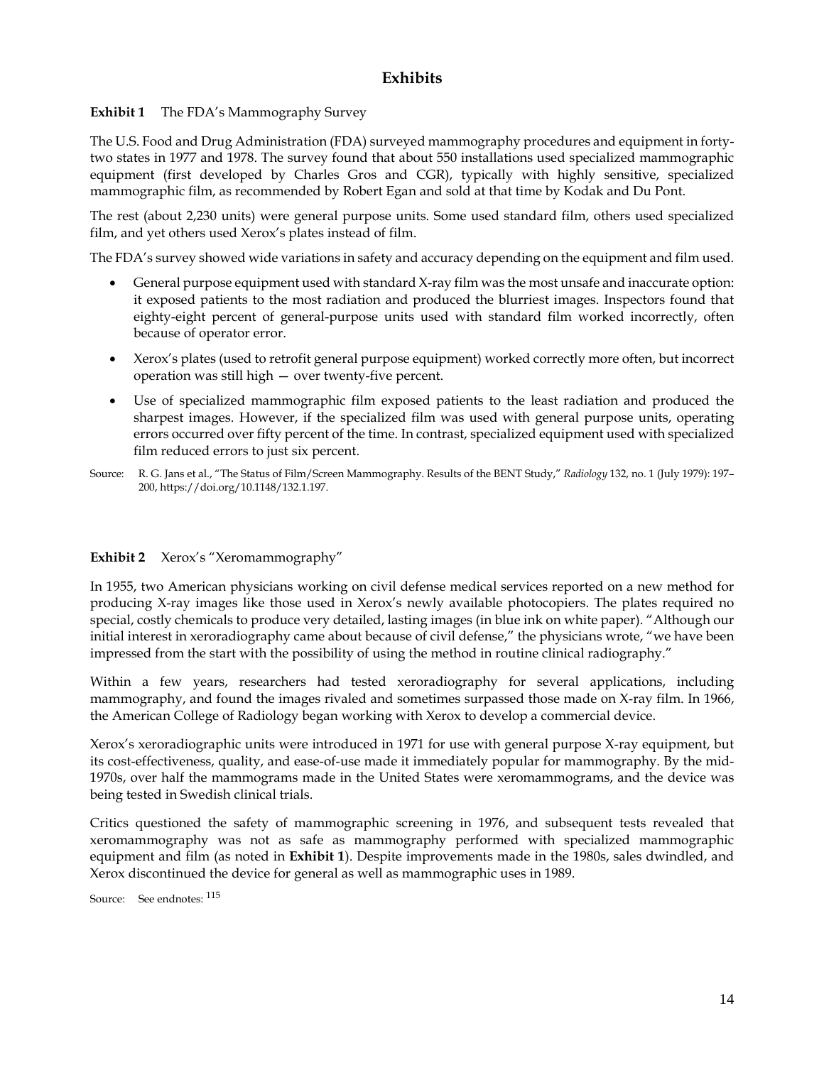# Exhibits

**Exhibit 1** The FDA's Mammography Survey

The U.S. Food and Drug Administration (FDA) surveyed mammography procedures and equipment in forty-two states in 1977 and 1978. The survey found that about 550 installations used specialized mammographic equipment (first developed by Charles Gros and CGR), typically with highly sensitive, specialized mammographic film, as recommended by Robert Egan and sold at that time by Kodak and Du Pont.

The rest (about 2,230 units) were general purpose units. Some used standard film, others used specialized film, and yet others used Xerox's plates instead of film.

The FDA's survey showed wide variations in safety and accuracy depending on the equipment and film used.

- General purpose equipment used with standard X-ray film was the most unsafe and inaccurate option: it exposed patients to the most radiation and produced the blurriest images. Inspectors found that eighty-eight percent of general-purpose units used with standard film worked incorrectly, often because of operator error.
- Xerox's plates (used to retrofit general purpose equipment) worked correctly more often, but incorrect operation was still high — over twenty-five percent.
- Use of specialized mammographic film exposed patients to the least radiation and produced the sharpest images. However, if the specialized film was used with general purpose units, operating errors occurred over fifty percent of the time. In contrast, specialized equipment used with specialized film reduced errors to just six percent.

Source: R. G. Jans et al., "The Status of Film/Screen Mammography. Results of the BENT Study," *Radiology* 132, no. 1 (July 1979): 197–200, https://doi.org/10.1148/132.1.197.

**Exhibit 2** Xerox's "Xeromammography"

In 1955, two American physicians working on civil defense medical services reported on a new method for producing X-ray images like those used in Xerox's newly available photocopiers. The plates required no special, costly chemicals to produce very detailed, lasting images (in blue ink on white paper). "Although our initial interest in xeroradiography came about because of civil defense," the physicians wrote, "we have been impressed from the start with the possibility of using the method in routine clinical radiography."

Within a few years, researchers had tested xeroradiography for several applications, including mammography, and found the images rivaled and sometimes surpassed those made on X-ray film. In 1966, the American College of Radiology began working with Xerox to develop a commercial device.

Xerox's xeroradiographic units were introduced in 1971 for use with general purpose X-ray equipment, but its cost-effectiveness, quality, and ease-of-use made it immediately popular for mammography. By the mid-1970s, over half the mammograms made in the United States were xeromammograms, and the device was being tested in Swedish clinical trials.

Critics questioned the safety of mammographic screening in 1976, and subsequent tests revealed that xeromammography was not as safe as mammography performed with specialized mammographic equipment and film (as noted in **Exhibit 1**). Despite improvements made in the 1980s, sales dwindled, and Xerox discontinued the device for general as well as mammographic uses in 1989.

Source: See endnotes: [115]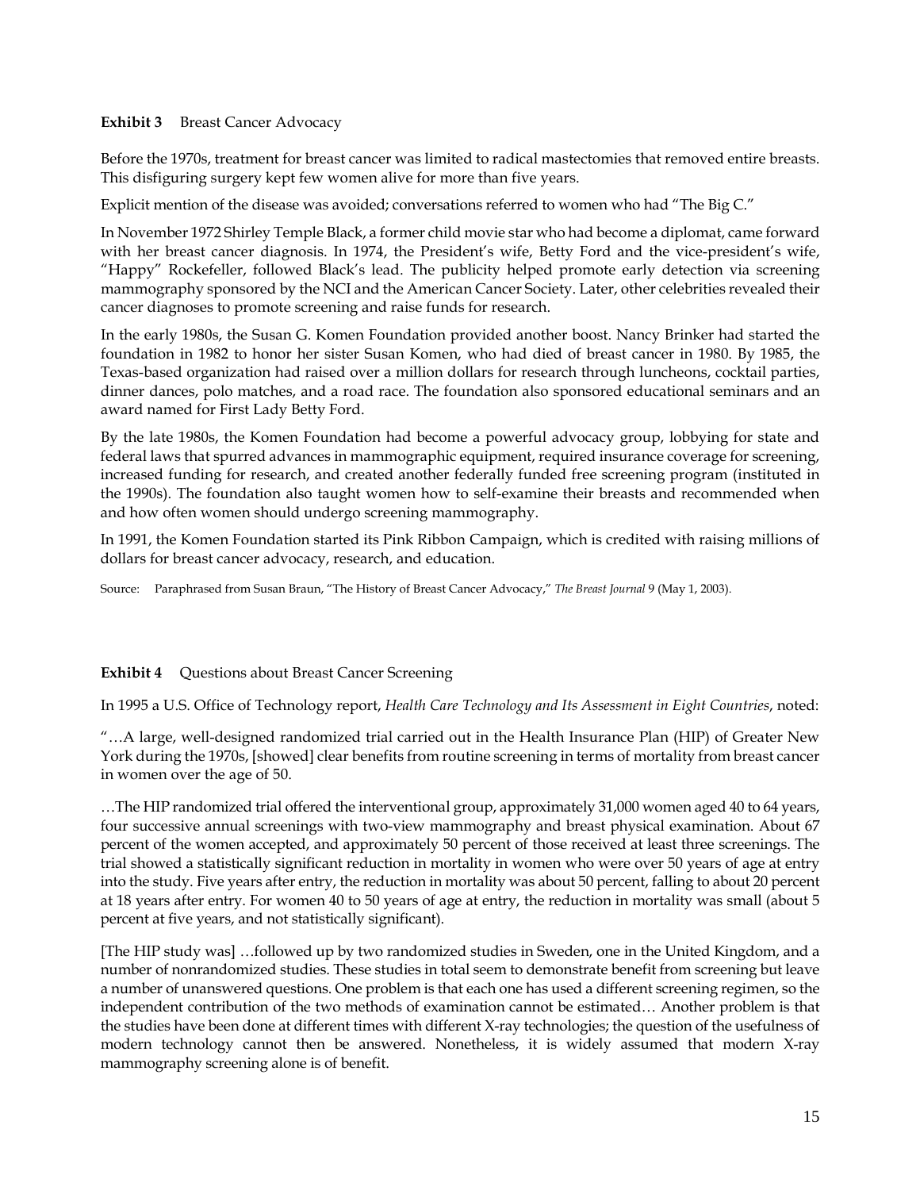**Exhibit 3** Breast Cancer Advocacy

Before the 1970s, treatment for breast cancer was limited to radical mastectomies that removed entire breasts. This disfiguring surgery kept few women alive for more than five years.

Explicit mention of the disease was avoided; conversations referred to women who had "The Big C."

In November 1972 Shirley Temple Black, a former child movie star who had become a diplomat, came forward with her breast cancer diagnosis. In 1974, the President's wife, Betty Ford and the vice-president's wife, "Happy" Rockefeller, followed Black's lead. The publicity helped promote early detection via screening mammography sponsored by the NCI and the American Cancer Society. Later, other celebrities revealed their cancer diagnoses to promote screening and raise funds for research.

In the early 1980s, the Susan G. Komen Foundation provided another boost. Nancy Brinker had started the foundation in 1982 to honor her sister Susan Komen, who had died of breast cancer in 1980. By 1985, the Texas-based organization had raised over a million dollars for research through luncheons, cocktail parties, dinner dances, polo matches, and a road race. The foundation also sponsored educational seminars and an award named for First Lady Betty Ford.

By the late 1980s, the Komen Foundation had become a powerful advocacy group, lobbying for state and federal laws that spurred advances in mammographic equipment, required insurance coverage for screening, increased funding for research, and created another federally funded free screening program (instituted in the 1990s). The foundation also taught women how to self-examine their breasts and recommended when and how often women should undergo screening mammography.

In 1991, the Komen Foundation started its Pink Ribbon Campaign, which is credited with raising millions of dollars for breast cancer advocacy, research, and education.

Source: Paraphrased from Susan Braun, "The History of Breast Cancer Advocacy," *The Breast Journal* 9 (May 1, 2003).

**Exhibit 4** Questions about Breast Cancer Screening

In 1995 a U.S. Office of Technology report, *Health Care Technology and Its Assessment in Eight Countries*, noted:

"…A large, well-designed randomized trial carried out in the Health Insurance Plan (HIP) of Greater New York during the 1970s, [showed] clear benefits from routine screening in terms of mortality from breast cancer in women over the age of 50.

…The HIP randomized trial offered the interventional group, approximately 31,000 women aged 40 to 64 years, four successive annual screenings with two-view mammography and breast physical examination. About 67 percent of the women accepted, and approximately 50 percent of those received at least three screenings. The trial showed a statistically significant reduction in mortality in women who were over 50 years of age at entry into the study. Five years after entry, the reduction in mortality was about 50 percent, falling to about 20 percent at 18 years after entry. For women 40 to 50 years of age at entry, the reduction in mortality was small (about 5 percent at five years, and not statistically significant).

[The HIP study was] …followed up by two randomized studies in Sweden, one in the United Kingdom, and a number of nonrandomized studies. These studies in total seem to demonstrate benefit from screening but leave a number of unanswered questions. One problem is that each one has used a different screening regimen, so the independent contribution of the two methods of examination cannot be estimated… Another problem is that the studies have been done at different times with different X-ray technologies; the question of the usefulness of modern technology cannot then be answered. Nonetheless, it is widely assumed that modern X-ray mammography screening alone is of benefit.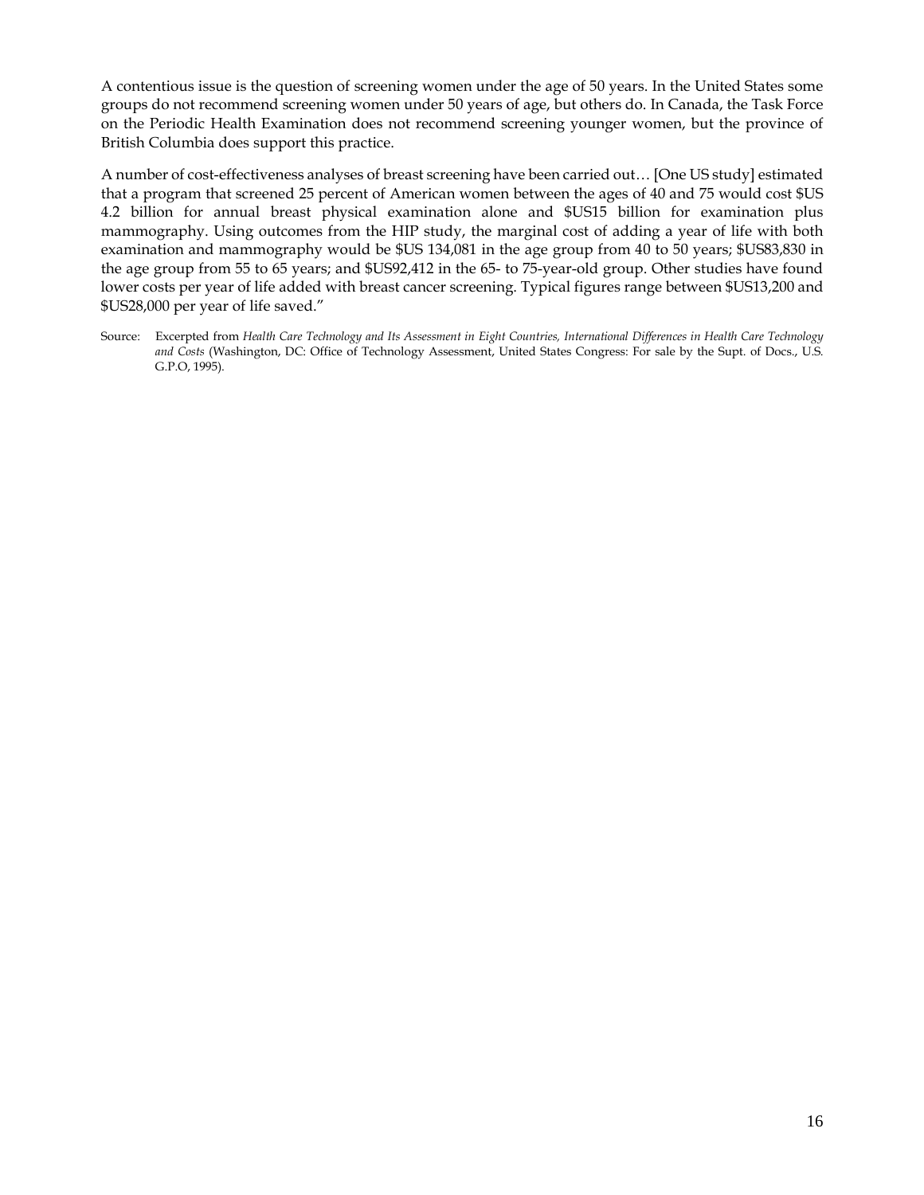A contentious issue is the question of screening women under the age of 50 years. In the United States some groups do not recommend screening women under 50 years of age, but others do. In Canada, the Task Force on the Periodic Health Examination does not recommend screening younger women, but the province of British Columbia does support this practice.

A number of cost-effectiveness analyses of breast screening have been carried out… [One US study] estimated that a program that screened 25 percent of American women between the ages of 40 and 75 would cost $US 4.2 billion for annual breast physical examination alone and $US15 billion for examination plus mammography. Using outcomes from the HIP study, the marginal cost of adding a year of life with both examination and mammography would be $US 134,081 in the age group from 40 to 50 years; $US83,830 in the age group from 55 to 65 years; and $US92,412 in the 65- to 75-year-old group. Other studies have found lower costs per year of life added with breast cancer screening. Typical figures range between $US13,200 and $US28,000 per year of life saved."

Source: Excerpted from *Health Care Technology and Its Assessment in Eight Countries, International Differences in Health Care Technology and Costs* (Washington, DC: Office of Technology Assessment, United States Congress: For sale by the Supt. of Docs., U.S. G.P.O, 1995).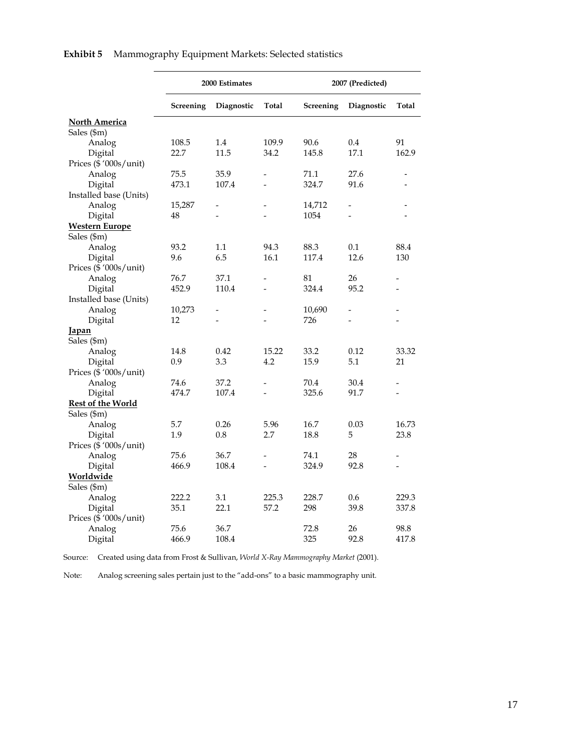**Exhibit 5** Mammography Equipment Markets: Selected statistics

| | 2000 Estimates | | | 2007 (Predicted) | | |
|---|---|---|---|---|---|---|
| | Screening | Diagnostic | Total | Screening | Diagnostic | Total |
| **North America** | | | | | | |
| Sales ($m) | | | | | | |
| Analog | 108.5 | 1.4 | 109.9 | 90.6 | 0.4 | 91 |
| Digital | 22.7 | 11.5 | 34.2 | 145.8 | 17.1 | 162.9 |
| Prices ($ '000s/unit) | | | | | | |
| Analog | 75.5 | 35.9 | - | 71.1 | 27.6 | - |
| Digital | 473.1 | 107.4 | - | 324.7 | 91.6 | - |
| Installed base (Units) | | | | | | |
| Analog | 15,287 | - | - | 14,712 | - | - |
| Digital | 48 | - | - | 1054 | - | - |
| **Western Europe** | | | | | | |
| Sales ($m) | | | | | | |
| Analog | 93.2 | 1.1 | 94.3 | 88.3 | 0.1 | 88.4 |
| Digital | 9.6 | 6.5 | 16.1 | 117.4 | 12.6 | 130 |
| Prices ($ '000s/unit) | | | | | | |
| Analog | 76.7 | 37.1 | - | 81 | 26 | - |
| Digital | 452.9 | 110.4 | - | 324.4 | 95.2 | - |
| Installed base (Units) | | | | | | |
| Analog | 10,273 | - | - | 10,690 | - | - |
| Digital | 12 | - | - | 726 | - | - |
| **Japan** | | | | | | |
| Sales ($m) | | | | | | |
| Analog | 14.8 | 0.42 | 15.22 | 33.2 | 0.12 | 33.32 |
| Digital | 0.9 | 3.3 | 4.2 | 15.9 | 5.1 | 21 |
| Prices ($ '000s/unit) | | | | | | |
| Analog | 74.6 | 37.2 | - | 70.4 | 30.4 | - |
| Digital | 474.7 | 107.4 | - | 325.6 | 91.7 | - |
| **Rest of the World** | | | | | | |
| Sales ($m) | | | | | | |
| Analog | 5.7 | 0.26 | 5.96 | 16.7 | 0.03 | 16.73 |
| Digital | 1.9 | 0.8 | 2.7 | 18.8 | 5 | 23.8 |
| Prices ($ '000s/unit) | | | | | | |
| Analog | 75.6 | 36.7 | - | 74.1 | 28 | - |
| Digital | 466.9 | 108.4 | - | 324.9 | 92.8 | - |
| **Worldwide** | | | | | | |
| Sales ($m) | | | | | | |
| Analog | 222.2 | 3.1 | 225.3 | 228.7 | 0.6 | 229.3 |
| Digital | 35.1 | 22.1 | 57.2 | 298 | 39.8 | 337.8 |
| Prices ($ '000s/unit) | | | | | | |
| Analog | 75.6 | 36.7 | | 72.8 | 26 | 98.8 |
| Digital | 466.9 | 108.4 | | 325 | 92.8 | 417.8 |

Source: Created using data from Frost & Sullivan, *World X-Ray Mammography Market* (2001).

Note: Analog screening sales pertain just to the "add-ons" to a basic mammography unit.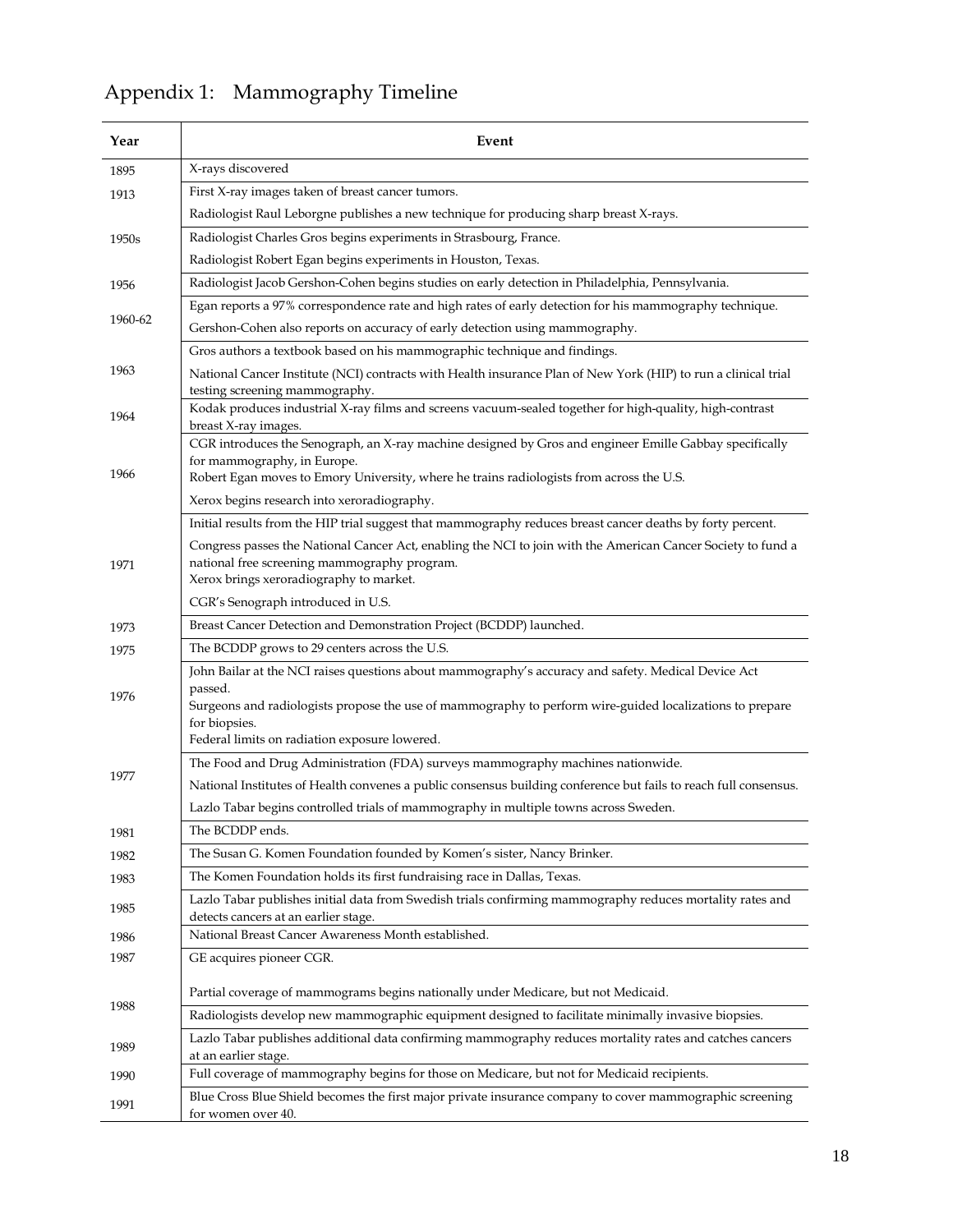# Appendix 1: Mammography Timeline

| Year | Event |
|---|---|
| 1895 | X-rays discovered |
| 1913 | First X-ray images taken of breast cancer tumors. |
| | Radiologist Raul Leborgne publishes a new technique for producing sharp breast X-rays. |
| 1950s | Radiologist Charles Gros begins experiments in Strasbourg, France. |
| | Radiologist Robert Egan begins experiments in Houston, Texas. |
| 1956 | Radiologist Jacob Gershon-Cohen begins studies on early detection in Philadelphia, Pennsylvania. |
| 1960-62 | Egan reports a 97% correspondence rate and high rates of early detection for his mammography technique. |
| | Gershon-Cohen also reports on accuracy of early detection using mammography. |
| 1963 | Gros authors a textbook based on his mammographic technique and findings. |
| | National Cancer Institute (NCI) contracts with Health insurance Plan of New York (HIP) to run a clinical trial testing screening mammography. |
| 1964 | Kodak produces industrial X-ray films and screens vacuum-sealed together for high-quality, high-contrast breast X-ray images. |
| 1966 | CGR introduces the Senograph, an X-ray machine designed by Gros and engineer Emille Gabbay specifically for mammography, in Europe. Robert Egan moves to Emory University, where he trains radiologists from across the U.S. |
| | Xerox begins research into xeroradiography. |
| 1971 | Initial results from the HIP trial suggest that mammography reduces breast cancer deaths by forty percent. |
| | Congress passes the National Cancer Act, enabling the NCI to join with the American Cancer Society to fund a national free screening mammography program. Xerox brings xeroradiography to market. |
| | CGR's Senograph introduced in U.S. |
| 1973 | Breast Cancer Detection and Demonstration Project (BCDDP) launched. |
| 1975 | The BCDDP grows to 29 centers across the U.S. |
| 1976 | John Bailar at the NCI raises questions about mammography's accuracy and safety. Medical Device Act passed. Surgeons and radiologists propose the use of mammography to perform wire-guided localizations to prepare for biopsies. Federal limits on radiation exposure lowered. |
| 1977 | The Food and Drug Administration (FDA) surveys mammography machines nationwide. |
| | National Institutes of Health convenes a public consensus building conference but fails to reach full consensus. |
| | Lazlo Tabar begins controlled trials of mammography in multiple towns across Sweden. |
| 1981 | The BCDDP ends. |
| 1982 | The Susan G. Komen Foundation founded by Komen's sister, Nancy Brinker. |
| 1983 | The Komen Foundation holds its first fundraising race in Dallas, Texas. |
| 1985 | Lazlo Tabar publishes initial data from Swedish trials confirming mammography reduces mortality rates and detects cancers at an earlier stage. |
| 1986 | National Breast Cancer Awareness Month established. |
| 1987 | GE acquires pioneer CGR. |
| 1988 | Partial coverage of mammograms begins nationally under Medicare, but not Medicaid. |
| | Radiologists develop new mammographic equipment designed to facilitate minimally invasive biopsies. |
| 1989 | Lazlo Tabar publishes additional data confirming mammography reduces mortality rates and catches cancers at an earlier stage. |
| 1990 | Full coverage of mammography begins for those on Medicare, but not for Medicaid recipients. |
| 1991 | Blue Cross Blue Shield becomes the first major private insurance company to cover mammographic screening for women over 40. |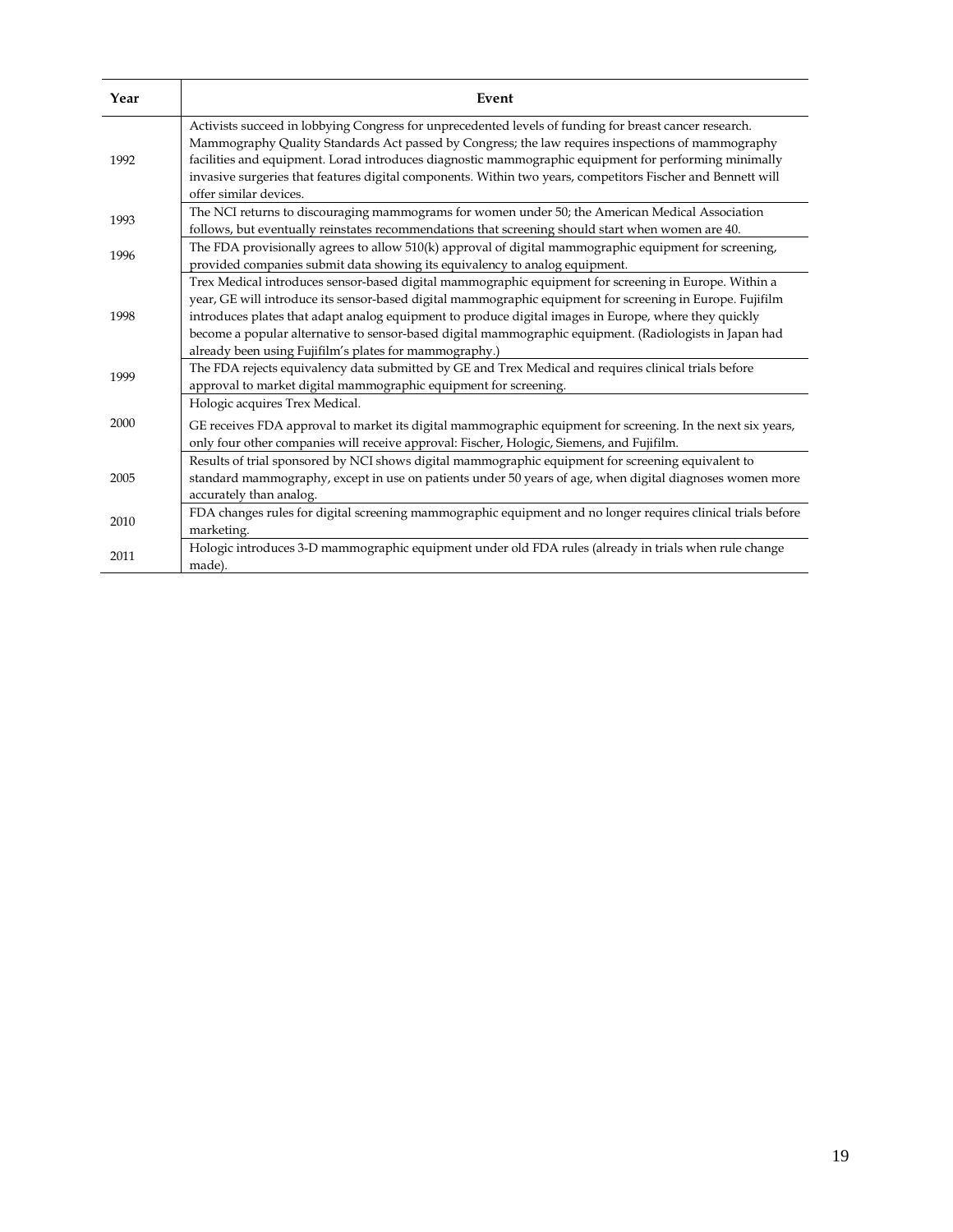| Year | Event |
| --- | --- |
| 1992 | Activists succeed in lobbying Congress for unprecedented levels of funding for breast cancer research. Mammography Quality Standards Act passed by Congress; the law requires inspections of mammography facilities and equipment. Lorad introduces diagnostic mammographic equipment for performing minimally invasive surgeries that features digital components. Within two years, competitors Fischer and Bennett will offer similar devices. |
| 1993 | The NCI returns to discouraging mammograms for women under 50; the American Medical Association follows, but eventually reinstates recommendations that screening should start when women are 40. |
| 1996 | The FDA provisionally agrees to allow 510(k) approval of digital mammographic equipment for screening, provided companies submit data showing its equivalency to analog equipment. |
| 1998 | Trex Medical introduces sensor-based digital mammographic equipment for screening in Europe. Within a year, GE will introduce its sensor-based digital mammographic equipment for screening in Europe. Fujifilm introduces plates that adapt analog equipment to produce digital images in Europe, where they quickly become a popular alternative to sensor-based digital mammographic equipment. (Radiologists in Japan had already been using Fujifilm's plates for mammography.) |
| 1999 | The FDA rejects equivalency data submitted by GE and Trex Medical and requires clinical trials before approval to market digital mammographic equipment for screening. |
| 2000 | Hologic acquires Trex Medical.<br><br>GE receives FDA approval to market its digital mammographic equipment for screening. In the next six years, only four other companies will receive approval: Fischer, Hologic, Siemens, and Fujifilm. |
| 2005 | Results of trial sponsored by NCI shows digital mammographic equipment for screening equivalent to standard mammography, except in use on patients under 50 years of age, when digital diagnoses women more accurately than analog. |
| 2010 | FDA changes rules for digital screening mammographic equipment and no longer requires clinical trials before marketing. |
| 2011 | Hologic introduces 3-D mammographic equipment under old FDA rules (already in trials when rule change made). |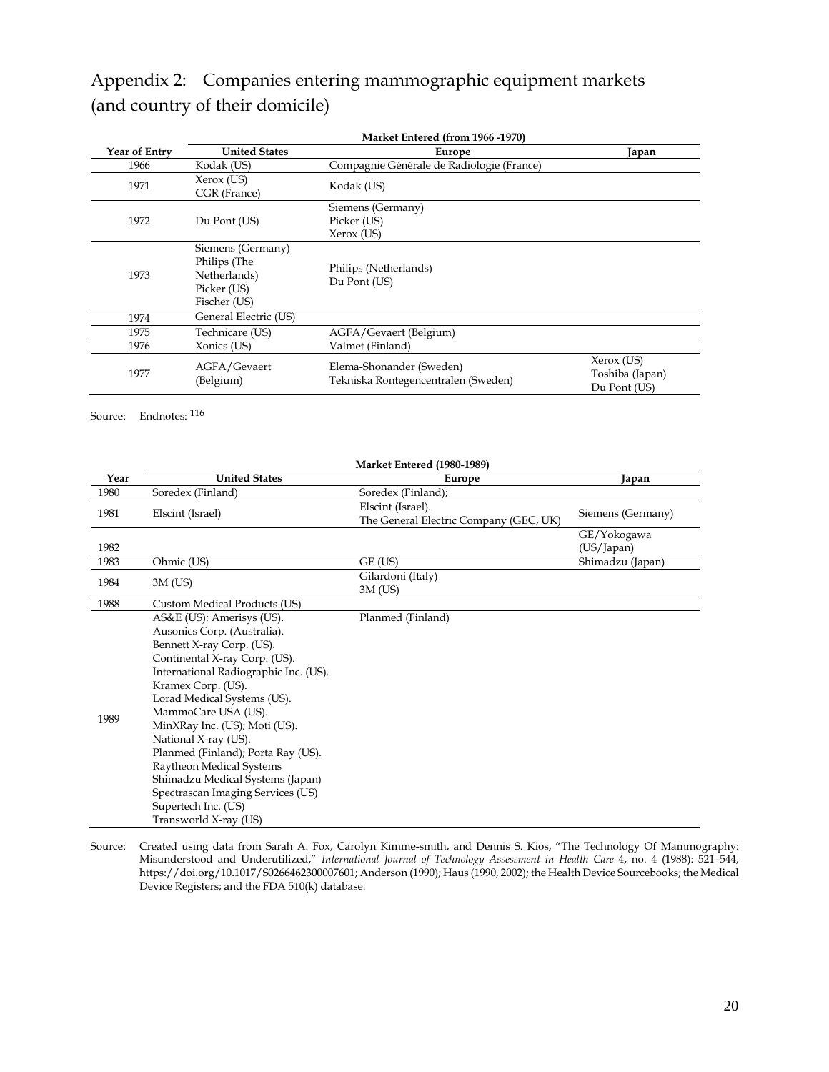# Appendix 2: Companies entering mammographic equipment markets (and country of their domicile)

| | Market Entered (from 1966 -1970) | | |
|---|---|---|---|
| **Year of Entry** | **United States** | **Europe** | **Japan** |
| 1966 | Kodak (US) | Compagnie Générale de Radiologie (France) | |
| 1971 | Xerox (US)<br>CGR (France) | Kodak (US) | |
| 1972 | Du Pont (US) | Siemens (Germany)<br>Picker (US)<br>Xerox (US) | |
| 1973 | Siemens (Germany)<br>Philips (The Netherlands)<br>Picker (US)<br>Fischer (US) | Philips (Netherlands)<br>Du Pont (US) | |
| 1974 | General Electric (US) | | |
| 1975 | Technicare (US) | AGFA/Gevaert (Belgium) | |
| 1976 | Xonics (US) | Valmet (Finland) | |
| 1977 | AGFA/Gevaert (Belgium) | Elema-Shonander (Sweden)<br>Tekniska Rontegencentralen (Sweden) | Xerox (US)<br>Toshiba (Japan)<br>Du Pont (US) |

Source: Endnotes: [116]

| | Market Entered (1980-1989) | | |
|---|---|---|---|
| **Year** | **United States** | **Europe** | **Japan** |
| 1980 | Soredex (Finland) | Soredex (Finland); | |
| 1981 | Elscint (Israel) | Elscint (Israel).<br>The General Electric Company (GEC, UK) | Siemens (Germany) |
| 1982 | | | GE/Yokogawa (US/Japan) |
| 1983 | Ohmic (US) | GE (US) | Shimadzu (Japan) |
| 1984 | 3M (US) | Gilardoni (Italy)<br>3M (US) | |
| 1988 | Custom Medical Products (US) | | |
| 1989 | AS&E (US); Amerisys (US).<br>Ausonics Corp. (Australia).<br>Bennett X-ray Corp. (US).<br>Continental X-ray Corp. (US).<br>International Radiographic Inc. (US).<br>Kramex Corp. (US).<br>Lorad Medical Systems (US).<br>MammoCare USA (US).<br>MinXRay Inc. (US); Moti (US).<br>National X-ray (US).<br>Planmed (Finland); Porta Ray (US).<br>Raytheon Medical Systems<br>Shimadzu Medical Systems (Japan)<br>Spectrascan Imaging Services (US)<br>Supertech Inc. (US)<br>Transworld X-ray (US) | Planmed (Finland) | |

Source: Created using data from Sarah A. Fox, Carolyn Kimme-smith, and Dennis S. Kios, "The Technology Of Mammography: Misunderstood and Underutilized," *International Journal of Technology Assessment in Health Care* 4, no. 4 (1988): 521–544, https://doi.org/10.1017/S0266462300007601; Anderson (1990); Haus (1990, 2002); the Health Device Sourcebooks; the Medical Device Registers; and the FDA 510(k) database.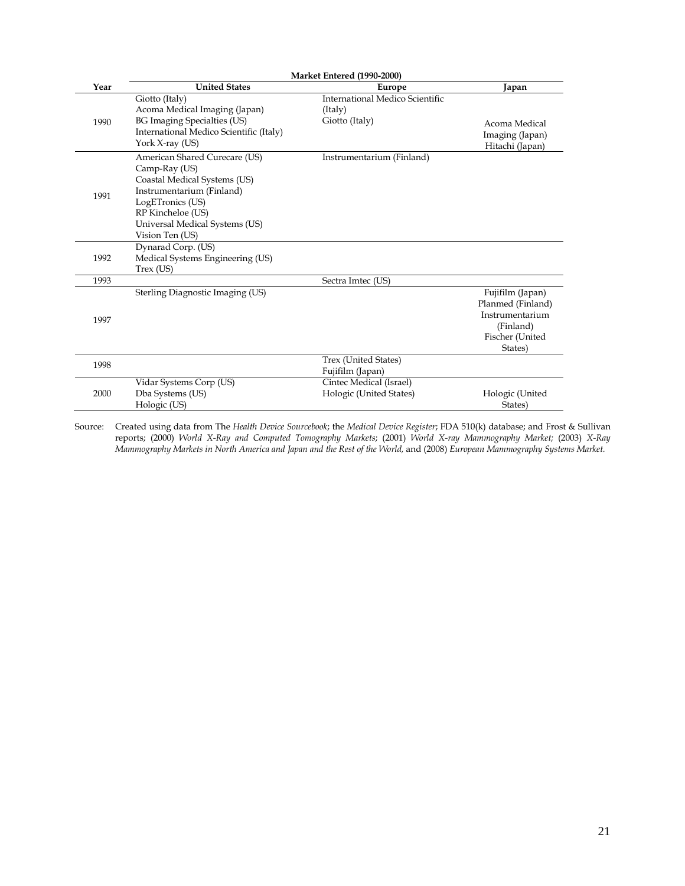| | Market Entered (1990-2000) | | |
|---|---|---|---|
| **Year** | **United States** | **Europe** | **Japan** |
| 1990 | Giotto (Italy)<br>Acoma Medical Imaging (Japan)<br>BG Imaging Specialties (US)<br>International Medico Scientific (Italy)<br>York X-ray (US) | International Medico Scientific (Italy)<br>Giotto (Italy) | Acoma Medical Imaging (Japan)<br>Hitachi (Japan) |
| 1991 | American Shared Curecare (US)<br>Camp-Ray (US)<br>Coastal Medical Systems (US)<br>Instrumentarium (Finland)<br>LogETronics (US)<br>RP Kincheloe (US)<br>Universal Medical Systems (US)<br>Vision Ten (US) | Instrumentarium (Finland) | |
| 1992 | Dynarad Corp. (US)<br>Medical Systems Engineering (US)<br>Trex (US) | | |
| 1993 | | Sectra Imtec (US) | |
| 1997 | Sterling Diagnostic Imaging (US) | | Fujifilm (Japan)<br>Planmed (Finland)<br>Instrumentarium (Finland)<br>Fischer (United States) |
| 1998 | | Trex (United States)<br>Fujifilm (Japan) | |
| 2000 | Vidar Systems Corp (US)<br>Dba Systems (US)<br>Hologic (US) | Cintec Medical (Israel)<br>Hologic (United States) | Hologic (United States) |

Source: Created using data from The *Health Device Sourcebook*; the *Medical Device Register*; FDA 510(k) database; and Frost & Sullivan reports; (2000) *World X-Ray and Computed Tomography Markets*; (2001) *World X-ray Mammography Market;* (2003) *X-Ray Mammography Markets in North America and Japan and the Rest of the World,* and (2008) *European Mammography Systems Market.*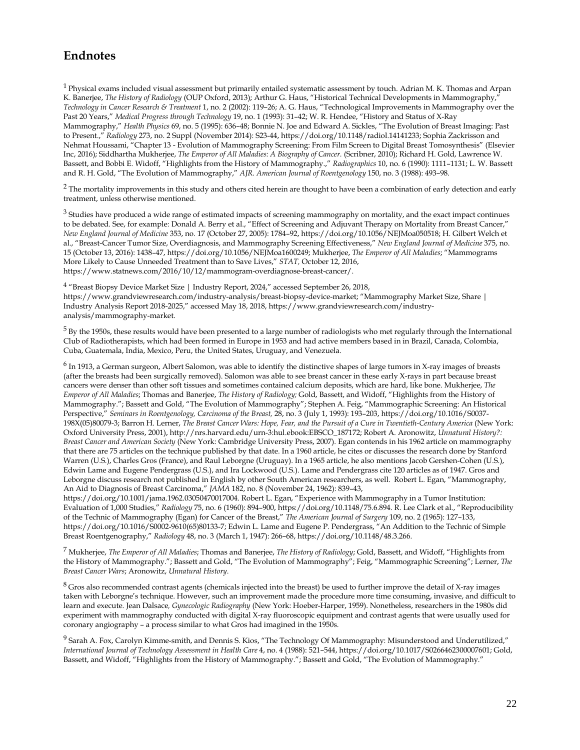## Endnotes

[1] Physical exams included visual assessment but primarily entailed systematic assessment by touch. Adrian M. K. Thomas and Arpan K. Banerjee, *The History of Radiology* (OUP Oxford, 2013); Arthur G. Haus, "Historical Technical Developments in Mammography," *Technology in Cancer Research & Treatment* 1, no. 2 (2002): 119–26; A. G. Haus, "Technological Improvements in Mammography over the Past 20 Years," *Medical Progress through Technology* 19, no. 1 (1993): 31–42; W. R. Hendee, "History and Status of X-Ray Mammography," *Health Physics* 69, no. 5 (1995): 636–48; Bonnie N. Joe and Edward A. Sickles, "The Evolution of Breast Imaging: Past to Present.," *Radiology* 273, no. 2 Suppl (November 2014): S23-44, https://doi.org/10.1148/radiol.14141233; Sophia Zackrisson and Nehmat Houssami, "Chapter 13 - Evolution of Mammography Screening: From Film Screen to Digital Breast Tomosynthesis" (Elsevier Inc, 2016); Siddhartha Mukherjee, *The Emperor of All Maladies: A Biography of Cancer.* (Scribner, 2010); Richard H. Gold, Lawrence W. Bassett, and Bobbi E. Widoff, "Highlights from the History of Mammography.," *Radiographics* 10, no. 6 (1990): 1111–1131; L. W. Bassett and R. H. Gold, "The Evolution of Mammography," *AJR. American Journal of Roentgenology* 150, no. 3 (1988): 493–98.

[2] The mortality improvements in this study and others cited herein are thought to have been a combination of early detection and early treatment, unless otherwise mentioned.

[3] Studies have produced a wide range of estimated impacts of screening mammography on mortality, and the exact impact continues to be debated. See, for example: Donald A. Berry et al., "Effect of Screening and Adjuvant Therapy on Mortality from Breast Cancer," *New England Journal of Medicine* 353, no. 17 (October 27, 2005): 1784–92, https://doi.org/10.1056/NEJMoa050518; H. Gilbert Welch et al., "Breast-Cancer Tumor Size, Overdiagnosis, and Mammography Screening Effectiveness," *New England Journal of Medicine* 375, no. 15 (October 13, 2016): 1438–47, https://doi.org/10.1056/NEJMoa1600249; Mukherjee, *The Emperor of All Maladies*; "Mammograms More Likely to Cause Unneeded Treatment than to Save Lives," *STAT*, October 12, 2016, https://www.statnews.com/2016/10/12/mammogram-overdiagnose-breast-cancer/.

[4] "Breast Biopsy Device Market Size | Industry Report, 2024," accessed September 26, 2018, https://www.grandviewresearch.com/industry-analysis/breast-biopsy-device-market; "Mammography Market Size, Share | Industry Analysis Report 2018-2025," accessed May 18, 2018, https://www.grandviewresearch.com/industry-analysis/mammography-market.

[5] By the 1950s, these results would have been presented to a large number of radiologists who met regularly through the International Club of Radiotherapists, which had been formed in Europe in 1953 and had active members based in in Brazil, Canada, Colombia, Cuba, Guatemala, India, Mexico, Peru, the United States, Uruguay, and Venezuela.

[6] In 1913, a German surgeon, Albert Salomon, was able to identify the distinctive shapes of large tumors in X-ray images of breasts (after the breasts had been surgically removed). Salomon was able to see breast cancer in these early X-rays in part because breast cancers were denser than other soft tissues and sometimes contained calcium deposits, which are hard, like bone. Mukherjee, *The Emperor of All Maladies*; Thomas and Banerjee, *The History of Radiology;* Gold, Bassett, and Widoff, "Highlights from the History of Mammography."; Bassett and Gold, "The Evolution of Mammography"; Stephen A. Feig, "Mammographic Screening: An Historical Perspective," *Seminars in Roentgenology, Carcinoma of the Breast,* 28, no. 3 (July 1, 1993): 193–203, https://doi.org/10.1016/S0037-198X(05)80079-3; Barron H. Lerner, *The Breast Cancer Wars: Hope, Fear, and the Pursuit of a Cure in Twentieth-Century America* (New York: Oxford University Press, 2001), http://nrs.harvard.edu/urn-3:hul.ebook:EBSCO_187172; Robert A. Aronowitz, *Unnatural History?: Breast Cancer and American Society* (New York: Cambridge University Press, 2007). Egan contends in his 1962 article on mammography that there are 75 articles on the technique published by that date. In a 1960 article, he cites or discusses the research done by Stanford Warren (U.S.), Charles Gros (France), and Raul Leborgne (Uruguay). In a 1965 article, he also mentions Jacob Gershen-Cohen (U.S.), Edwin Lame and Eugene Pendergrass (U.S.), and Ira Lockwood (U.S.). Lame and Pendergrass cite 120 articles as of 1947. Gros and Leborgne discuss research not published in English by other South American researchers, as well. Robert L. Egan, "Mammography, An Aid to Diagnosis of Breast Carcinoma," *JAMA* 182, no. 8 (November 24, 1962): 839–43, https://doi.org/10.1001/jama.1962.03050470017004. Robert L. Egan, "Experience with Mammography in a Tumor Institution: Evaluation of 1,000 Studies," *Radiology* 75, no. 6 (1960): 894–900, https://doi.org/10.1148/75.6.894. R. Lee Clark et al., "Reproducibility of the Technic of Mammography (Egan) for Cancer of the Breast," *The American Journal of Surgery* 109, no. 2 (1965): 127–133, https://doi.org/10.1016/S0002-9610(65)80133-7; Edwin L. Lame and Eugene P. Pendergrass, "An Addition to the Technic of Simple Breast Roentgenography," *Radiology* 48, no. 3 (March 1, 1947): 266–68, https://doi.org/10.1148/48.3.266.

[7] Mukherjee, *The Emperor of All Maladies*; Thomas and Banerjee, *The History of Radiology*; Gold, Bassett, and Widoff, "Highlights from the History of Mammography."; Bassett and Gold, "The Evolution of Mammography"; Feig, "Mammographic Screening"; Lerner, *The Breast Cancer Wars*; Aronowitz, *Unnatural History*.

[8] Gros also recommended contrast agents (chemicals injected into the breast) be used to further improve the detail of X-ray images taken with Leborgne's technique. However, such an improvement made the procedure more time consuming, invasive, and difficult to learn and execute. Jean Dalsace, *Gynecologic Radiography* (New York: Hoeber-Harper, 1959). Nonetheless, researchers in the 1980s did experiment with mammography conducted with digital X-ray fluoroscopic equipment and contrast agents that were usually used for coronary angiography – a process similar to what Gros had imagined in the 1950s.

[9] Sarah A. Fox, Carolyn Kimme-smith, and Dennis S. Kios, "The Technology Of Mammography: Misunderstood and Underutilized," *International Journal of Technology Assessment in Health Care* 4, no. 4 (1988): 521–544, https://doi.org/10.1017/S0266462300007601; Gold, Bassett, and Widoff, "Highlights from the History of Mammography."; Bassett and Gold, "The Evolution of Mammography."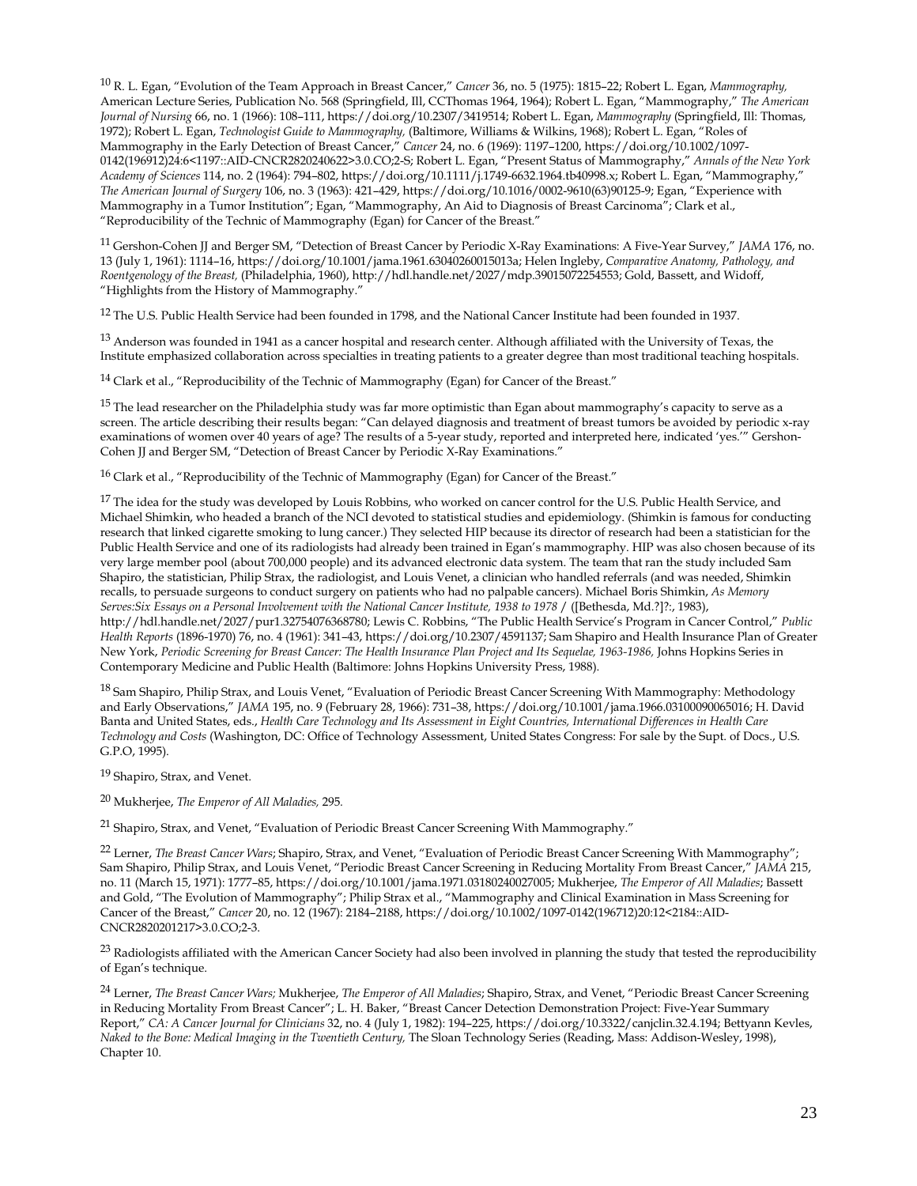[10] R. L. Egan, "Evolution of the Team Approach in Breast Cancer," *Cancer* 36, no. 5 (1975): 1815–22; Robert L. Egan, *Mammography,* American Lecture Series, Publication No. 568 (Springfield, Ill, CCThomas 1964, 1964); Robert L. Egan, "Mammography," *The American Journal of Nursing* 66, no. 1 (1966): 108–111, https://doi.org/10.2307/3419514; Robert L. Egan, *Mammography* (Springfield, Ill: Thomas, 1972); Robert L. Egan, *Technologist Guide to Mammography,* (Baltimore, Williams & Wilkins, 1968); Robert L. Egan, "Roles of Mammography in the Early Detection of Breast Cancer," *Cancer* 24, no. 6 (1969): 1197–1200, https://doi.org/10.1002/1097-0142(196912)24:6<1197::AID-CNCR2820240622>3.0.CO;2-S; Robert L. Egan, "Present Status of Mammography," *Annals of the New York Academy of Sciences* 114, no. 2 (1964): 794–802, https://doi.org/10.1111/j.1749-6632.1964.tb40998.x; Robert L. Egan, "Mammography," *The American Journal of Surgery* 106, no. 3 (1963): 421–429, https://doi.org/10.1016/0002-9610(63)90125-9; Egan, "Experience with Mammography in a Tumor Institution"; Egan, "Mammography, An Aid to Diagnosis of Breast Carcinoma"; Clark et al., "Reproducibility of the Technic of Mammography (Egan) for Cancer of the Breast."

[11] Gershon-Cohen JJ and Berger SM, "Detection of Breast Cancer by Periodic X-Ray Examinations: A Five-Year Survey," *JAMA* 176, no. 13 (July 1, 1961): 1114–16, https://doi.org/10.1001/jama.1961.63040260015013a; Helen Ingleby, *Comparative Anatomy, Pathology, and Roentgenology of the Breast,* (Philadelphia, 1960), http://hdl.handle.net/2027/mdp.39015072254553; Gold, Bassett, and Widoff, "Highlights from the History of Mammography."

[12] The U.S. Public Health Service had been founded in 1798, and the National Cancer Institute had been founded in 1937.

[13] Anderson was founded in 1941 as a cancer hospital and research center. Although affiliated with the University of Texas, the Institute emphasized collaboration across specialties in treating patients to a greater degree than most traditional teaching hospitals.

[14] Clark et al., "Reproducibility of the Technic of Mammography (Egan) for Cancer of the Breast."

[15] The lead researcher on the Philadelphia study was far more optimistic than Egan about mammography's capacity to serve as a screen. The article describing their results began: "Can delayed diagnosis and treatment of breast tumors be avoided by periodic x-ray examinations of women over 40 years of age? The results of a 5-year study, reported and interpreted here, indicated 'yes.'" Gershon-Cohen JJ and Berger SM, "Detection of Breast Cancer by Periodic X-Ray Examinations."

[16] Clark et al., "Reproducibility of the Technic of Mammography (Egan) for Cancer of the Breast."

[17] The idea for the study was developed by Louis Robbins, who worked on cancer control for the U.S. Public Health Service, and Michael Shimkin, who headed a branch of the NCI devoted to statistical studies and epidemiology. (Shimkin is famous for conducting research that linked cigarette smoking to lung cancer.) They selected HIP because its director of research had been a statistician for the Public Health Service and one of its radiologists had already been trained in Egan's mammography. HIP was also chosen because of its very large member pool (about 700,000 people) and its advanced electronic data system. The team that ran the study included Sam Shapiro, the statistician, Philip Strax, the radiologist, and Louis Venet, a clinician who handled referrals (and was needed, Shimkin recalls, to persuade surgeons to conduct surgery on patients who had no palpable cancers). Michael Boris Shimkin, *As Memory Serves:Six Essays on a Personal Involvement with the National Cancer Institute, 1938 to 1978* / ([Bethesda, Md.?]?:, 1983), http://hdl.handle.net/2027/pur1.32754076368780; Lewis C. Robbins, "The Public Health Service's Program in Cancer Control," *Public Health Reports* (1896-1970) 76, no. 4 (1961): 341–43, https://doi.org/10.2307/4591137; Sam Shapiro and Health Insurance Plan of Greater New York, *Periodic Screening for Breast Cancer: The Health Insurance Plan Project and Its Sequelae, 1963-1986,* Johns Hopkins Series in Contemporary Medicine and Public Health (Baltimore: Johns Hopkins University Press, 1988).

[18] Sam Shapiro, Philip Strax, and Louis Venet, "Evaluation of Periodic Breast Cancer Screening With Mammography: Methodology and Early Observations," *JAMA* 195, no. 9 (February 28, 1966): 731–38, https://doi.org/10.1001/jama.1966.03100090065016; H. David Banta and United States, eds., *Health Care Technology and Its Assessment in Eight Countries, International Differences in Health Care Technology and Costs* (Washington, DC: Office of Technology Assessment, United States Congress: For sale by the Supt. of Docs., U.S. G.P.O, 1995).

[19] Shapiro, Strax, and Venet.

[20] Mukherjee, *The Emperor of All Maladies,* 295.

[21] Shapiro, Strax, and Venet, "Evaluation of Periodic Breast Cancer Screening With Mammography."

[22] Lerner, *The Breast Cancer Wars*; Shapiro, Strax, and Venet, "Evaluation of Periodic Breast Cancer Screening With Mammography"; Sam Shapiro, Philip Strax, and Louis Venet, "Periodic Breast Cancer Screening in Reducing Mortality From Breast Cancer," *JAMA* 215, no. 11 (March 15, 1971): 1777–85, https://doi.org/10.1001/jama.1971.03180240027005; Mukherjee, *The Emperor of All Maladies*; Bassett and Gold, "The Evolution of Mammography"; Philip Strax et al., "Mammography and Clinical Examination in Mass Screening for Cancer of the Breast," *Cancer* 20, no. 12 (1967): 2184–2188, https://doi.org/10.1002/1097-0142(196712)20:12<2184::AID-CNCR2820201217>3.0.CO;2-3.

[23] Radiologists affiliated with the American Cancer Society had also been involved in planning the study that tested the reproducibility of Egan's technique.

[24] Lerner, *The Breast Cancer Wars;* Mukherjee, *The Emperor of All Maladies*; Shapiro, Strax, and Venet, "Periodic Breast Cancer Screening in Reducing Mortality From Breast Cancer"; L. H. Baker, "Breast Cancer Detection Demonstration Project: Five-Year Summary Report," *CA: A Cancer Journal for Clinicians* 32, no. 4 (July 1, 1982): 194–225, https://doi.org/10.3322/canjclin.32.4.194; Bettyann Kevles, *Naked to the Bone: Medical Imaging in the Twentieth Century,* The Sloan Technology Series (Reading, Mass: Addison-Wesley, 1998), Chapter 10.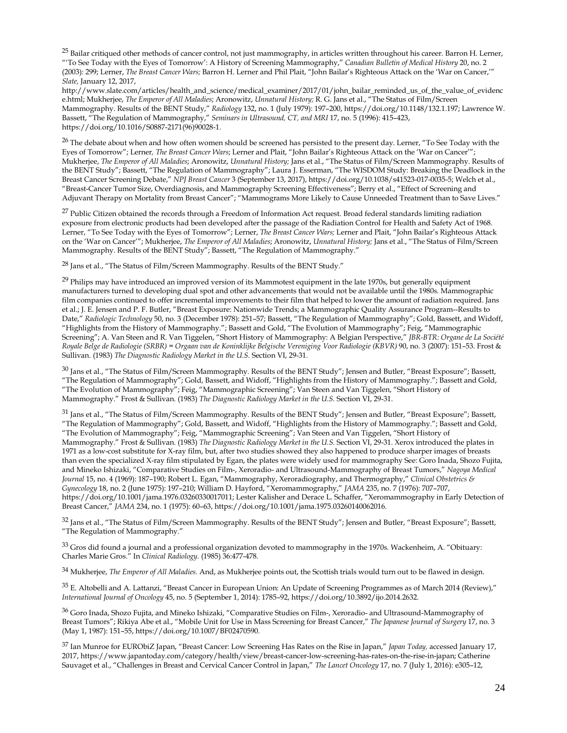[25] Bailar critiqued other methods of cancer control, not just mammography, in articles written throughout his career. Barron H. Lerner, "'To See Today with the Eyes of Tomorrow': A History of Screening Mammography," *Canadian Bulletin of Medical History* 20, no. 2 (2003): 299; Lerner, *The Breast Cancer Wars;* Barron H. Lerner and Phil Plait, "John Bailar's Righteous Attack on the 'War on Cancer,'" *Slate,* January 12, 2017, http://www.slate.com/articles/health_and_science/medical_examiner/2017/01/john_bailar_reminded_us_of_the_value_of_evidence.html; Mukherjee, *The Emperor of All Maladies*; Aronowitz, *Unnatural History;* R. G. Jans et al., "The Status of Film/Screen Mammography. Results of the BENT Study," *Radiology* 132, no. 1 (July 1979): 197–200, https://doi.org/10.1148/132.1.197; Lawrence W. Bassett, "The Regulation of Mammography," *Seminars in Ultrasound, CT, and MRI* 17, no. 5 (1996): 415–423, https://doi.org/10.1016/S0887-2171(96)90028-1.

[26] The debate about when and how often women should be screened has persisted to the present day. Lerner, "To See Today with the Eyes of Tomorrow"; Lerner, *The Breast Cancer Wars*; Lerner and Plait, "John Bailar's Righteous Attack on the 'War on Cancer'"; Mukherjee, *The Emperor of All Maladies*; Aronowitz, *Unnatural History;* Jans et al., "The Status of Film/Screen Mammography. Results of the BENT Study"; Bassett, "The Regulation of Mammography"; Laura J. Esserman, "The WISDOM Study: Breaking the Deadlock in the Breast Cancer Screening Debate," *NPJ Breast Cancer* 3 (September 13, 2017), https://doi.org/10.1038/s41523-017-0035-5; Welch et al., "Breast-Cancer Tumor Size, Overdiagnosis, and Mammography Screening Effectiveness"; Berry et al., "Effect of Screening and Adjuvant Therapy on Mortality from Breast Cancer"; "Mammograms More Likely to Cause Unneeded Treatment than to Save Lives."

[27] Public Citizen obtained the records through a Freedom of Information Act request. Broad federal standards limiting radiation exposure from electronic products had been developed after the passage of the Radiation Control for Health and Safety Act of 1968. Lerner, "To See Today with the Eyes of Tomorrow"; Lerner, *The Breast Cancer Wars;* Lerner and Plait, "John Bailar's Righteous Attack on the 'War on Cancer'"; Mukherjee, *The Emperor of All Maladies*; Aronowitz, *Unnatural History;* Jans et al., "The Status of Film/Screen Mammography. Results of the BENT Study"; Bassett, "The Regulation of Mammography."

[28] Jans et al., "The Status of Film/Screen Mammography. Results of the BENT Study."

[29] Philips may have introduced an improved version of its Mammotest equipment in the late 1970s, but generally equipment manufacturers turned to developing dual spot and other advancements that would not be available until the 1980s. Mammographic film companies continued to offer incremental improvements to their film that helped to lower the amount of radiation required. Jans et al.; J. E. Jensen and P. F. Butler, "Breast Exposure: Nationwide Trends; a Mammographic Quality Assurance Program--Results to Date," *Radiologic Technology* 50, no. 3 (December 1978): 251–57; Bassett, "The Regulation of Mammography"; Gold, Bassett, and Widoff, "Highlights from the History of Mammography."; Bassett and Gold, "The Evolution of Mammography"; Feig, "Mammographic Screening"; A. Van Steen and R. Van Tiggelen, "Short History of Mammography: A Belgian Perspective," *JBR-BTR: Organe de La Société Royale Belge de Radiologie (SRBR) = Orgaan van de Koninklijke Belgische Vereniging Voor Radiologie (KBVR)* 90, no. 3 (2007): 151–53. Frost & Sullivan. (1983) *The Diagnostic Radiology Market in the U.S.* Section VI, 29-31.

[30] Jans et al., "The Status of Film/Screen Mammography. Results of the BENT Study"; Jensen and Butler, "Breast Exposure"; Bassett, "The Regulation of Mammography"; Gold, Bassett, and Widoff, "Highlights from the History of Mammography."; Bassett and Gold, "The Evolution of Mammography"; Feig, "Mammographic Screening"; Van Steen and Van Tiggelen, "Short History of Mammography." Frost & Sullivan. (1983) *The Diagnostic Radiology Market in the U.S.* Section VI, 29-31.

[31] Jans et al., "The Status of Film/Screen Mammography. Results of the BENT Study"; Jensen and Butler, "Breast Exposure"; Bassett, "The Regulation of Mammography"; Gold, Bassett, and Widoff, "Highlights from the History of Mammography."; Bassett and Gold, "The Evolution of Mammography"; Feig, "Mammographic Screening"; Van Steen and Van Tiggelen, "Short History of Mammography." Frost & Sullivan. (1983) *The Diagnostic Radiology Market in the U.S.* Section VI, 29-31. Xerox introduced the plates in 1971 as a low-cost substitute for X-ray film, but, after two studies showed they also happened to produce sharper images of breasts than even the specialized X-ray film stipulated by Egan, the plates were widely used for mammography See: Goro Inada, Shozo Fujita, and Mineko Ishizaki, "Comparative Studies on Film-, Xeroradio- and Ultrasound-Mammography of Breast Tumors," *Nagoya Medical Journal* 15, no. 4 (1969): 187–190; Robert L. Egan, "Mammography, Xeroradiography, and Thermography," *Clinical Obstetrics & Gynecology* 18, no. 2 (June 1975): 197–210; William D. Hayford, "Xeromammography," *JAMA* 235, no. 7 (1976): 707–707, https://doi.org/10.1001/jama.1976.03260330017011; Lester Kalisher and Derace L. Schaffer, "Xeromammography in Early Detection of Breast Cancer," *JAMA* 234, no. 1 (1975): 60–63, https://doi.org/10.1001/jama.1975.03260140062016.

[32] Jans et al., "The Status of Film/Screen Mammography. Results of the BENT Study"; Jensen and Butler, "Breast Exposure"; Bassett, "The Regulation of Mammography."

[33] Gros did found a journal and a professional organization devoted to mammography in the 1970s. Wackenheim, A. "Obituary: Charles Marie Gros." In *Clinical Radiology.* (1985) 36:477-478.

[34] Mukherjee, *The Emperor of All Maladies.* And, as Mukherjee points out, the Scottish trials would turn out to be flawed in design.

[35] E. Altobelli and A. Lattanzi, "Breast Cancer in European Union: An Update of Screening Programmes as of March 2014 (Review)," *International Journal of Oncology* 45, no. 5 (September 1, 2014): 1785–92, https://doi.org/10.3892/ijo.2014.2632.

[36] Goro Inada, Shozo Fujita, and Mineko Ishizaki, "Comparative Studies on Film-, Xeroradio- and Ultrasound-Mammography of Breast Tumors"; Rikiya Abe et al., "Mobile Unit for Use in Mass Screening for Breast Cancer," *The Japanese Journal of Surgery* 17, no. 3 (May 1, 1987): 151–55, https://doi.org/10.1007/BF02470590.

[37] Ian Munroe for EURObiZ Japan, "Breast Cancer: Low Screening Has Rates on the Rise in Japan," *Japan Today,* accessed January 17, 2017, https://www.japantoday.com/category/health/view/breast-cancer-low-screening-has-rates-on-the-rise-in-japan; Catherine Sauvaget et al., "Challenges in Breast and Cervical Cancer Control in Japan," *The Lancet Oncology* 17, no. 7 (July 1, 2016): e305–12,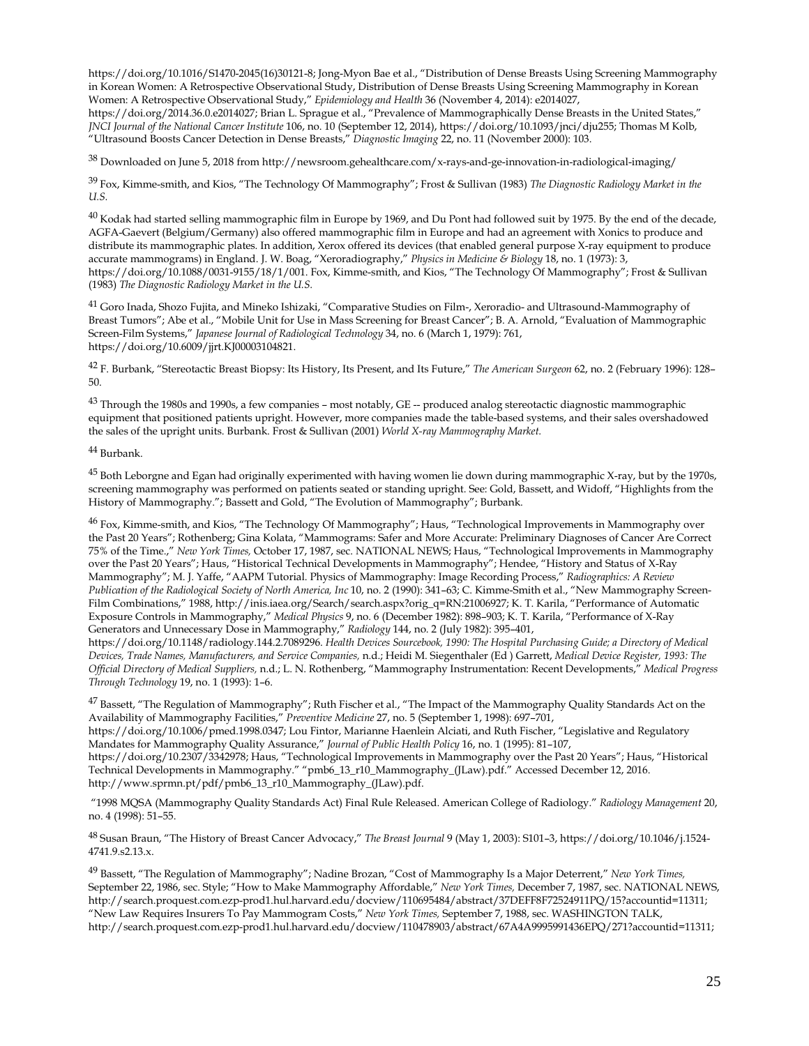https://doi.org/10.1016/S1470-2045(16)30121-8; Jong-Myon Bae et al., "Distribution of Dense Breasts Using Screening Mammography in Korean Women: A Retrospective Observational Study, Distribution of Dense Breasts Using Screening Mammography in Korean Women: A Retrospective Observational Study," *Epidemiology and Health* 36 (November 4, 2014): e2014027, https://doi.org/2014.36.0.e2014027; Brian L. Sprague et al., "Prevalence of Mammographically Dense Breasts in the United States," *JNCI Journal of the National Cancer Institute* 106, no. 10 (September 12, 2014), https://doi.org/10.1093/jnci/dju255; Thomas M Kolb, "Ultrasound Boosts Cancer Detection in Dense Breasts," *Diagnostic Imaging* 22, no. 11 (November 2000): 103.

[38] Downloaded on June 5, 2018 from http://newsroom.gehealthcare.com/x-rays-and-ge-innovation-in-radiological-imaging/

[39] Fox, Kimme-smith, and Kios, "The Technology Of Mammography"; Frost & Sullivan (1983) *The Diagnostic Radiology Market in the U.S.*

[40] Kodak had started selling mammographic film in Europe by 1969, and Du Pont had followed suit by 1975. By the end of the decade, AGFA-Gaevert (Belgium/Germany) also offered mammographic film in Europe and had an agreement with Xonics to produce and distribute its mammographic plates. In addition, Xerox offered its devices (that enabled general purpose X-ray equipment to produce accurate mammograms) in England. J. W. Boag, "Xeroradiography," *Physics in Medicine & Biology* 18, no. 1 (1973): 3, https://doi.org/10.1088/0031-9155/18/1/001. Fox, Kimme-smith, and Kios, "The Technology Of Mammography"; Frost & Sullivan (1983) *The Diagnostic Radiology Market in the U.S.*

[41] Goro Inada, Shozo Fujita, and Mineko Ishizaki, "Comparative Studies on Film-, Xeroradio- and Ultrasound-Mammography of Breast Tumors"; Abe et al., "Mobile Unit for Use in Mass Screening for Breast Cancer"; B. A. Arnold, "Evaluation of Mammographic Screen-Film Systems," *Japanese Journal of Radiological Technology* 34, no. 6 (March 1, 1979): 761, https://doi.org/10.6009/jjrt.KJ00003104821.

[42] F. Burbank, "Stereotactic Breast Biopsy: Its History, Its Present, and Its Future," *The American Surgeon* 62, no. 2 (February 1996): 128–50.

[43] Through the 1980s and 1990s, a few companies – most notably, GE -- produced analog stereotactic diagnostic mammographic equipment that positioned patients upright. However, more companies made the table-based systems, and their sales overshadowed the sales of the upright units. Burbank. Frost & Sullivan (2001) *World X-ray Mammography Market.*

[44] Burbank.

[45] Both Leborgne and Egan had originally experimented with having women lie down during mammographic X-ray, but by the 1970s, screening mammography was performed on patients seated or standing upright. See: Gold, Bassett, and Widoff, "Highlights from the History of Mammography."; Bassett and Gold, "The Evolution of Mammography"; Burbank.

[46] Fox, Kimme-smith, and Kios, "The Technology Of Mammography"; Haus, "Technological Improvements in Mammography over the Past 20 Years"; Rothenberg; Gina Kolata, "Mammograms: Safer and More Accurate: Preliminary Diagnoses of Cancer Are Correct 75% of the Time.," *New York Times,* October 17, 1987, sec. NATIONAL NEWS; Haus, "Technological Improvements in Mammography over the Past 20 Years"; Haus, "Historical Technical Developments in Mammography"; Hendee, "History and Status of X-Ray Mammography"; M. J. Yaffe, "AAPM Tutorial. Physics of Mammography: Image Recording Process," *Radiographics: A Review Publication of the Radiological Society of North America, Inc* 10, no. 2 (1990): 341–63; C. Kimme-Smith et al., "New Mammography Screen-Film Combinations," 1988, http://inis.iaea.org/Search/search.aspx?orig_q=RN:21006927; K. T. Karila, "Performance of Automatic Exposure Controls in Mammography," *Medical Physics* 9, no. 6 (December 1982): 898–903; K. T. Karila, "Performance of X-Ray Generators and Unnecessary Dose in Mammography," *Radiology* 144, no. 2 (July 1982): 395–401, https://doi.org/10.1148/radiology.144.2.7089296. *Health Devices Sourcebook, 1990: The Hospital Purchasing Guide; a Directory of Medical Devices, Trade Names, Manufacturers, and Service Companies,* n.d.; Heidi M. Siegenthaler (Ed ) Garrett, *Medical Device Register, 1993: The Official Directory of Medical Suppliers,* n.d.; L. N. Rothenberg, "Mammography Instrumentation: Recent Developments," *Medical Progress Through Technology* 19, no. 1 (1993): 1–6.

[47] Bassett, "The Regulation of Mammography"; Ruth Fischer et al., "The Impact of the Mammography Quality Standards Act on the Availability of Mammography Facilities," *Preventive Medicine* 27, no. 5 (September 1, 1998): 697–701, https://doi.org/10.1006/pmed.1998.0347; Lou Fintor, Marianne Haenlein Alciati, and Ruth Fischer, "Legislative and Regulatory Mandates for Mammography Quality Assurance," *Journal of Public Health Policy* 16, no. 1 (1995): 81–107, https://doi.org/10.2307/3342978; Haus, "Technological Improvements in Mammography over the Past 20 Years"; Haus, "Historical Technical Developments in Mammography." "pmb6_13_r10_Mammography_(JLaw).pdf." Accessed December 12, 2016. http://www.sprmn.pt/pdf/pmb6_13_r10_Mammography_(JLaw).pdf.

"1998 MQSA (Mammography Quality Standards Act) Final Rule Released. American College of Radiology." *Radiology Management* 20, no. 4 (1998): 51–55.

[48] Susan Braun, "The History of Breast Cancer Advocacy," *The Breast Journal* 9 (May 1, 2003): S101–3, https://doi.org/10.1046/j.1524-4741.9.s2.13.x.

[49] Bassett, "The Regulation of Mammography"; Nadine Brozan, "Cost of Mammography Is a Major Deterrent," *New York Times,* September 22, 1986, sec. Style; "How to Make Mammography Affordable," *New York Times,* December 7, 1987, sec. NATIONAL NEWS, http://search.proquest.com.ezp-prod1.hul.harvard.edu/docview/110695484/abstract/37DEFF8F72524911PQ/15?accountid=11311; "New Law Requires Insurers To Pay Mammogram Costs," *New York Times,* September 7, 1988, sec. WASHINGTON TALK, http://search.proquest.com.ezp-prod1.hul.harvard.edu/docview/110478903/abstract/67A4A9995991436EPQ/271?accountid=11311;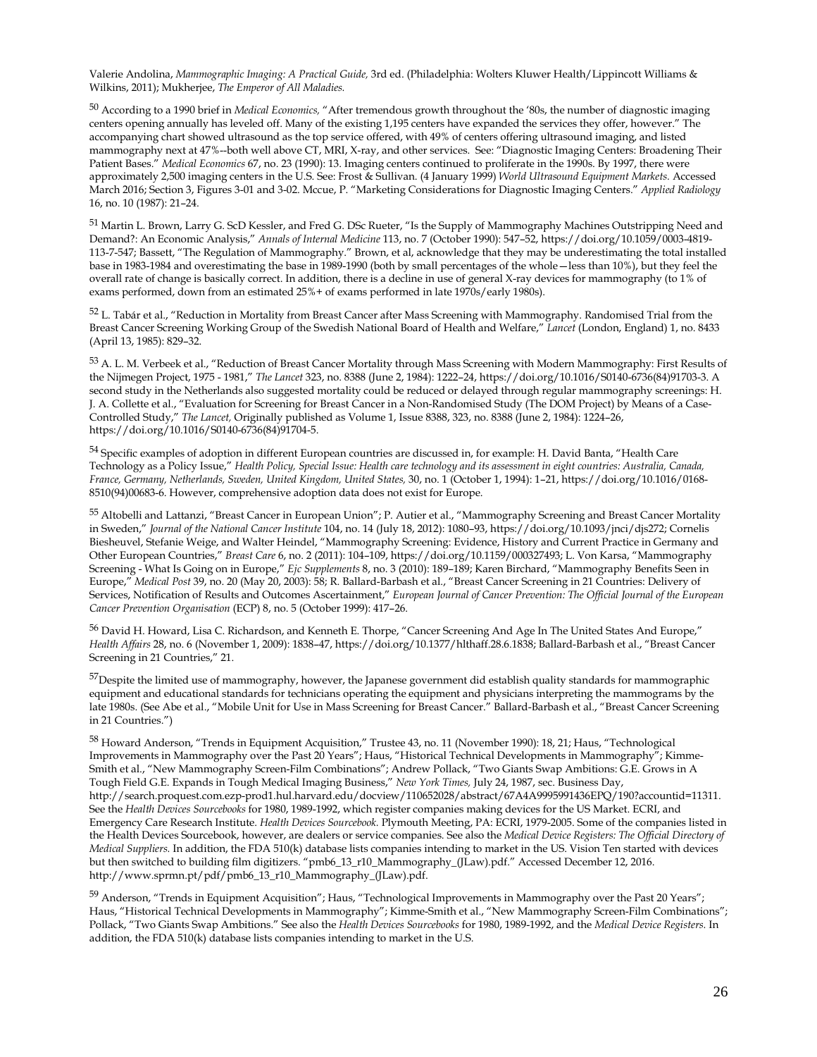Valerie Andolina, *Mammographic Imaging: A Practical Guide,* 3rd ed. (Philadelphia: Wolters Kluwer Health/Lippincott Williams & Wilkins, 2011); Mukherjee, *The Emperor of All Maladies.*

[50] According to a 1990 brief in *Medical Economics,* "After tremendous growth throughout the '80s, the number of diagnostic imaging centers opening annually has leveled off. Many of the existing 1,195 centers have expanded the services they offer, however." The accompanying chart showed ultrasound as the top service offered, with 49% of centers offering ultrasound imaging, and listed mammography next at 47%--both well above CT, MRI, X-ray, and other services. See: "Diagnostic Imaging Centers: Broadening Their Patient Bases." *Medical Economics* 67, no. 23 (1990): 13. Imaging centers continued to proliferate in the 1990s. By 1997, there were approximately 2,500 imaging centers in the U.S. See: Frost & Sullivan. (4 January 1999) *World Ultrasound Equipment Markets.* Accessed March 2016; Section 3, Figures 3-01 and 3-02. Mccue, P. "Marketing Considerations for Diagnostic Imaging Centers." *Applied Radiology* 16, no. 10 (1987): 21–24.

[51] Martin L. Brown, Larry G. ScD Kessler, and Fred G. DSc Rueter, "Is the Supply of Mammography Machines Outstripping Need and Demand?: An Economic Analysis," *Annals of Internal Medicine* 113, no. 7 (October 1990): 547–52, https://doi.org/10.1059/0003-4819-113-7-547; Bassett, "The Regulation of Mammography." Brown, et al, acknowledge that they may be underestimating the total installed base in 1983-1984 and overestimating the base in 1989-1990 (both by small percentages of the whole—less than 10%), but they feel the overall rate of change is basically correct. In addition, there is a decline in use of general X-ray devices for mammography (to 1% of exams performed, down from an estimated 25%+ of exams performed in late 1970s/early 1980s).

[52] L. Tabár et al., "Reduction in Mortality from Breast Cancer after Mass Screening with Mammography. Randomised Trial from the Breast Cancer Screening Working Group of the Swedish National Board of Health and Welfare," *Lancet* (London, England) 1, no. 8433 (April 13, 1985): 829–32.

[53] A. L. M. Verbeek et al., "Reduction of Breast Cancer Mortality through Mass Screening with Modern Mammography: First Results of the Nijmegen Project, 1975 - 1981," *The Lancet* 323, no. 8388 (June 2, 1984): 1222–24, https://doi.org/10.1016/S0140-6736(84)91703-3. A second study in the Netherlands also suggested mortality could be reduced or delayed through regular mammography screenings: H. J. A. Collette et al., "Evaluation for Screening for Breast Cancer in a Non-Randomised Study (The DOM Project) by Means of a Case-Controlled Study," *The Lancet,* Originally published as Volume 1, Issue 8388, 323, no. 8388 (June 2, 1984): 1224–26, https://doi.org/10.1016/S0140-6736(84)91704-5.

[54] Specific examples of adoption in different European countries are discussed in, for example: H. David Banta, "Health Care Technology as a Policy Issue," *Health Policy, Special Issue: Health care technology and its assessment in eight countries: Australia, Canada, France, Germany, Netherlands, Sweden, United Kingdom, United States,* 30, no. 1 (October 1, 1994): 1–21, https://doi.org/10.1016/0168-8510(94)00683-6. However, comprehensive adoption data does not exist for Europe.

[55] Altobelli and Lattanzi, "Breast Cancer in European Union"; P. Autier et al., "Mammography Screening and Breast Cancer Mortality in Sweden," *Journal of the National Cancer Institute* 104, no. 14 (July 18, 2012): 1080–93, https://doi.org/10.1093/jnci/djs272; Cornelis Biesheuvel, Stefanie Weige, and Walter Heindel, "Mammography Screening: Evidence, History and Current Practice in Germany and Other European Countries," *Breast Care* 6, no. 2 (2011): 104–109, https://doi.org/10.1159/000327493; L. Von Karsa, "Mammography Screening - What Is Going on in Europe," *Ejc Supplements* 8, no. 3 (2010): 189–189; Karen Birchard, "Mammography Benefits Seen in Europe," *Medical Post* 39, no. 20 (May 20, 2003): 58; R. Ballard-Barbash et al., "Breast Cancer Screening in 21 Countries: Delivery of Services, Notification of Results and Outcomes Ascertainment," *European Journal of Cancer Prevention: The Official Journal of the European Cancer Prevention Organisation* (ECP) 8, no. 5 (October 1999): 417–26.

[56] David H. Howard, Lisa C. Richardson, and Kenneth E. Thorpe, "Cancer Screening And Age In The United States And Europe," *Health Affairs* 28, no. 6 (November 1, 2009): 1838–47, https://doi.org/10.1377/hlthaff.28.6.1838; Ballard-Barbash et al., "Breast Cancer Screening in 21 Countries," 21.

[57] Despite the limited use of mammography, however, the Japanese government did establish quality standards for mammographic equipment and educational standards for technicians operating the equipment and physicians interpreting the mammograms by the late 1980s. (See Abe et al., "Mobile Unit for Use in Mass Screening for Breast Cancer." Ballard-Barbash et al., "Breast Cancer Screening in 21 Countries.")

[58] Howard Anderson, "Trends in Equipment Acquisition," Trustee 43, no. 11 (November 1990): 18, 21; Haus, "Technological Improvements in Mammography over the Past 20 Years"; Haus, "Historical Technical Developments in Mammography"; Kimme-Smith et al., "New Mammography Screen-Film Combinations"; Andrew Pollack, "Two Giants Swap Ambitions: G.E. Grows in A Tough Field G.E. Expands in Tough Medical Imaging Business," *New York Times,* July 24, 1987, sec. Business Day, http://search.proquest.com.ezp-prod1.hul.harvard.edu/docview/110652028/abstract/67A4A9995991436EPQ/190?accountid=11311. See the *Health Devices Sourcebooks* for 1980, 1989-1992, which register companies making devices for the US Market. ECRI, and Emergency Care Research Institute. *Health Devices Sourcebook.* Plymouth Meeting, PA: ECRI, 1979-2005. Some of the companies listed in the Health Devices Sourcebook, however, are dealers or service companies. See also the *Medical Device Registers: The Official Directory of Medical Suppliers.* In addition, the FDA 510(k) database lists companies intending to market in the US. Vision Ten started with devices but then switched to building film digitizers. "pmb6_13_r10_Mammography_(JLaw).pdf." Accessed December 12, 2016. http://www.sprmn.pt/pdf/pmb6_13_r10_Mammography_(JLaw).pdf.

[59] Anderson, "Trends in Equipment Acquisition"; Haus, "Technological Improvements in Mammography over the Past 20 Years"; Haus, "Historical Technical Developments in Mammography"; Kimme-Smith et al., "New Mammography Screen-Film Combinations"; Pollack, "Two Giants Swap Ambitions." See also the *Health Devices Sourcebooks* for 1980, 1989-1992, and the *Medical Device Registers.* In addition, the FDA 510(k) database lists companies intending to market in the U.S.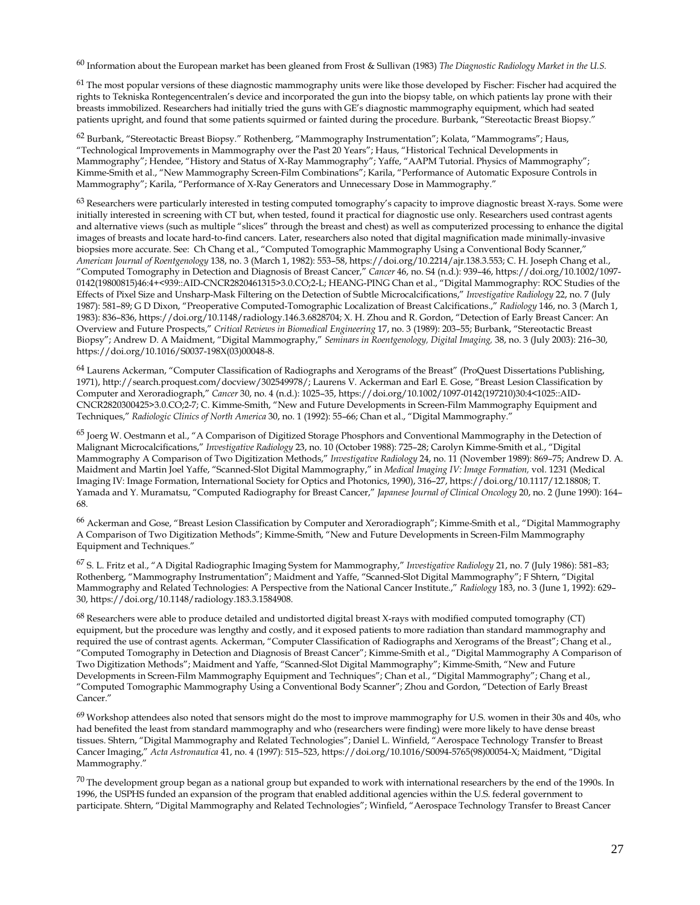[60] Information about the European market has been gleaned from Frost & Sullivan (1983) *The Diagnostic Radiology Market in the U.S.*

[61] The most popular versions of these diagnostic mammography units were like those developed by Fischer: Fischer had acquired the rights to Tekniska Rontegencentralen's device and incorporated the gun into the biopsy table, on which patients lay prone with their breasts immobilized. Researchers had initially tried the guns with GE's diagnostic mammography equipment, which had seated patients upright, and found that some patients squirmed or fainted during the procedure. Burbank, "Stereotactic Breast Biopsy."

[62] Burbank, "Stereotactic Breast Biopsy." Rothenberg, "Mammography Instrumentation"; Kolata, "Mammograms"; Haus, "Technological Improvements in Mammography over the Past 20 Years"; Haus, "Historical Technical Developments in Mammography"; Hendee, "History and Status of X-Ray Mammography"; Yaffe, "AAPM Tutorial. Physics of Mammography"; Kimme-Smith et al., "New Mammography Screen-Film Combinations"; Karila, "Performance of Automatic Exposure Controls in Mammography"; Karila, "Performance of X-Ray Generators and Unnecessary Dose in Mammography."

[63] Researchers were particularly interested in testing computed tomography's capacity to improve diagnostic breast X-rays. Some were initially interested in screening with CT but, when tested, found it practical for diagnostic use only. Researchers used contrast agents and alternative views (such as multiple "slices" through the breast and chest) as well as computerized processing to enhance the digital images of breasts and locate hard-to-find cancers. Later, researchers also noted that digital magnification made minimally-invasive biopsies more accurate. See: Ch Chang et al., "Computed Tomographic Mammography Using a Conventional Body Scanner," *American Journal of Roentgenology* 138, no. 3 (March 1, 1982): 553–58, https://doi.org/10.2214/ajr.138.3.553; C. H. Joseph Chang et al., "Computed Tomography in Detection and Diagnosis of Breast Cancer," *Cancer* 46, no. S4 (n.d.): 939–46, https://doi.org/10.1002/1097-0142(19800815)46:4+<939::AID-CNCR2820461315>3.0.CO;2-L; HEANG-PING Chan et al., "Digital Mammography: ROC Studies of the Effects of Pixel Size and Unsharp-Mask Filtering on the Detection of Subtle Microcalcifications," *Investigative Radiology* 22, no. 7 (July 1987): 581–89; G D Dixon, "Preoperative Computed-Tomographic Localization of Breast Calcifications.," *Radiology* 146, no. 3 (March 1, 1983): 836–836, https://doi.org/10.1148/radiology.146.3.6828704; X. H. Zhou and R. Gordon, "Detection of Early Breast Cancer: An Overview and Future Prospects," *Critical Reviews in Biomedical Engineering* 17, no. 3 (1989): 203–55; Burbank, "Stereotactic Breast Biopsy"; Andrew D. A Maidment, "Digital Mammography," *Seminars in Roentgenology, Digital Imaging,* 38, no. 3 (July 2003): 216–30, https://doi.org/10.1016/S0037-198X(03)00048-8.

[64] Laurens Ackerman, "Computer Classification of Radiographs and Xerograms of the Breast" (ProQuest Dissertations Publishing, 1971), http://search.proquest.com/docview/302549978/; Laurens V. Ackerman and Earl E. Gose, "Breast Lesion Classification by Computer and Xeroradiograph," *Cancer* 30, no. 4 (n.d.): 1025–35, https://doi.org/10.1002/1097-0142(197210)30:4<1025::AID-CNCR2820300425>3.0.CO;2-7; C. Kimme-Smith, "New and Future Developments in Screen-Film Mammography Equipment and Techniques," *Radiologic Clinics of North America* 30, no. 1 (1992): 55–66; Chan et al., "Digital Mammography."

[65] Joerg W. Oestmann et al., "A Comparison of Digitized Storage Phosphors and Conventional Mammography in the Detection of Malignant Microcalcifications," *Investigative Radiology* 23, no. 10 (October 1988): 725–28; Carolyn Kimme-Smith et al., "Digital Mammography A Comparison of Two Digitization Methods," *Investigative Radiology* 24, no. 11 (November 1989): 869–75; Andrew D. A. Maidment and Martin Joel Yaffe, "Scanned-Slot Digital Mammography," in *Medical Imaging IV: Image Formation,* vol. 1231 (Medical Imaging IV: Image Formation, International Society for Optics and Photonics, 1990), 316–27, https://doi.org/10.1117/12.18808; T. Yamada and Y. Muramatsu, "Computed Radiography for Breast Cancer," *Japanese Journal of Clinical Oncology* 20, no. 2 (June 1990): 164–68.

[66] Ackerman and Gose, "Breast Lesion Classification by Computer and Xeroradiograph"; Kimme-Smith et al., "Digital Mammography A Comparison of Two Digitization Methods"; Kimme-Smith, "New and Future Developments in Screen-Film Mammography Equipment and Techniques."

[67] S. L. Fritz et al., "A Digital Radiographic Imaging System for Mammography," *Investigative Radiology* 21, no. 7 (July 1986): 581–83; Rothenberg, "Mammography Instrumentation"; Maidment and Yaffe, "Scanned-Slot Digital Mammography"; F Shtern, "Digital Mammography and Related Technologies: A Perspective from the National Cancer Institute.," *Radiology* 183, no. 3 (June 1, 1992): 629–30, https://doi.org/10.1148/radiology.183.3.1584908.

[68] Researchers were able to produce detailed and undistorted digital breast X-rays with modified computed tomography (CT) equipment, but the procedure was lengthy and costly, and it exposed patients to more radiation than standard mammography and required the use of contrast agents. Ackerman, "Computer Classification of Radiographs and Xerograms of the Breast"; Chang et al., "Computed Tomography in Detection and Diagnosis of Breast Cancer"; Kimme-Smith et al., "Digital Mammography A Comparison of Two Digitization Methods"; Maidment and Yaffe, "Scanned-Slot Digital Mammography"; Kimme-Smith, "New and Future Developments in Screen-Film Mammography Equipment and Techniques"; Chan et al., "Digital Mammography"; Chang et al., "Computed Tomographic Mammography Using a Conventional Body Scanner"; Zhou and Gordon, "Detection of Early Breast Cancer."

[69] Workshop attendees also noted that sensors might do the most to improve mammography for U.S. women in their 30s and 40s, who had benefited the least from standard mammography and who (researchers were finding) were more likely to have dense breast tissues. Shtern, "Digital Mammography and Related Technologies"; Daniel L. Winfield, "Aerospace Technology Transfer to Breast Cancer Imaging," *Acta Astronautica* 41, no. 4 (1997): 515–523, https://doi.org/10.1016/S0094-5765(98)00054-X; Maidment, "Digital Mammography."

[70] The development group began as a national group but expanded to work with international researchers by the end of the 1990s. In 1996, the USPHS funded an expansion of the program that enabled additional agencies within the U.S. federal government to participate. Shtern, "Digital Mammography and Related Technologies"; Winfield, "Aerospace Technology Transfer to Breast Cancer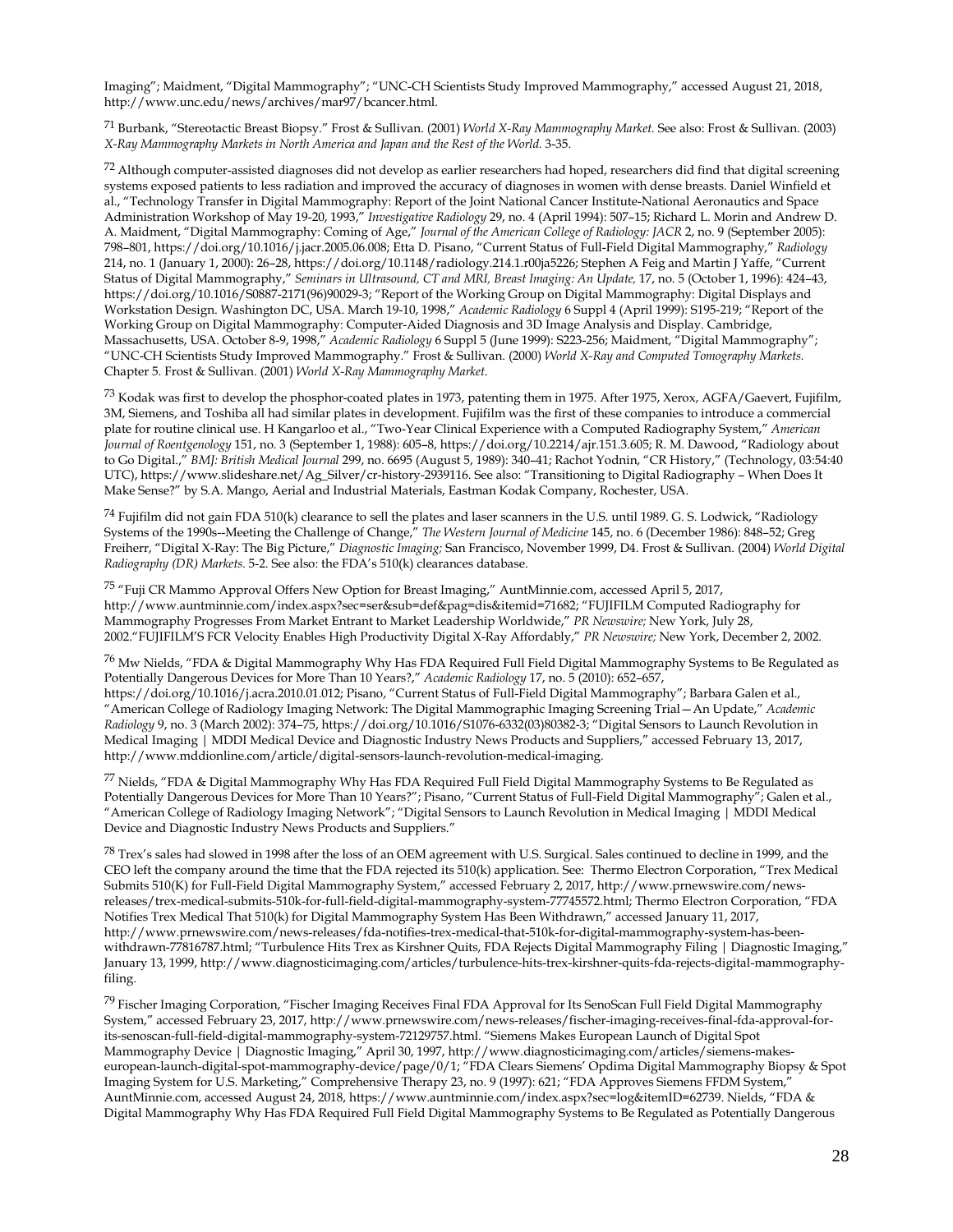Imaging"; Maidment, "Digital Mammography"; "UNC-CH Scientists Study Improved Mammography," accessed August 21, 2018, http://www.unc.edu/news/archives/mar97/bcancer.html.

[71] Burbank, "Stereotactic Breast Biopsy." Frost & Sullivan. (2001) *World X-Ray Mammography Market.* See also: Frost & Sullivan. (2003) *X-Ray Mammography Markets in North America and Japan and the Rest of the World.* 3-35.

[72] Although computer-assisted diagnoses did not develop as earlier researchers had hoped, researchers did find that digital screening systems exposed patients to less radiation and improved the accuracy of diagnoses in women with dense breasts. Daniel Winfield et al., "Technology Transfer in Digital Mammography: Report of the Joint National Cancer Institute-National Aeronautics and Space Administration Workshop of May 19-20, 1993," *Investigative Radiology* 29, no. 4 (April 1994): 507–15; Richard L. Morin and Andrew D. A. Maidment, "Digital Mammography: Coming of Age," *Journal of the American College of Radiology: JACR* 2, no. 9 (September 2005): 798–801, https://doi.org/10.1016/j.jacr.2005.06.008; Etta D. Pisano, "Current Status of Full-Field Digital Mammography," *Radiology* 214, no. 1 (January 1, 2000): 26–28, https://doi.org/10.1148/radiology.214.1.r00ja5226; Stephen A Feig and Martin J Yaffe, "Current Status of Digital Mammography," *Seminars in Ultrasound, CT and MRI, Breast Imaging: An Update,* 17, no. 5 (October 1, 1996): 424–43, https://doi.org/10.1016/S0887-2171(96)90029-3; "Report of the Working Group on Digital Mammography: Digital Displays and Workstation Design. Washington DC, USA. March 19-10, 1998," *Academic Radiology* 6 Suppl 4 (April 1999): S195-219; "Report of the Working Group on Digital Mammography: Computer-Aided Diagnosis and 3D Image Analysis and Display. Cambridge, Massachusetts, USA. October 8-9, 1998," *Academic Radiology* 6 Suppl 5 (June 1999): S223-256; Maidment, "Digital Mammography"; "UNC-CH Scientists Study Improved Mammography." Frost & Sullivan. (2000) *World X-Ray and Computed Tomography Markets.* Chapter 5. Frost & Sullivan. (2001) *World X-Ray Mammography Market*.

[73] Kodak was first to develop the phosphor-coated plates in 1973, patenting them in 1975. After 1975, Xerox, AGFA/Gaevert, Fujifilm, 3M, Siemens, and Toshiba all had similar plates in development. Fujifilm was the first of these companies to introduce a commercial plate for routine clinical use. H Kangarloo et al., "Two-Year Clinical Experience with a Computed Radiography System," *American Journal of Roentgenology* 151, no. 3 (September 1, 1988): 605–8, https://doi.org/10.2214/ajr.151.3.605; R. M. Dawood, "Radiology about to Go Digital.," *BMJ: British Medical Journal* 299, no. 6695 (August 5, 1989): 340–41; Rachot Yodnin, "CR History," (Technology, 03:54:40 UTC), https://www.slideshare.net/Ag_Silver/cr-history-2939116. See also: "Transitioning to Digital Radiography – When Does It Make Sense?" by S.A. Mango, Aerial and Industrial Materials, Eastman Kodak Company, Rochester, USA.

[74] Fujifilm did not gain FDA 510(k) clearance to sell the plates and laser scanners in the U.S. until 1989. G. S. Lodwick, "Radiology Systems of the 1990s--Meeting the Challenge of Change," *The Western Journal of Medicine* 145, no. 6 (December 1986): 848–52; Greg Freiherr, "Digital X-Ray: The Big Picture," *Diagnostic Imaging;* San Francisco, November 1999, D4. Frost & Sullivan. (2004) *World Digital Radiography (DR) Markets.* 5-2. See also: the FDA's 510(k) clearances database.

[75] "Fuji CR Mammo Approval Offers New Option for Breast Imaging," AuntMinnie.com, accessed April 5, 2017, http://www.auntminnie.com/index.aspx?sec=ser&sub=def&pag=dis&itemid=71682; "FUJIFILM Computed Radiography for Mammography Progresses From Market Entrant to Market Leadership Worldwide," *PR Newswire;* New York, July 28, 2002."FUJIFILM'S FCR Velocity Enables High Productivity Digital X-Ray Affordably," *PR Newswire;* New York, December 2, 2002.

[76] Mw Nields, "FDA & Digital Mammography Why Has FDA Required Full Field Digital Mammography Systems to Be Regulated as Potentially Dangerous Devices for More Than 10 Years?," *Academic Radiology* 17, no. 5 (2010): 652–657, https://doi.org/10.1016/j.acra.2010.01.012; Pisano, "Current Status of Full-Field Digital Mammography"; Barbara Galen et al., "American College of Radiology Imaging Network: The Digital Mammographic Imaging Screening Trial—An Update," *Academic Radiology* 9, no. 3 (March 2002): 374–75, https://doi.org/10.1016/S1076-6332(03)80382-3; "Digital Sensors to Launch Revolution in Medical Imaging | MDDI Medical Device and Diagnostic Industry News Products and Suppliers," accessed February 13, 2017, http://www.mddionline.com/article/digital-sensors-launch-revolution-medical-imaging.

[77] Nields, "FDA & Digital Mammography Why Has FDA Required Full Field Digital Mammography Systems to Be Regulated as Potentially Dangerous Devices for More Than 10 Years?"; Pisano, "Current Status of Full-Field Digital Mammography"; Galen et al., "American College of Radiology Imaging Network"; "Digital Sensors to Launch Revolution in Medical Imaging | MDDI Medical Device and Diagnostic Industry News Products and Suppliers."

[78] Trex's sales had slowed in 1998 after the loss of an OEM agreement with U.S. Surgical. Sales continued to decline in 1999, and the CEO left the company around the time that the FDA rejected its 510(k) application. See: Thermo Electron Corporation, "Trex Medical Submits 510(K) for Full-Field Digital Mammography System," accessed February 2, 2017, http://www.prnewswire.com/news-releases/trex-medical-submits-510k-for-full-field-digital-mammography-system-77745572.html; Thermo Electron Corporation, "FDA Notifies Trex Medical That 510(k) for Digital Mammography System Has Been Withdrawn," accessed January 11, 2017, http://www.prnewswire.com/news-releases/fda-notifies-trex-medical-that-510k-for-digital-mammography-system-has-been-withdrawn-77816787.html; "Turbulence Hits Trex as Kirshner Quits, FDA Rejects Digital Mammography Filing | Diagnostic Imaging," January 13, 1999, http://www.diagnosticimaging.com/articles/turbulence-hits-trex-kirshner-quits-fda-rejects-digital-mammography-filing.

[79] Fischer Imaging Corporation, "Fischer Imaging Receives Final FDA Approval for Its SenoScan Full Field Digital Mammography System," accessed February 23, 2017, http://www.prnewswire.com/news-releases/fischer-imaging-receives-final-fda-approval-for-its-senoscan-full-field-digital-mammography-system-72129757.html. "Siemens Makes European Launch of Digital Spot Mammography Device | Diagnostic Imaging," April 30, 1997, http://www.diagnosticimaging.com/articles/siemens-makes-european-launch-digital-spot-mammography-device/page/0/1; "FDA Clears Siemens' Opdima Digital Mammography Biopsy & Spot Imaging System for U.S. Marketing," Comprehensive Therapy 23, no. 9 (1997): 621; "FDA Approves Siemens FFDM System," AuntMinnie.com, accessed August 24, 2018, https://www.auntminnie.com/index.aspx?sec=log&itemID=62739. Nields, "FDA & Digital Mammography Why Has FDA Required Full Field Digital Mammography Systems to Be Regulated as Potentially Dangerous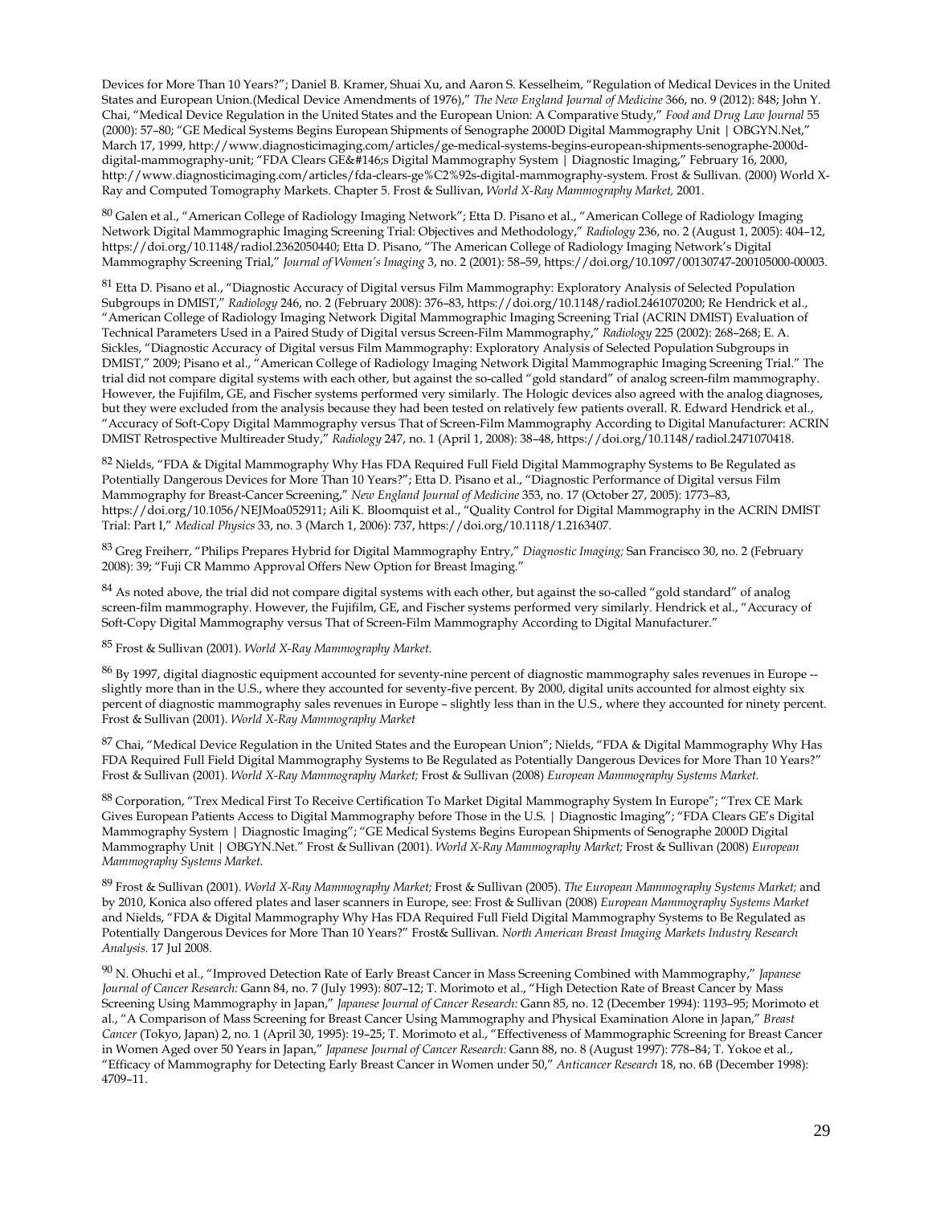Devices for More Than 10 Years?"; Daniel B. Kramer, Shuai Xu, and Aaron S. Kesselheim, "Regulation of Medical Devices in the United States and European Union.(Medical Device Amendments of 1976)," *The New England Journal of Medicine* 366, no. 9 (2012): 848; John Y. Chai, "Medical Device Regulation in the United States and the European Union: A Comparative Study," *Food and Drug Law Journal* 55 (2000): 57–80; "GE Medical Systems Begins European Shipments of Senographe 2000D Digital Mammography Unit | OBGYN.Net," March 17, 1999, http://www.diagnosticimaging.com/articles/ge-medical-systems-begins-european-shipments-senographe-2000d-digital-mammography-unit; "FDA Clears GE&#146;s Digital Mammography System | Diagnostic Imaging," February 16, 2000, http://www.diagnosticimaging.com/articles/fda-clears-ge%C2%92s-digital-mammography-system. Frost & Sullivan. (2000) World X-Ray and Computed Tomography Markets. Chapter 5. Frost & Sullivan, *World X-Ray Mammography Market,* 2001.

[80] Galen et al., "American College of Radiology Imaging Network"; Etta D. Pisano et al., "American College of Radiology Imaging Network Digital Mammographic Imaging Screening Trial: Objectives and Methodology," *Radiology* 236, no. 2 (August 1, 2005): 404–12, https://doi.org/10.1148/radiol.2362050440; Etta D. Pisano, "The American College of Radiology Imaging Network's Digital Mammography Screening Trial," *Journal of Women's Imaging* 3, no. 2 (2001): 58–59, https://doi.org/10.1097/00130747-200105000-00003.

[81] Etta D. Pisano et al., "Diagnostic Accuracy of Digital versus Film Mammography: Exploratory Analysis of Selected Population Subgroups in DMIST," *Radiology* 246, no. 2 (February 2008): 376–83, https://doi.org/10.1148/radiol.2461070200; Re Hendrick et al., "American College of Radiology Imaging Network Digital Mammographic Imaging Screening Trial (ACRIN DMIST) Evaluation of Technical Parameters Used in a Paired Study of Digital versus Screen-Film Mammography," *Radiology* 225 (2002): 268–268; E. A. Sickles, "Diagnostic Accuracy of Digital versus Film Mammography: Exploratory Analysis of Selected Population Subgroups in DMIST," 2009; Pisano et al., "American College of Radiology Imaging Network Digital Mammographic Imaging Screening Trial." The trial did not compare digital systems with each other, but against the so-called "gold standard" of analog screen-film mammography. However, the Fujifilm, GE, and Fischer systems performed very similarly. The Hologic devices also agreed with the analog diagnoses, but they were excluded from the analysis because they had been tested on relatively few patients overall. R. Edward Hendrick et al., "Accuracy of Soft-Copy Digital Mammography versus That of Screen-Film Mammography According to Digital Manufacturer: ACRIN DMIST Retrospective Multireader Study," *Radiology* 247, no. 1 (April 1, 2008): 38–48, https://doi.org/10.1148/radiol.2471070418.

[82] Nields, "FDA & Digital Mammography Why Has FDA Required Full Field Digital Mammography Systems to Be Regulated as Potentially Dangerous Devices for More Than 10 Years?"; Etta D. Pisano et al., "Diagnostic Performance of Digital versus Film Mammography for Breast-Cancer Screening," *New England Journal of Medicine* 353, no. 17 (October 27, 2005): 1773–83, https://doi.org/10.1056/NEJMoa052911; Aili K. Bloomquist et al., "Quality Control for Digital Mammography in the ACRIN DMIST Trial: Part I," *Medical Physics* 33, no. 3 (March 1, 2006): 737, https://doi.org/10.1118/1.2163407.

[83] Greg Freiherr, "Philips Prepares Hybrid for Digital Mammography Entry," *Diagnostic Imaging;* San Francisco 30, no. 2 (February 2008): 39; "Fuji CR Mammo Approval Offers New Option for Breast Imaging."

[84] As noted above, the trial did not compare digital systems with each other, but against the so-called "gold standard" of analog screen-film mammography. However, the Fujifilm, GE, and Fischer systems performed very similarly. Hendrick et al., "Accuracy of Soft-Copy Digital Mammography versus That of Screen-Film Mammography According to Digital Manufacturer."

[85] Frost & Sullivan (2001). *World X-Ray Mammography Market.*

[86] By 1997, digital diagnostic equipment accounted for seventy-nine percent of diagnostic mammography sales revenues in Europe -- slightly more than in the U.S., where they accounted for seventy-five percent. By 2000, digital units accounted for almost eighty six percent of diagnostic mammography sales revenues in Europe – slightly less than in the U.S., where they accounted for ninety percent. Frost & Sullivan (2001). *World X-Ray Mammography Market*

[87] Chai, "Medical Device Regulation in the United States and the European Union"; Nields, "FDA & Digital Mammography Why Has FDA Required Full Field Digital Mammography Systems to Be Regulated as Potentially Dangerous Devices for More Than 10 Years?" Frost & Sullivan (2001). *World X-Ray Mammography Market;* Frost & Sullivan (2008) *European Mammography Systems Market.*

[88] Corporation, "Trex Medical First To Receive Certification To Market Digital Mammography System In Europe"; "Trex CE Mark Gives European Patients Access to Digital Mammography before Those in the U.S. | Diagnostic Imaging"; "FDA Clears GE's Digital Mammography System | Diagnostic Imaging"; "GE Medical Systems Begins European Shipments of Senographe 2000D Digital Mammography Unit | OBGYN.Net." Frost & Sullivan (2001). *World X-Ray Mammography Market;* Frost & Sullivan (2008) *European Mammography Systems Market.*

[89] Frost & Sullivan (2001). *World X-Ray Mammography Market;* Frost & Sullivan (2005). *The European Mammography Systems Market;* and by 2010, Konica also offered plates and laser scanners in Europe, see: Frost & Sullivan (2008) *European Mammography Systems Market* and Nields, "FDA & Digital Mammography Why Has FDA Required Full Field Digital Mammography Systems to Be Regulated as Potentially Dangerous Devices for More Than 10 Years?" Frost& Sullivan. *North American Breast Imaging Markets Industry Research Analysis.* 17 Jul 2008.

[90] N. Ohuchi et al., "Improved Detection Rate of Early Breast Cancer in Mass Screening Combined with Mammography," *Japanese Journal of Cancer Research:* Gann 84, no. 7 (July 1993): 807–12; T. Morimoto et al., "High Detection Rate of Breast Cancer by Mass Screening Using Mammography in Japan," *Japanese Journal of Cancer Research:* Gann 85, no. 12 (December 1994): 1193–95; Morimoto et al., "A Comparison of Mass Screening for Breast Cancer Using Mammography and Physical Examination Alone in Japan," *Breast Cancer* (Tokyo, Japan) 2, no. 1 (April 30, 1995): 19–25; T. Morimoto et al., "Effectiveness of Mammographic Screening for Breast Cancer in Women Aged over 50 Years in Japan," *Japanese Journal of Cancer Research:* Gann 88, no. 8 (August 1997): 778–84; T. Yokoe et al., "Efficacy of Mammography for Detecting Early Breast Cancer in Women under 50," *Anticancer Research* 18, no. 6B (December 1998): 4709–11.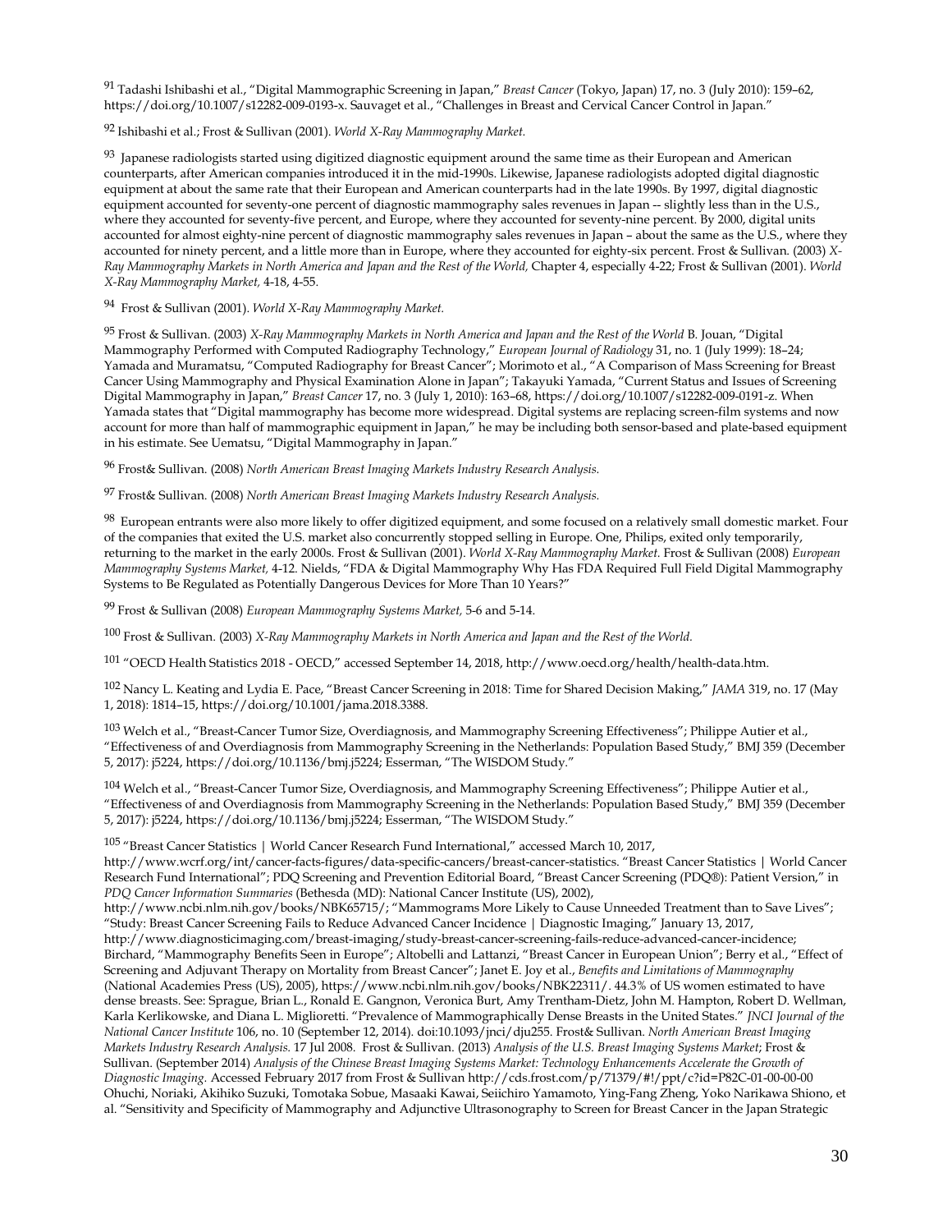[91] Tadashi Ishibashi et al., "Digital Mammographic Screening in Japan," *Breast Cancer* (Tokyo, Japan) 17, no. 3 (July 2010): 159–62, https://doi.org/10.1007/s12282-009-0193-x. Sauvaget et al., "Challenges in Breast and Cervical Cancer Control in Japan."

[92] Ishibashi et al.; Frost & Sullivan (2001). *World X-Ray Mammography Market.*

[93] Japanese radiologists started using digitized diagnostic equipment around the same time as their European and American counterparts, after American companies introduced it in the mid-1990s. Likewise, Japanese radiologists adopted digital diagnostic equipment at about the same rate that their European and American counterparts had in the late 1990s. By 1997, digital diagnostic equipment accounted for seventy-one percent of diagnostic mammography sales revenues in Japan -- slightly less than in the U.S., where they accounted for seventy-five percent, and Europe, where they accounted for seventy-nine percent. By 2000, digital units accounted for almost eighty-nine percent of diagnostic mammography sales revenues in Japan – about the same as the U.S., where they accounted for ninety percent, and a little more than in Europe, where they accounted for eighty-six percent. Frost & Sullivan. (2003) *X-Ray Mammography Markets in North America and Japan and the Rest of the World,* Chapter 4, especially 4-22; Frost & Sullivan (2001). *World X-Ray Mammography Market,* 4-18, 4-55.

[94] Frost & Sullivan (2001). *World X-Ray Mammography Market.*

[95] Frost & Sullivan. (2003) *X-Ray Mammography Markets in North America and Japan and the Rest of the World* B. Jouan, "Digital Mammography Performed with Computed Radiography Technology," *European Journal of Radiology* 31, no. 1 (July 1999): 18–24; Yamada and Muramatsu, "Computed Radiography for Breast Cancer"; Morimoto et al., "A Comparison of Mass Screening for Breast Cancer Using Mammography and Physical Examination Alone in Japan"; Takayuki Yamada, "Current Status and Issues of Screening Digital Mammography in Japan," *Breast Cancer* 17, no. 3 (July 1, 2010): 163–68, https://doi.org/10.1007/s12282-009-0191-z. When Yamada states that "Digital mammography has become more widespread. Digital systems are replacing screen-film systems and now account for more than half of mammographic equipment in Japan," he may be including both sensor-based and plate-based equipment in his estimate. See Uematsu, "Digital Mammography in Japan."

[96] Frost& Sullivan. (2008) *North American Breast Imaging Markets Industry Research Analysis.*

[97] Frost& Sullivan. (2008) *North American Breast Imaging Markets Industry Research Analysis.*

[98] European entrants were also more likely to offer digitized equipment, and some focused on a relatively small domestic market. Four of the companies that exited the U.S. market also concurrently stopped selling in Europe. One, Philips, exited only temporarily, returning to the market in the early 2000s. Frost & Sullivan (2001). *World X-Ray Mammography Market.* Frost & Sullivan (2008) *European Mammography Systems Market,* 4-12. Nields, "FDA & Digital Mammography Why Has FDA Required Full Field Digital Mammography Systems to Be Regulated as Potentially Dangerous Devices for More Than 10 Years?"

[99] Frost & Sullivan (2008) *European Mammography Systems Market,* 5-6 and 5-14.

[100] Frost & Sullivan. (2003) *X-Ray Mammography Markets in North America and Japan and the Rest of the World.*

[101] "OECD Health Statistics 2018 - OECD," accessed September 14, 2018, http://www.oecd.org/health/health-data.htm.

[102] Nancy L. Keating and Lydia E. Pace, "Breast Cancer Screening in 2018: Time for Shared Decision Making," *JAMA* 319, no. 17 (May 1, 2018): 1814–15, https://doi.org/10.1001/jama.2018.3388.

[103] Welch et al., "Breast-Cancer Tumor Size, Overdiagnosis, and Mammography Screening Effectiveness"; Philippe Autier et al., "Effectiveness of and Overdiagnosis from Mammography Screening in the Netherlands: Population Based Study," BMJ 359 (December 5, 2017): j5224, https://doi.org/10.1136/bmj.j5224; Esserman, "The WISDOM Study."

[104] Welch et al., "Breast-Cancer Tumor Size, Overdiagnosis, and Mammography Screening Effectiveness"; Philippe Autier et al., "Effectiveness of and Overdiagnosis from Mammography Screening in the Netherlands: Population Based Study," BMJ 359 (December 5, 2017): j5224, https://doi.org/10.1136/bmj.j5224; Esserman, "The WISDOM Study."

[105] "Breast Cancer Statistics | World Cancer Research Fund International," accessed March 10, 2017, http://www.wcrf.org/int/cancer-facts-figures/data-specific-cancers/breast-cancer-statistics. "Breast Cancer Statistics | World Cancer Research Fund International"; PDQ Screening and Prevention Editorial Board, "Breast Cancer Screening (PDQ®): Patient Version," in *PDQ Cancer Information Summaries* (Bethesda (MD): National Cancer Institute (US), 2002), http://www.ncbi.nlm.nih.gov/books/NBK65715/; "Mammograms More Likely to Cause Unneeded Treatment than to Save Lives"; "Study: Breast Cancer Screening Fails to Reduce Advanced Cancer Incidence | Diagnostic Imaging," January 13, 2017, http://www.diagnosticimaging.com/breast-imaging/study-breast-cancer-screening-fails-reduce-advanced-cancer-incidence; Birchard, "Mammography Benefits Seen in Europe"; Altobelli and Lattanzi, "Breast Cancer in European Union"; Berry et al., "Effect of Screening and Adjuvant Therapy on Mortality from Breast Cancer"; Janet E. Joy et al., *Benefits and Limitations of Mammography* (National Academies Press (US), 2005), https://www.ncbi.nlm.nih.gov/books/NBK22311/. 44.3% of US women estimated to have dense breasts. See: Sprague, Brian L., Ronald E. Gangnon, Veronica Burt, Amy Trentham-Dietz, John M. Hampton, Robert D. Wellman, Karla Kerlikowske, and Diana L. Miglioretti. "Prevalence of Mammographically Dense Breasts in the United States." *JNCI Journal of the National Cancer Institute* 106, no. 10 (September 12, 2014). doi:10.1093/jnci/dju255. Frost& Sullivan. *North American Breast Imaging Markets Industry Research Analysis.* 17 Jul 2008. Frost & Sullivan. (2013) *Analysis of the U.S. Breast Imaging Systems Market*; Frost & Sullivan. (September 2014) *Analysis of the Chinese Breast Imaging Systems Market: Technology Enhancements Accelerate the Growth of Diagnostic Imaging.* Accessed February 2017 from Frost & Sullivan http://cds.frost.com/p/71379/#!/ppt/c?id=P82C-01-00-00-00 Ohuchi, Noriaki, Akihiko Suzuki, Tomotaka Sobue, Masaaki Kawai, Seiichiro Yamamoto, Ying-Fang Zheng, Yoko Narikawa Shiono, et al. "Sensitivity and Specificity of Mammography and Adjunctive Ultrasonography to Screen for Breast Cancer in the Japan Strategic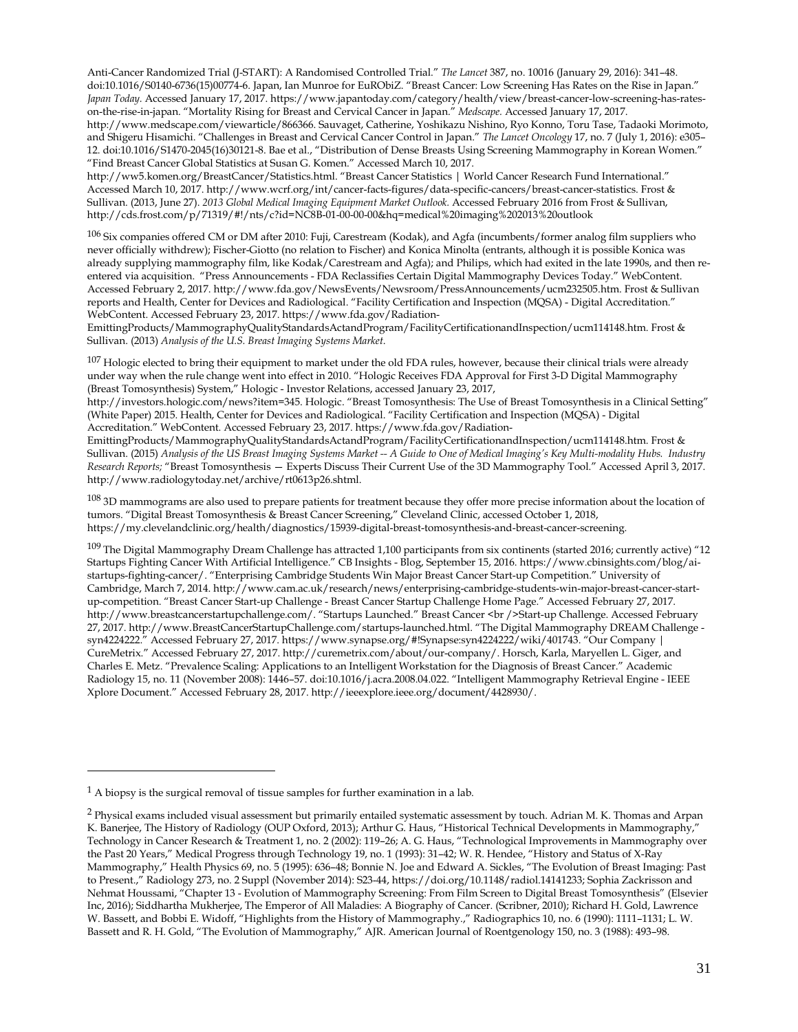Anti-Cancer Randomized Trial (J-START): A Randomised Controlled Trial." *The Lancet* 387, no. 10016 (January 29, 2016): 341–48. doi:10.1016/S0140-6736(15)00774-6. Japan, Ian Munroe for EuRObiZ. "Breast Cancer: Low Screening Has Rates on the Rise in Japan." *Japan Today*. Accessed January 17, 2017. https://www.japantoday.com/category/health/view/breast-cancer-low-screening-has-rates-on-the-rise-in-japan. "Mortality Rising for Breast and Cervical Cancer in Japan." *Medscape*. Accessed January 17, 2017. http://www.medscape.com/viewarticle/866366. Sauvaget, Catherine, Yoshikazu Nishino, Ryo Konno, Toru Tase, Tadaoki Morimoto, and Shigeru Hisamichi. "Challenges in Breast and Cervical Cancer Control in Japan." *The Lancet Oncology* 17, no. 7 (July 1, 2016): e305–12. doi:10.1016/S1470-2045(16)30121-8. Bae et al., "Distribution of Dense Breasts Using Screening Mammography in Korean Women." "Find Breast Cancer Global Statistics at Susan G. Komen." Accessed March 10, 2017. http://ww5.komen.org/BreastCancer/Statistics.html. "Breast Cancer Statistics | World Cancer Research Fund International." Accessed March 10, 2017. http://www.wcrf.org/int/cancer-facts-figures/data-specific-cancers/breast-cancer-statistics. Frost & Sullivan. (2013, June 27). *2013 Global Medical Imaging Equipment Market Outlook.* Accessed February 2016 from Frost & Sullivan, http://cds.frost.com/p/71319/#!/nts/c?id=NC8B-01-00-00-00&hq=medical%20imaging%202013%20outlook

[106] Six companies offered CM or DM after 2010: Fuji, Carestream (Kodak), and Agfa (incumbents/former analog film suppliers who never officially withdrew); Fischer-Giotto (no relation to Fischer) and Konica Minolta (entrants, although it is possible Konica was already supplying mammography film, like Kodak/Carestream and Agfa); and Philips, which had exited in the late 1990s, and then re-entered via acquisition. "Press Announcements - FDA Reclassifies Certain Digital Mammography Devices Today." WebContent. Accessed February 2, 2017. http://www.fda.gov/NewsEvents/Newsroom/PressAnnouncements/ucm232505.htm. Frost & Sullivan reports and Health, Center for Devices and Radiological. "Facility Certification and Inspection (MQSA) - Digital Accreditation." WebContent. Accessed February 23, 2017. https://www.fda.gov/Radiation-EmittingProducts/MammographyQualityStandardsActandProgram/FacilityCertificationandInspection/ucm114148.htm. Frost & Sullivan. (2013) *Analysis of the U.S. Breast Imaging Systems Market*.

[107] Hologic elected to bring their equipment to market under the old FDA rules, however, because their clinical trials were already under way when the rule change went into effect in 2010. "Hologic Receives FDA Approval for First 3-D Digital Mammography (Breast Tomosynthesis) System," Hologic - Investor Relations, accessed January 23, 2017, http://investors.hologic.com/news?item=345. Hologic. "Breast Tomosynthesis: The Use of Breast Tomosynthesis in a Clinical Setting" (White Paper) 2015. Health, Center for Devices and Radiological. "Facility Certification and Inspection (MQSA) - Digital Accreditation." WebContent. Accessed February 23, 2017. https://www.fda.gov/Radiation-EmittingProducts/MammographyQualityStandardsActandProgram/FacilityCertificationandInspection/ucm114148.htm. Frost & Sullivan. (2015) *Analysis of the US Breast Imaging Systems Market -- A Guide to One of Medical Imaging's Key Multi-modality Hubs. Industry Research Reports;* "Breast Tomosynthesis — Experts Discuss Their Current Use of the 3D Mammography Tool." Accessed April 3, 2017. http://www.radiologytoday.net/archive/rt0613p26.shtml.

[108] 3D mammograms are also used to prepare patients for treatment because they offer more precise information about the location of tumors. "Digital Breast Tomosynthesis & Breast Cancer Screening," Cleveland Clinic, accessed October 1, 2018, https://my.clevelandclinic.org/health/diagnostics/15939-digital-breast-tomosynthesis-and-breast-cancer-screening.

[109] The Digital Mammography Dream Challenge has attracted 1,100 participants from six continents (started 2016; currently active) "12 Startups Fighting Cancer With Artificial Intelligence." CB Insights - Blog, September 15, 2016. https://www.cbinsights.com/blog/ai-startups-fighting-cancer/. "Enterprising Cambridge Students Win Major Breast Cancer Start-up Competition." University of Cambridge, March 7, 2014. http://www.cam.ac.uk/research/news/enterprising-cambridge-students-win-major-breast-cancer-start-up-competition. "Breast Cancer Start-up Challenge - Breast Cancer Startup Challenge Home Page." Accessed February 27, 2017. http://www.breastcancerstartupchallenge.com/. "Startups Launched." Breast Cancer <br />Start-up Challenge. Accessed February 27, 2017. http://www.BreastCancerStartupChallenge.com/startups-launched.html. "The Digital Mammography DREAM Challenge - syn4224222." Accessed February 27, 2017. https://www.synapse.org/#!Synapse:syn4224222/wiki/401743. "Our Company | CureMetrix." Accessed February 27, 2017. http://curemetrix.com/about/our-company/. Horsch, Karla, Maryellen L. Giger, and Charles E. Metz. "Prevalence Scaling: Applications to an Intelligent Workstation for the Diagnosis of Breast Cancer." Academic Radiology 15, no. 11 (November 2008): 1446–57. doi:10.1016/j.acra.2008.04.022. "Intelligent Mammography Retrieval Engine - IEEE Xplore Document." Accessed February 28, 2017. http://ieeexplore.ieee.org/document/4428930/.

---

[1] A biopsy is the surgical removal of tissue samples for further examination in a lab.

[2] Physical exams included visual assessment but primarily entailed systematic assessment by touch. Adrian M. K. Thomas and Arpan K. Banerjee, The History of Radiology (OUP Oxford, 2013); Arthur G. Haus, "Historical Technical Developments in Mammography," Technology in Cancer Research & Treatment 1, no. 2 (2002): 119–26; A. G. Haus, "Technological Improvements in Mammography over the Past 20 Years," Medical Progress through Technology 19, no. 1 (1993): 31–42; W. R. Hendee, "History and Status of X-Ray Mammography," Health Physics 69, no. 5 (1995): 636–48; Bonnie N. Joe and Edward A. Sickles, "The Evolution of Breast Imaging: Past to Present.," Radiology 273, no. 2 Suppl (November 2014): S23-44, https://doi.org/10.1148/radiol.14141233; Sophia Zackrisson and Nehmat Houssami, "Chapter 13 - Evolution of Mammography Screening: From Film Screen to Digital Breast Tomosynthesis" (Elsevier Inc, 2016); Siddhartha Mukherjee, The Emperor of All Maladies: A Biography of Cancer. (Scribner, 2010); Richard H. Gold, Lawrence W. Bassett, and Bobbi E. Widoff, "Highlights from the History of Mammography.," Radiographics 10, no. 6 (1990): 1111–1131; L. W. Bassett and R. H. Gold, "The Evolution of Mammography," AJR. American Journal of Roentgenology 150, no. 3 (1988): 493–98.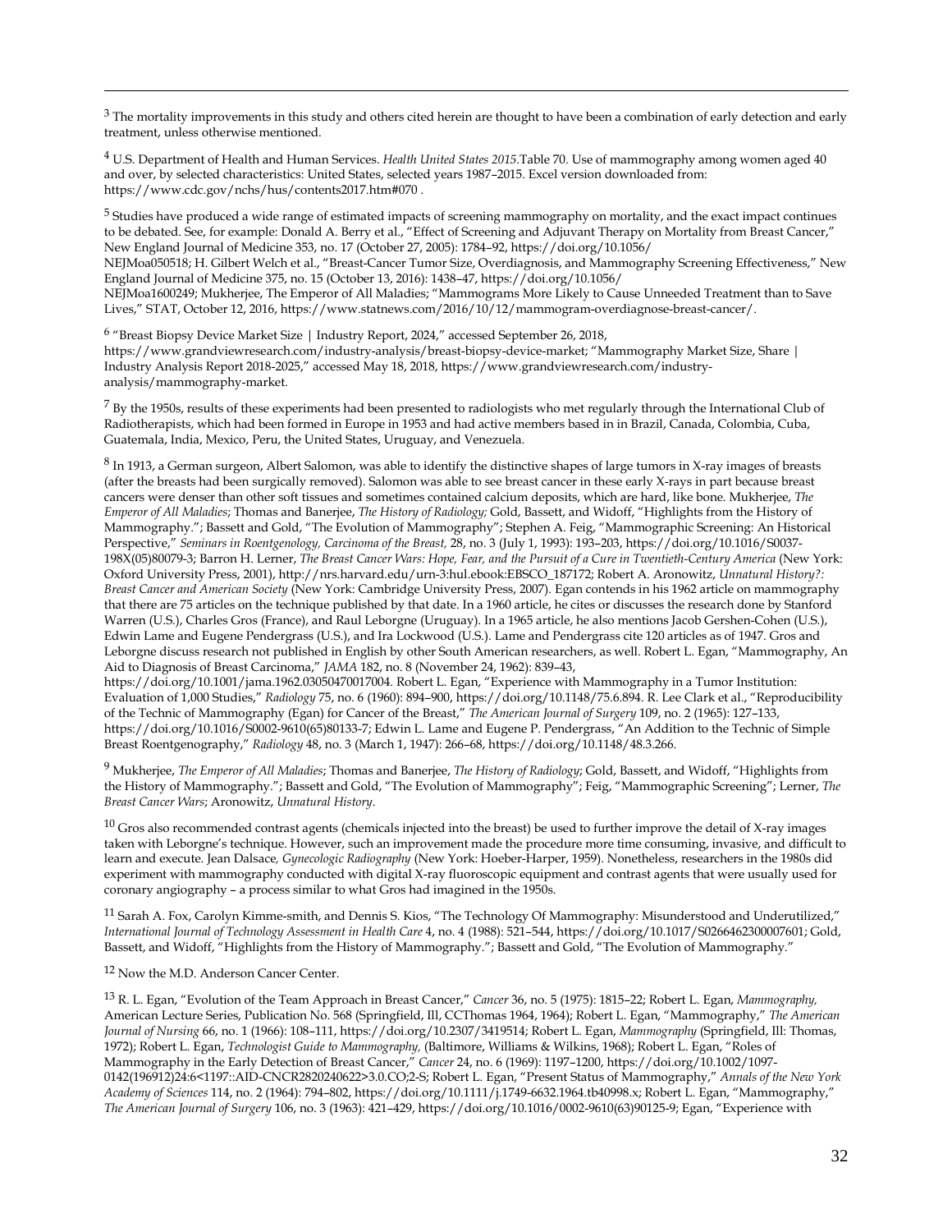[3] The mortality improvements in this study and others cited herein are thought to have been a combination of early detection and early treatment, unless otherwise mentioned.

[4] U.S. Department of Health and Human Services. *Health United States 2015*.Table 70. Use of mammography among women aged 40 and over, by selected characteristics: United States, selected years 1987–2015. Excel version downloaded from: https://www.cdc.gov/nchs/hus/contents2017.htm#070 .

[5] Studies have produced a wide range of estimated impacts of screening mammography on mortality, and the exact impact continues to be debated. See, for example: Donald A. Berry et al., "Effect of Screening and Adjuvant Therapy on Mortality from Breast Cancer," New England Journal of Medicine 353, no. 17 (October 27, 2005): 1784–92, https://doi.org/10.1056/NEJMoa050518; H. Gilbert Welch et al., "Breast-Cancer Tumor Size, Overdiagnosis, and Mammography Screening Effectiveness," New England Journal of Medicine 375, no. 15 (October 13, 2016): 1438–47, https://doi.org/10.1056/NEJMoa1600249; Mukherjee, The Emperor of All Maladies; "Mammograms More Likely to Cause Unneeded Treatment than to Save Lives," STAT, October 12, 2016, https://www.statnews.com/2016/10/12/mammogram-overdiagnose-breast-cancer/.

[6] "Breast Biopsy Device Market Size | Industry Report, 2024," accessed September 26, 2018, https://www.grandviewresearch.com/industry-analysis/breast-biopsy-device-market; "Mammography Market Size, Share | Industry Analysis Report 2018-2025," accessed May 18, 2018, https://www.grandviewresearch.com/industry-analysis/mammography-market.

[7] By the 1950s, results of these experiments had been presented to radiologists who met regularly through the International Club of Radiotherapists, which had been formed in Europe in 1953 and had active members based in in Brazil, Canada, Colombia, Cuba, Guatemala, India, Mexico, Peru, the United States, Uruguay, and Venezuela.

[8] In 1913, a German surgeon, Albert Salomon, was able to identify the distinctive shapes of large tumors in X-ray images of breasts (after the breasts had been surgically removed). Salomon was able to see breast cancer in these early X-rays in part because breast cancers were denser than other soft tissues and sometimes contained calcium deposits, which are hard, like bone. Mukherjee, *The Emperor of All Maladies*; Thomas and Banerjee, *The History of Radiology;* Gold, Bassett, and Widoff, "Highlights from the History of Mammography."; Bassett and Gold, "The Evolution of Mammography"; Stephen A. Feig, "Mammographic Screening: An Historical Perspective," *Seminars in Roentgenology, Carcinoma of the Breast,* 28, no. 3 (July 1, 1993): 193–203, https://doi.org/10.1016/S0037-198X(05)80079-3; Barron H. Lerner, *The Breast Cancer Wars: Hope, Fear, and the Pursuit of a Cure in Twentieth-Century America* (New York: Oxford University Press, 2001), http://nrs.harvard.edu/urn-3:hul.ebook:EBSCO_187172; Robert A. Aronowitz, *Unnatural History?: Breast Cancer and American Society* (New York: Cambridge University Press, 2007). Egan contends in his 1962 article on mammography that there are 75 articles on the technique published by that date. In a 1960 article, he cites or discusses the research done by Stanford Warren (U.S.), Charles Gros (France), and Raul Leborgne (Uruguay). In a 1965 article, he also mentions Jacob Gershen-Cohen (U.S.), Edwin Lame and Eugene Pendergrass (U.S.), and Ira Lockwood (U.S.). Lame and Pendergrass cite 120 articles as of 1947. Gros and Leborgne discuss research not published in English by other South American researchers, as well. Robert L. Egan, "Mammography, An Aid to Diagnosis of Breast Carcinoma," *JAMA* 182, no. 8 (November 24, 1962): 839–43, https://doi.org/10.1001/jama.1962.03050470017004. Robert L. Egan, "Experience with Mammography in a Tumor Institution: Evaluation of 1,000 Studies," *Radiology* 75, no. 6 (1960): 894–900, https://doi.org/10.1148/75.6.894. R. Lee Clark et al., "Reproducibility of the Technic of Mammography (Egan) for Cancer of the Breast," *The American Journal of Surgery* 109, no. 2 (1965): 127–133, https://doi.org/10.1016/S0002-9610(65)80133-7; Edwin L. Lame and Eugene P. Pendergrass, "An Addition to the Technic of Simple Breast Roentgenography," *Radiology* 48, no. 3 (March 1, 1947): 266–68, https://doi.org/10.1148/48.3.266.

[9] Mukherjee, *The Emperor of All Maladies*; Thomas and Banerjee, *The History of Radiology*; Gold, Bassett, and Widoff, "Highlights from the History of Mammography."; Bassett and Gold, "The Evolution of Mammography"; Feig, "Mammographic Screening"; Lerner, *The Breast Cancer Wars*; Aronowitz, *Unnatural History*.

[10] Gros also recommended contrast agents (chemicals injected into the breast) be used to further improve the detail of X-ray images taken with Leborgne's technique. However, such an improvement made the procedure more time consuming, invasive, and difficult to learn and execute. Jean Dalsace, *Gynecologic Radiography* (New York: Hoeber-Harper, 1959). Nonetheless, researchers in the 1980s did experiment with mammography conducted with digital X-ray fluoroscopic equipment and contrast agents that were usually used for coronary angiography – a process similar to what Gros had imagined in the 1950s.

[11] Sarah A. Fox, Carolyn Kimme-smith, and Dennis S. Kios, "The Technology Of Mammography: Misunderstood and Underutilized," *International Journal of Technology Assessment in Health Care* 4, no. 4 (1988): 521–544, https://doi.org/10.1017/S0266462300007601; Gold, Bassett, and Widoff, "Highlights from the History of Mammography."; Bassett and Gold, "The Evolution of Mammography."

[12] Now the M.D. Anderson Cancer Center.

[13] R. L. Egan, "Evolution of the Team Approach in Breast Cancer," *Cancer* 36, no. 5 (1975): 1815–22; Robert L. Egan, *Mammography,* American Lecture Series, Publication No. 568 (Springfield, Ill, CCThomas 1964, 1964); Robert L. Egan, "Mammography," *The American Journal of Nursing* 66, no. 1 (1966): 108–111, https://doi.org/10.2307/3419514; Robert L. Egan, *Mammography* (Springfield, Ill: Thomas, 1972); Robert L. Egan, *Technologist Guide to Mammography,* (Baltimore, Williams & Wilkins, 1968); Robert L. Egan, "Roles of Mammography in the Early Detection of Breast Cancer," *Cancer* 24, no. 6 (1969): 1197–1200, https://doi.org/10.1002/1097-0142(196912)24:6<1197::AID-CNCR2820240622>3.0.CO;2-S; Robert L. Egan, "Present Status of Mammography," *Annals of the New York Academy of Sciences* 114, no. 2 (1964): 794–802, https://doi.org/10.1111/j.1749-6632.1964.tb40998.x; Robert L. Egan, "Mammography," *The American Journal of Surgery* 106, no. 3 (1963): 421–429, https://doi.org/10.1016/0002-9610(63)90125-9; Egan, "Experience with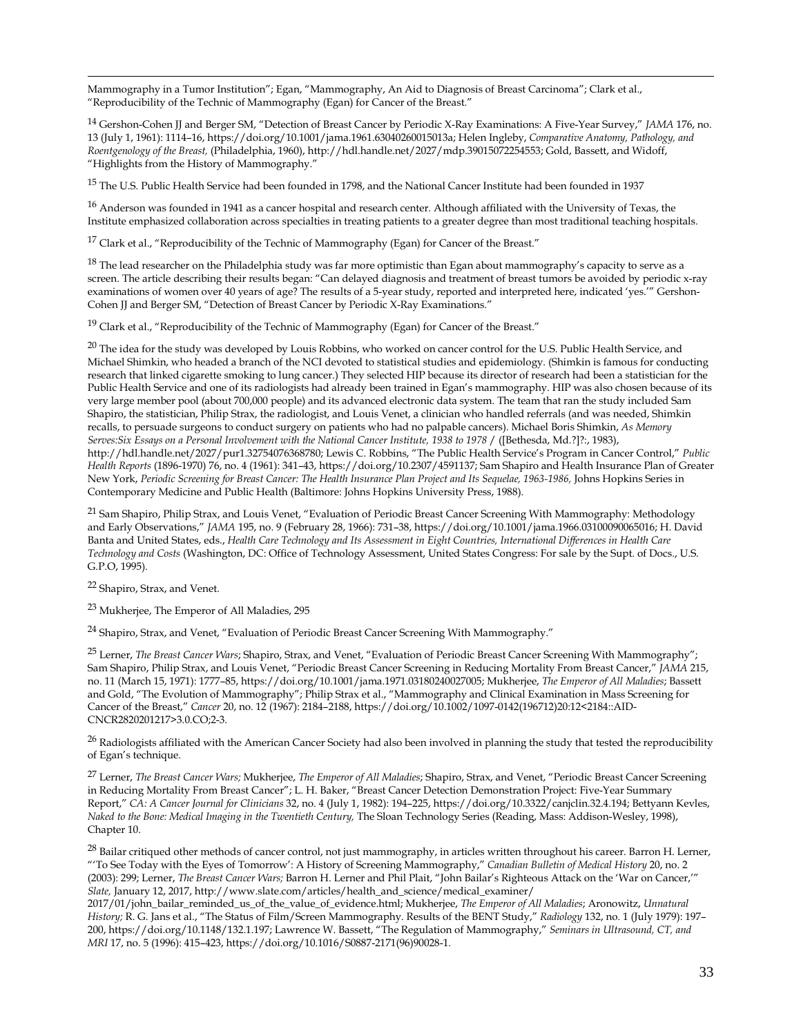Mammography in a Tumor Institution"; Egan, "Mammography, An Aid to Diagnosis of Breast Carcinoma"; Clark et al., "Reproducibility of the Technic of Mammography (Egan) for Cancer of the Breast."

[14] Gershon-Cohen JJ and Berger SM, "Detection of Breast Cancer by Periodic X-Ray Examinations: A Five-Year Survey," *JAMA* 176, no. 13 (July 1, 1961): 1114–16, https://doi.org/10.1001/jama.1961.63040260015013a; Helen Ingleby, *Comparative Anatomy, Pathology, and Roentgenology of the Breast,* (Philadelphia, 1960), http://hdl.handle.net/2027/mdp.39015072254553; Gold, Bassett, and Widoff, "Highlights from the History of Mammography."

[15] The U.S. Public Health Service had been founded in 1798, and the National Cancer Institute had been founded in 1937

[16] Anderson was founded in 1941 as a cancer hospital and research center. Although affiliated with the University of Texas, the Institute emphasized collaboration across specialties in treating patients to a greater degree than most traditional teaching hospitals.

[17] Clark et al., "Reproducibility of the Technic of Mammography (Egan) for Cancer of the Breast."

[18] The lead researcher on the Philadelphia study was far more optimistic than Egan about mammography's capacity to serve as a screen. The article describing their results began: "Can delayed diagnosis and treatment of breast tumors be avoided by periodic x-ray examinations of women over 40 years of age? The results of a 5-year study, reported and interpreted here, indicated 'yes.'" Gershon-Cohen JJ and Berger SM, "Detection of Breast Cancer by Periodic X-Ray Examinations."

[19] Clark et al., "Reproducibility of the Technic of Mammography (Egan) for Cancer of the Breast."

[20] The idea for the study was developed by Louis Robbins, who worked on cancer control for the U.S. Public Health Service, and Michael Shimkin, who headed a branch of the NCI devoted to statistical studies and epidemiology. (Shimkin is famous for conducting research that linked cigarette smoking to lung cancer.) They selected HIP because its director of research had been a statistician for the Public Health Service and one of its radiologists had already been trained in Egan's mammography. HIP was also chosen because of its very large member pool (about 700,000 people) and its advanced electronic data system. The team that ran the study included Sam Shapiro, the statistician, Philip Strax, the radiologist, and Louis Venet, a clinician who handled referrals (and was needed, Shimkin recalls, to persuade surgeons to conduct surgery on patients who had no palpable cancers). Michael Boris Shimkin, *As Memory Serves:Six Essays on a Personal Involvement with the National Cancer Institute, 1938 to 1978 /* ([Bethesda, Md.?]?:, 1983), http://hdl.handle.net/2027/pur1.32754076368780; Lewis C. Robbins, "The Public Health Service's Program in Cancer Control," *Public Health Reports* (1896-1970) 76, no. 4 (1961): 341–43, https://doi.org/10.2307/4591137; Sam Shapiro and Health Insurance Plan of Greater New York, *Periodic Screening for Breast Cancer: The Health Insurance Plan Project and Its Sequelae, 1963-1986,* Johns Hopkins Series in Contemporary Medicine and Public Health (Baltimore: Johns Hopkins University Press, 1988).

[21] Sam Shapiro, Philip Strax, and Louis Venet, "Evaluation of Periodic Breast Cancer Screening With Mammography: Methodology and Early Observations," *JAMA* 195, no. 9 (February 28, 1966): 731–38, https://doi.org/10.1001/jama.1966.03100090065016; H. David Banta and United States, eds., *Health Care Technology and Its Assessment in Eight Countries, International Differences in Health Care Technology and Costs* (Washington, DC: Office of Technology Assessment, United States Congress: For sale by the Supt. of Docs., U.S. G.P.O, 1995).

[22] Shapiro, Strax, and Venet.

[23] Mukherjee, The Emperor of All Maladies, 295

[24] Shapiro, Strax, and Venet, "Evaluation of Periodic Breast Cancer Screening With Mammography."

[25] Lerner, *The Breast Cancer Wars*; Shapiro, Strax, and Venet, "Evaluation of Periodic Breast Cancer Screening With Mammography"; Sam Shapiro, Philip Strax, and Louis Venet, "Periodic Breast Cancer Screening in Reducing Mortality From Breast Cancer," *JAMA* 215, no. 11 (March 15, 1971): 1777–85, https://doi.org/10.1001/jama.1971.03180240027005; Mukherjee, *The Emperor of All Maladies*; Bassett and Gold, "The Evolution of Mammography"; Philip Strax et al., "Mammography and Clinical Examination in Mass Screening for Cancer of the Breast," *Cancer* 20, no. 12 (1967): 2184–2188, https://doi.org/10.1002/1097-0142(196712)20:12<2184::AID-CNCR2820201217>3.0.CO;2-3.

[26] Radiologists affiliated with the American Cancer Society had also been involved in planning the study that tested the reproducibility of Egan's technique.

[27] Lerner, *The Breast Cancer Wars;* Mukherjee, *The Emperor of All Maladies*; Shapiro, Strax, and Venet, "Periodic Breast Cancer Screening in Reducing Mortality From Breast Cancer"; L. H. Baker, "Breast Cancer Detection Demonstration Project: Five-Year Summary Report," *CA: A Cancer Journal for Clinicians* 32, no. 4 (July 1, 1982): 194–225, https://doi.org/10.3322/canjclin.32.4.194; Bettyann Kevles, *Naked to the Bone: Medical Imaging in the Twentieth Century,* The Sloan Technology Series (Reading, Mass: Addison-Wesley, 1998), Chapter 10.

[28] Bailar critiqued other methods of cancer control, not just mammography, in articles written throughout his career. Barron H. Lerner, "'To See Today with the Eyes of Tomorrow': A History of Screening Mammography," *Canadian Bulletin of Medical History* 20, no. 2 (2003): 299; Lerner, *The Breast Cancer Wars;* Barron H. Lerner and Phil Plait, "John Bailar's Righteous Attack on the 'War on Cancer,'" *Slate,* January 12, 2017, http://www.slate.com/articles/health_and_science/medical_examiner/2017/01/john_bailar_reminded_us_of_the_value_of_evidence.html; Mukherjee, *The Emperor of All Maladies*; Aronowitz, *Unnatural History;* R. G. Jans et al., "The Status of Film/Screen Mammography. Results of the BENT Study," *Radiology* 132, no. 1 (July 1979): 197–200, https://doi.org/10.1148/132.1.197; Lawrence W. Bassett, "The Regulation of Mammography," *Seminars in Ultrasound, CT, and MRI* 17, no. 5 (1996): 415–423, https://doi.org/10.1016/S0887-2171(96)90028-1.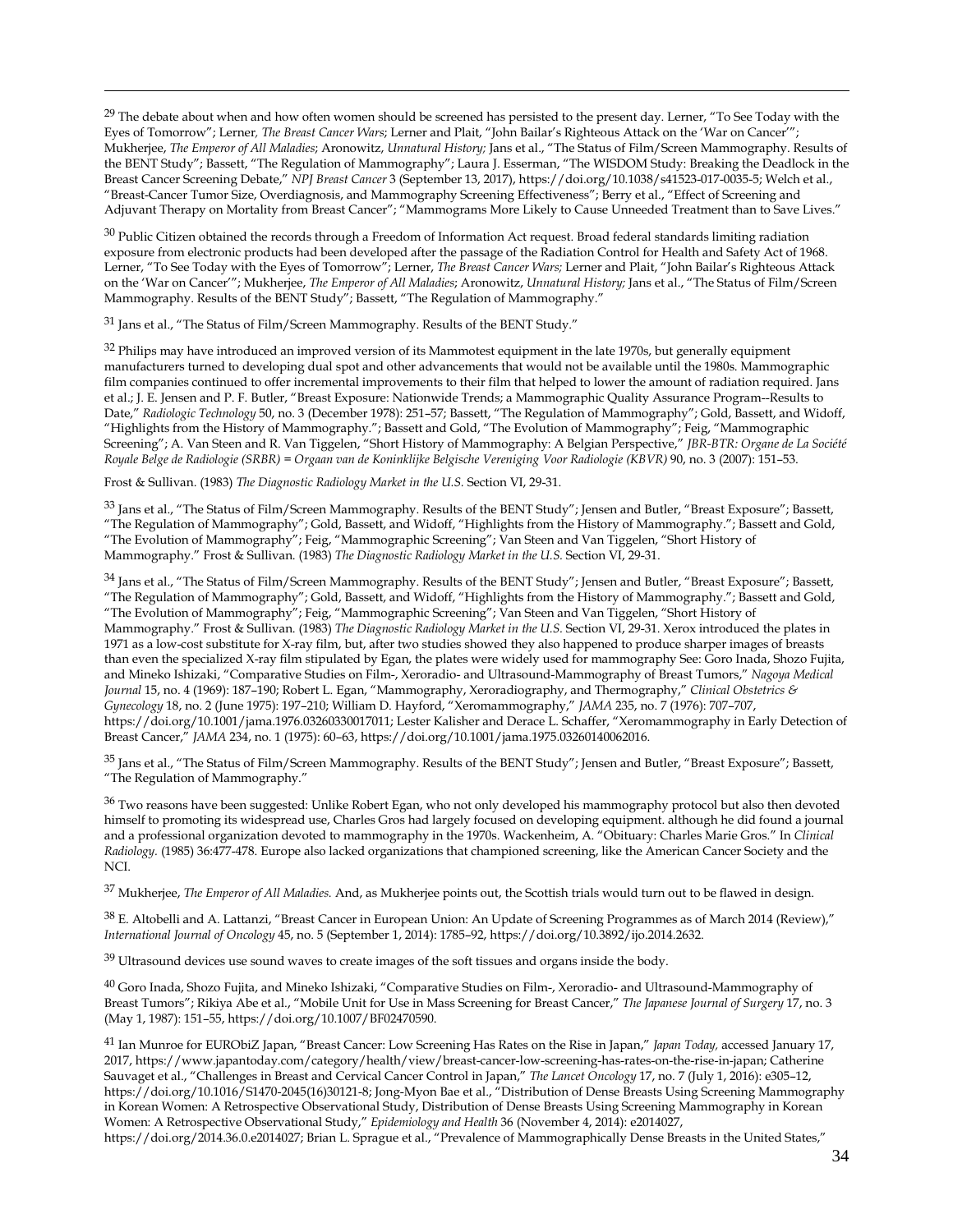[29] The debate about when and how often women should be screened has persisted to the present day. Lerner, "To See Today with the Eyes of Tomorrow"; Lerner, *The Breast Cancer Wars*; Lerner and Plait, "John Bailar's Righteous Attack on the 'War on Cancer'"; Mukherjee, *The Emperor of All Maladies*; Aronowitz, *Unnatural History;* Jans et al., "The Status of Film/Screen Mammography. Results of the BENT Study"; Bassett, "The Regulation of Mammography"; Laura J. Esserman, "The WISDOM Study: Breaking the Deadlock in the Breast Cancer Screening Debate," *NPJ Breast Cancer* 3 (September 13, 2017), https://doi.org/10.1038/s41523-017-0035-5; Welch et al., "Breast-Cancer Tumor Size, Overdiagnosis, and Mammography Screening Effectiveness"; Berry et al., "Effect of Screening and Adjuvant Therapy on Mortality from Breast Cancer"; "Mammograms More Likely to Cause Unneeded Treatment than to Save Lives."

[30] Public Citizen obtained the records through a Freedom of Information Act request. Broad federal standards limiting radiation exposure from electronic products had been developed after the passage of the Radiation Control for Health and Safety Act of 1968. Lerner, "To See Today with the Eyes of Tomorrow"; Lerner, *The Breast Cancer Wars;* Lerner and Plait, "John Bailar's Righteous Attack on the 'War on Cancer'"; Mukherjee, *The Emperor of All Maladies*; Aronowitz, *Unnatural History;* Jans et al., "The Status of Film/Screen Mammography. Results of the BENT Study"; Bassett, "The Regulation of Mammography."

[31] Jans et al., "The Status of Film/Screen Mammography. Results of the BENT Study."

[32] Philips may have introduced an improved version of its Mammotest equipment in the late 1970s, but generally equipment manufacturers turned to developing dual spot and other advancements that would not be available until the 1980s. Mammographic film companies continued to offer incremental improvements to their film that helped to lower the amount of radiation required. Jans et al.; J. E. Jensen and P. F. Butler, "Breast Exposure: Nationwide Trends; a Mammographic Quality Assurance Program--Results to Date," *Radiologic Technology* 50, no. 3 (December 1978): 251–57; Bassett, "The Regulation of Mammography"; Gold, Bassett, and Widoff, "Highlights from the History of Mammography."; Bassett and Gold, "The Evolution of Mammography"; Feig, "Mammographic Screening"; A. Van Steen and R. Van Tiggelen, "Short History of Mammography: A Belgian Perspective," *JBR-BTR: Organe de La Société Royale Belge de Radiologie (SRBR) = Orgaan van de Koninklijke Belgische Vereniging Voor Radiologie (KBVR)* 90, no. 3 (2007): 151–53.

Frost & Sullivan. (1983) *The Diagnostic Radiology Market in the U.S.* Section VI, 29-31.

[33] Jans et al., "The Status of Film/Screen Mammography. Results of the BENT Study"; Jensen and Butler, "Breast Exposure"; Bassett, "The Regulation of Mammography"; Gold, Bassett, and Widoff, "Highlights from the History of Mammography."; Bassett and Gold, "The Evolution of Mammography"; Feig, "Mammographic Screening"; Van Steen and Van Tiggelen, "Short History of Mammography." Frost & Sullivan. (1983) *The Diagnostic Radiology Market in the U.S.* Section VI, 29-31.

[34] Jans et al., "The Status of Film/Screen Mammography. Results of the BENT Study"; Jensen and Butler, "Breast Exposure"; Bassett, "The Regulation of Mammography"; Gold, Bassett, and Widoff, "Highlights from the History of Mammography."; Bassett and Gold, "The Evolution of Mammography"; Feig, "Mammographic Screening"; Van Steen and Van Tiggelen, "Short History of Mammography." Frost & Sullivan. (1983) *The Diagnostic Radiology Market in the U.S.* Section VI, 29-31. Xerox introduced the plates in 1971 as a low-cost substitute for X-ray film, but, after two studies showed they also happened to produce sharper images of breasts than even the specialized X-ray film stipulated by Egan, the plates were widely used for mammography See: Goro Inada, Shozo Fujita, and Mineko Ishizaki, "Comparative Studies on Film-, Xeroradio- and Ultrasound-Mammography of Breast Tumors," *Nagoya Medical Journal* 15, no. 4 (1969): 187–190; Robert L. Egan, "Mammography, Xeroradiography, and Thermography," *Clinical Obstetrics & Gynecology* 18, no. 2 (June 1975): 197–210; William D. Hayford, "Xeromammography," *JAMA* 235, no. 7 (1976): 707–707, https://doi.org/10.1001/jama.1976.03260330017011; Lester Kalisher and Derace L. Schaffer, "Xeromammography in Early Detection of Breast Cancer," *JAMA* 234, no. 1 (1975): 60–63, https://doi.org/10.1001/jama.1975.03260140062016.

[35] Jans et al., "The Status of Film/Screen Mammography. Results of the BENT Study"; Jensen and Butler, "Breast Exposure"; Bassett, "The Regulation of Mammography."

[36] Two reasons have been suggested: Unlike Robert Egan, who not only developed his mammography protocol but also then devoted himself to promoting its widespread use, Charles Gros had largely focused on developing equipment. although he did found a journal and a professional organization devoted to mammography in the 1970s. Wackenheim, A. "Obituary: Charles Marie Gros." In *Clinical Radiology.* (1985) 36:477-478. Europe also lacked organizations that championed screening, like the American Cancer Society and the NCI.

[37] Mukherjee, *The Emperor of All Maladies.* And, as Mukherjee points out, the Scottish trials would turn out to be flawed in design.

[38] E. Altobelli and A. Lattanzi, "Breast Cancer in European Union: An Update of Screening Programmes as of March 2014 (Review)," *International Journal of Oncology* 45, no. 5 (September 1, 2014): 1785–92, https://doi.org/10.3892/ijo.2014.2632.

[39] Ultrasound devices use sound waves to create images of the soft tissues and organs inside the body.

[40] Goro Inada, Shozo Fujita, and Mineko Ishizaki, "Comparative Studies on Film-, Xeroradio- and Ultrasound-Mammography of Breast Tumors"; Rikiya Abe et al., "Mobile Unit for Use in Mass Screening for Breast Cancer," *The Japanese Journal of Surgery* 17, no. 3 (May 1, 1987): 151–55, https://doi.org/10.1007/BF02470590.

[41] Ian Munroe for EURObiZ Japan, "Breast Cancer: Low Screening Has Rates on the Rise in Japan," *Japan Today,* accessed January 17, 2017, https://www.japantoday.com/category/health/view/breast-cancer-low-screening-has-rates-on-the-rise-in-japan; Catherine Sauvaget et al., "Challenges in Breast and Cervical Cancer Control in Japan," *The Lancet Oncology* 17, no. 7 (July 1, 2016): e305–12, https://doi.org/10.1016/S1470-2045(16)30121-8; Jong-Myon Bae et al., "Distribution of Dense Breasts Using Screening Mammography in Korean Women: A Retrospective Observational Study, Distribution of Dense Breasts Using Screening Mammography in Korean Women: A Retrospective Observational Study," *Epidemiology and Health* 36 (November 4, 2014): e2014027, https://doi.org/2014.36.0.e2014027; Brian L. Sprague et al., "Prevalence of Mammographically Dense Breasts in the United States,"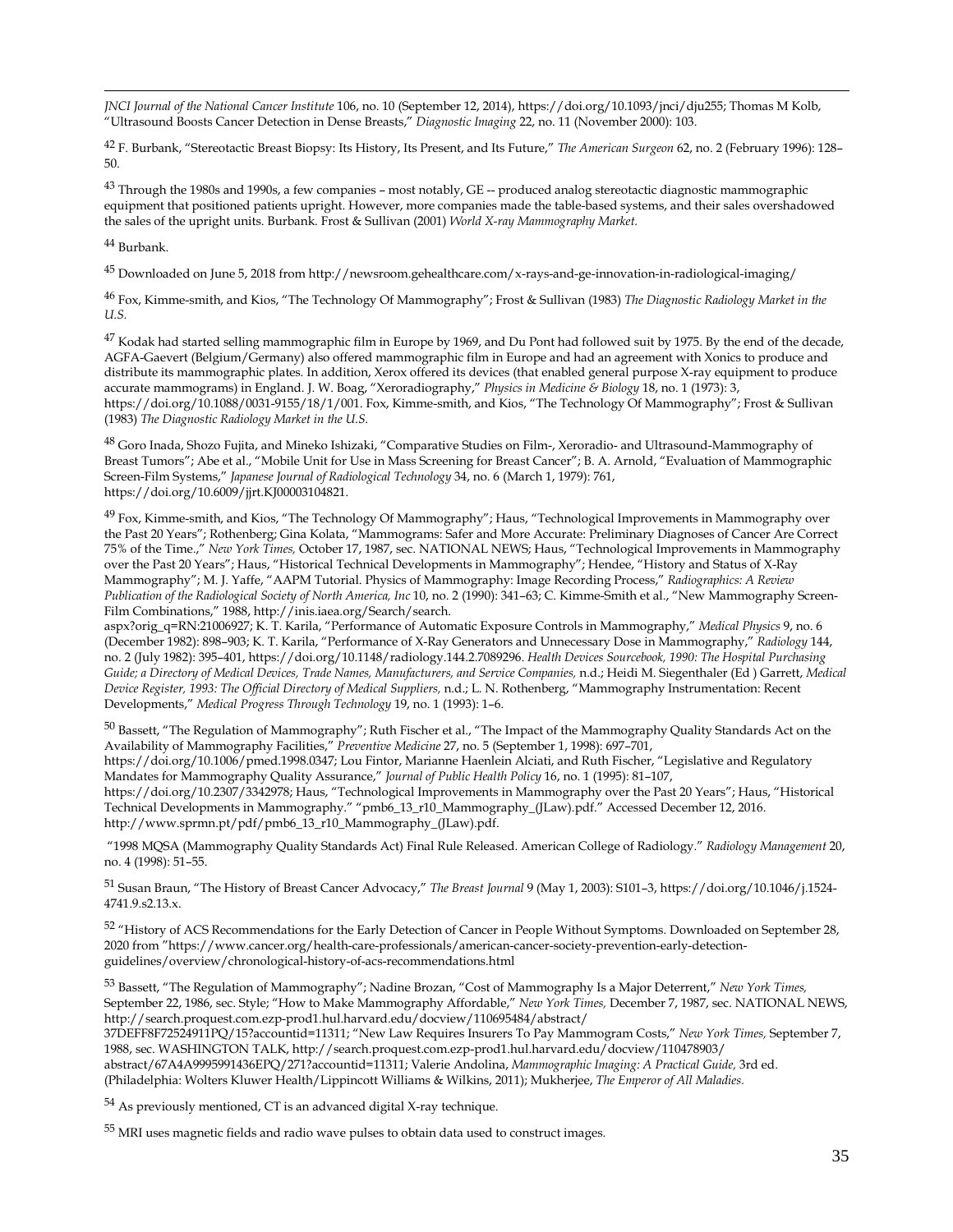*JNCI Journal of the National Cancer Institute* 106, no. 10 (September 12, 2014), https://doi.org/10.1093/jnci/dju255; Thomas M Kolb, "Ultrasound Boosts Cancer Detection in Dense Breasts," *Diagnostic Imaging* 22, no. 11 (November 2000): 103.

[42] F. Burbank, "Stereotactic Breast Biopsy: Its History, Its Present, and Its Future," *The American Surgeon* 62, no. 2 (February 1996): 128–50.

[43] Through the 1980s and 1990s, a few companies – most notably, GE -- produced analog stereotactic diagnostic mammographic equipment that positioned patients upright. However, more companies made the table-based systems, and their sales overshadowed the sales of the upright units. Burbank. Frost & Sullivan (2001) *World X-ray Mammography Market*.

[44] Burbank.

[45] Downloaded on June 5, 2018 from http://newsroom.gehealthcare.com/x-rays-and-ge-innovation-in-radiological-imaging/

[46] Fox, Kimme-smith, and Kios, "The Technology Of Mammography"; Frost & Sullivan (1983) *The Diagnostic Radiology Market in the U.S.*

[47] Kodak had started selling mammographic film in Europe by 1969, and Du Pont had followed suit by 1975. By the end of the decade, AGFA-Gaevert (Belgium/Germany) also offered mammographic film in Europe and had an agreement with Xonics to produce and distribute its mammographic plates. In addition, Xerox offered its devices (that enabled general purpose X-ray equipment to produce accurate mammograms) in England. J. W. Boag, "Xeroradiography," *Physics in Medicine & Biology* 18, no. 1 (1973): 3, https://doi.org/10.1088/0031-9155/18/1/001. Fox, Kimme-smith, and Kios, "The Technology Of Mammography"; Frost & Sullivan (1983) *The Diagnostic Radiology Market in the U.S.*

[48] Goro Inada, Shozo Fujita, and Mineko Ishizaki, "Comparative Studies on Film-, Xeroradio- and Ultrasound-Mammography of Breast Tumors"; Abe et al., "Mobile Unit for Use in Mass Screening for Breast Cancer"; B. A. Arnold, "Evaluation of Mammographic Screen-Film Systems," *Japanese Journal of Radiological Technology* 34, no. 6 (March 1, 1979): 761, https://doi.org/10.6009/jjrt.KJ00003104821.

[49] Fox, Kimme-smith, and Kios, "The Technology Of Mammography"; Haus, "Technological Improvements in Mammography over the Past 20 Years"; Rothenberg; Gina Kolata, "Mammograms: Safer and More Accurate: Preliminary Diagnoses of Cancer Are Correct 75% of the Time.," *New York Times,* October 17, 1987, sec. NATIONAL NEWS; Haus, "Technological Improvements in Mammography over the Past 20 Years"; Haus, "Historical Technical Developments in Mammography"; Hendee, "History and Status of X-Ray Mammography"; M. J. Yaffe, "AAPM Tutorial. Physics of Mammography: Image Recording Process," *Radiographics: A Review Publication of the Radiological Society of North America, Inc* 10, no. 2 (1990): 341–63; C. Kimme-Smith et al., "New Mammography Screen-Film Combinations," 1988, http://inis.iaea.org/Search/search.aspx?orig_q=RN:21006927; K. T. Karila, "Performance of Automatic Exposure Controls in Mammography," *Medical Physics* 9, no. 6 (December 1982): 898–903; K. T. Karila, "Performance of X-Ray Generators and Unnecessary Dose in Mammography," *Radiology* 144, no. 2 (July 1982): 395–401, https://doi.org/10.1148/radiology.144.2.7089296. *Health Devices Sourcebook, 1990: The Hospital Purchasing Guide; a Directory of Medical Devices, Trade Names, Manufacturers, and Service Companies,* n.d.; Heidi M. Siegenthaler (Ed ) Garrett, *Medical Device Register, 1993: The Official Directory of Medical Suppliers,* n.d.; L. N. Rothenberg, "Mammography Instrumentation: Recent Developments," *Medical Progress Through Technology* 19, no. 1 (1993): 1–6.

[50] Bassett, "The Regulation of Mammography"; Ruth Fischer et al., "The Impact of the Mammography Quality Standards Act on the Availability of Mammography Facilities," *Preventive Medicine* 27, no. 5 (September 1, 1998): 697–701, https://doi.org/10.1006/pmed.1998.0347; Lou Fintor, Marianne Haenlein Alciati, and Ruth Fischer, "Legislative and Regulatory Mandates for Mammography Quality Assurance," *Journal of Public Health Policy* 16, no. 1 (1995): 81–107, https://doi.org/10.2307/3342978; Haus, "Technological Improvements in Mammography over the Past 20 Years"; Haus, "Historical Technical Developments in Mammography." "pmb6_13_r10_Mammography_(JLaw).pdf." Accessed December 12, 2016. http://www.sprmn.pt/pdf/pmb6_13_r10_Mammography_(JLaw).pdf.

"1998 MQSA (Mammography Quality Standards Act) Final Rule Released. American College of Radiology." *Radiology Management* 20, no. 4 (1998): 51–55.

[51] Susan Braun, "The History of Breast Cancer Advocacy," *The Breast Journal* 9 (May 1, 2003): S101–3, https://doi.org/10.1046/j.1524-4741.9.s2.13.x.

[52] "History of ACS Recommendations for the Early Detection of Cancer in People Without Symptoms. Downloaded on September 28, 2020 from "https://www.cancer.org/health-care-professionals/american-cancer-society-prevention-early-detection-guidelines/overview/chronological-history-of-acs-recommendations.html

[53] Bassett, "The Regulation of Mammography"; Nadine Brozan, "Cost of Mammography Is a Major Deterrent," *New York Times,* September 22, 1986, sec. Style; "How to Make Mammography Affordable," *New York Times,* December 7, 1987, sec. NATIONAL NEWS, http://search.proquest.com.ezp-prod1.hul.harvard.edu/docview/110695484/abstract/37DEFF8F72524911PQ/15?accountid=11311; "New Law Requires Insurers To Pay Mammogram Costs," *New York Times,* September 7, 1988, sec. WASHINGTON TALK, http://search.proquest.com.ezp-prod1.hul.harvard.edu/docview/110478903/abstract/67A4A9995991436EPQ/271?accountid=11311; Valerie Andolina, *Mammographic Imaging: A Practical Guide,* 3rd ed. (Philadelphia: Wolters Kluwer Health/Lippincott Williams & Wilkins, 2011); Mukherjee, *The Emperor of All Maladies*.

[54] As previously mentioned, CT is an advanced digital X-ray technique.

[55] MRI uses magnetic fields and radio wave pulses to obtain data used to construct images.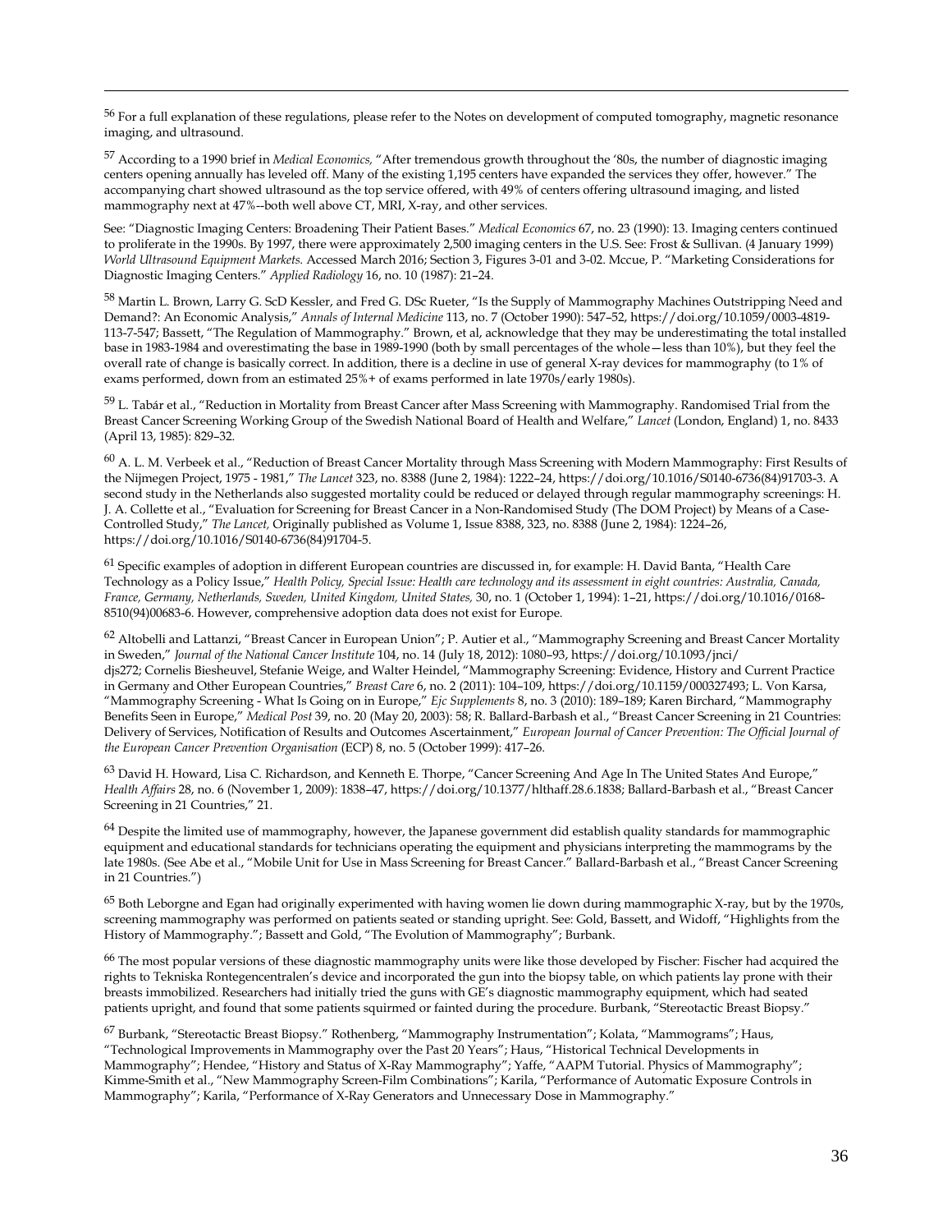[56] For a full explanation of these regulations, please refer to the Notes on development of computed tomography, magnetic resonance imaging, and ultrasound.

[57] According to a 1990 brief in *Medical Economics,* "After tremendous growth throughout the '80s, the number of diagnostic imaging centers opening annually has leveled off. Many of the existing 1,195 centers have expanded the services they offer, however." The accompanying chart showed ultrasound as the top service offered, with 49% of centers offering ultrasound imaging, and listed mammography next at 47%--both well above CT, MRI, X-ray, and other services.

See: "Diagnostic Imaging Centers: Broadening Their Patient Bases." *Medical Economics* 67, no. 23 (1990): 13. Imaging centers continued to proliferate in the 1990s. By 1997, there were approximately 2,500 imaging centers in the U.S. See: Frost & Sullivan. (4 January 1999) *World Ultrasound Equipment Markets.* Accessed March 2016; Section 3, Figures 3-01 and 3-02. Mccue, P. "Marketing Considerations for Diagnostic Imaging Centers." *Applied Radiology* 16, no. 10 (1987): 21–24.

[58] Martin L. Brown, Larry G. ScD Kessler, and Fred G. DSc Rueter, "Is the Supply of Mammography Machines Outstripping Need and Demand?: An Economic Analysis," *Annals of Internal Medicine* 113, no. 7 (October 1990): 547–52, https://doi.org/10.1059/0003-4819-113-7-547; Bassett, "The Regulation of Mammography." Brown, et al, acknowledge that they may be underestimating the total installed base in 1983-1984 and overestimating the base in 1989-1990 (both by small percentages of the whole—less than 10%), but they feel the overall rate of change is basically correct. In addition, there is a decline in use of general X-ray devices for mammography (to 1% of exams performed, down from an estimated 25%+ of exams performed in late 1970s/early 1980s).

[59] L. Tabár et al., "Reduction in Mortality from Breast Cancer after Mass Screening with Mammography. Randomised Trial from the Breast Cancer Screening Working Group of the Swedish National Board of Health and Welfare," *Lancet* (London, England) 1, no. 8433 (April 13, 1985): 829–32.

[60] A. L. M. Verbeek et al., "Reduction of Breast Cancer Mortality through Mass Screening with Modern Mammography: First Results of the Nijmegen Project, 1975 - 1981," *The Lancet* 323, no. 8388 (June 2, 1984): 1222–24, https://doi.org/10.1016/S0140-6736(84)91703-3. A second study in the Netherlands also suggested mortality could be reduced or delayed through regular mammography screenings: H. J. A. Collette et al., "Evaluation for Screening for Breast Cancer in a Non-Randomised Study (The DOM Project) by Means of a Case-Controlled Study," *The Lancet,* Originally published as Volume 1, Issue 8388, 323, no. 8388 (June 2, 1984): 1224–26, https://doi.org/10.1016/S0140-6736(84)91704-5.

[61] Specific examples of adoption in different European countries are discussed in, for example: H. David Banta, "Health Care Technology as a Policy Issue," *Health Policy, Special Issue: Health care technology and its assessment in eight countries: Australia, Canada, France, Germany, Netherlands, Sweden, United Kingdom, United States,* 30, no. 1 (October 1, 1994): 1–21, https://doi.org/10.1016/0168-8510(94)00683-6. However, comprehensive adoption data does not exist for Europe.

[62] Altobelli and Lattanzi, "Breast Cancer in European Union"; P. Autier et al., "Mammography Screening and Breast Cancer Mortality in Sweden," *Journal of the National Cancer Institute* 104, no. 14 (July 18, 2012): 1080–93, https://doi.org/10.1093/jnci/djs272; Cornelis Biesheuvel, Stefanie Weige, and Walter Heindel, "Mammography Screening: Evidence, History and Current Practice in Germany and Other European Countries," *Breast Care* 6, no. 2 (2011): 104–109, https://doi.org/10.1159/000327493; L. Von Karsa, "Mammography Screening - What Is Going on in Europe," *Ejc Supplements* 8, no. 3 (2010): 189–189; Karen Birchard, "Mammography Benefits Seen in Europe," *Medical Post* 39, no. 20 (May 20, 2003): 58; R. Ballard-Barbash et al., "Breast Cancer Screening in 21 Countries: Delivery of Services, Notification of Results and Outcomes Ascertainment," *European Journal of Cancer Prevention: The Official Journal of the European Cancer Prevention Organisation* (ECP) 8, no. 5 (October 1999): 417–26.

[63] David H. Howard, Lisa C. Richardson, and Kenneth E. Thorpe, "Cancer Screening And Age In The United States And Europe," *Health Affairs* 28, no. 6 (November 1, 2009): 1838–47, https://doi.org/10.1377/hlthaff.28.6.1838; Ballard-Barbash et al., "Breast Cancer Screening in 21 Countries," 21.

[64] Despite the limited use of mammography, however, the Japanese government did establish quality standards for mammographic equipment and educational standards for technicians operating the equipment and physicians interpreting the mammograms by the late 1980s. (See Abe et al., "Mobile Unit for Use in Mass Screening for Breast Cancer." Ballard-Barbash et al., "Breast Cancer Screening in 21 Countries.")

[65] Both Leborgne and Egan had originally experimented with having women lie down during mammographic X-ray, but by the 1970s, screening mammography was performed on patients seated or standing upright. See: Gold, Bassett, and Widoff, "Highlights from the History of Mammography."; Bassett and Gold, "The Evolution of Mammography"; Burbank.

[66] The most popular versions of these diagnostic mammography units were like those developed by Fischer: Fischer had acquired the rights to Tekniska Rontegencentralen's device and incorporated the gun into the biopsy table, on which patients lay prone with their breasts immobilized. Researchers had initially tried the guns with GE's diagnostic mammography equipment, which had seated patients upright, and found that some patients squirmed or fainted during the procedure. Burbank, "Stereotactic Breast Biopsy."

[67] Burbank, "Stereotactic Breast Biopsy." Rothenberg, "Mammography Instrumentation"; Kolata, "Mammograms"; Haus, "Technological Improvements in Mammography over the Past 20 Years"; Haus, "Historical Technical Developments in Mammography"; Hendee, "History and Status of X-Ray Mammography"; Yaffe, "AAPM Tutorial. Physics of Mammography"; Kimme-Smith et al., "New Mammography Screen-Film Combinations"; Karila, "Performance of Automatic Exposure Controls in Mammography"; Karila, "Performance of X-Ray Generators and Unnecessary Dose in Mammography."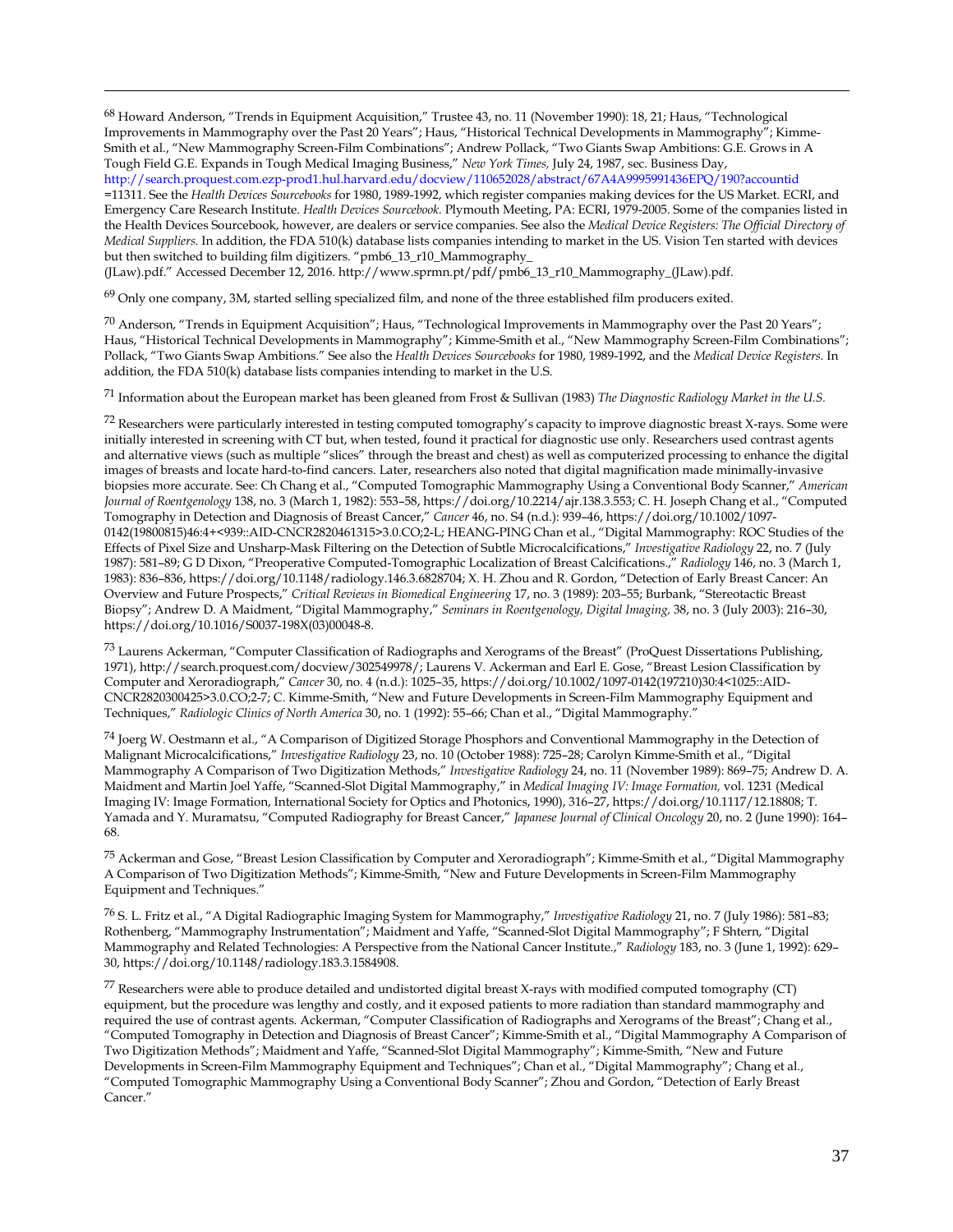[68] Howard Anderson, "Trends in Equipment Acquisition," Trustee 43, no. 11 (November 1990): 18, 21; Haus, "Technological Improvements in Mammography over the Past 20 Years"; Haus, "Historical Technical Developments in Mammography"; Kimme-Smith et al., "New Mammography Screen-Film Combinations"; Andrew Pollack, "Two Giants Swap Ambitions: G.E. Grows in A Tough Field G.E. Expands in Tough Medical Imaging Business," *New York Times,* July 24, 1987, sec. Business Day, http://search.proquest.com.ezp-prod1.hul.harvard.edu/docview/110652028/abstract/67A4A9995991436EPQ/190?accountid =11311. See the *Health Devices Sourcebooks* for 1980, 1989-1992, which register companies making devices for the US Market. ECRI, and Emergency Care Research Institute. *Health Devices Sourcebook.* Plymouth Meeting, PA: ECRI, 1979-2005. Some of the companies listed in the Health Devices Sourcebook, however, are dealers or service companies. See also the *Medical Device Registers: The Official Directory of Medical Suppliers.* In addition, the FDA 510(k) database lists companies intending to market in the US. Vision Ten started with devices but then switched to building film digitizers. "pmb6_13_r10_Mammography_(JLaw).pdf." Accessed December 12, 2016. http://www.sprmn.pt/pdf/pmb6_13_r10_Mammography_(JLaw).pdf.

[69] Only one company, 3M, started selling specialized film, and none of the three established film producers exited.

[70] Anderson, "Trends in Equipment Acquisition"; Haus, "Technological Improvements in Mammography over the Past 20 Years"; Haus, "Historical Technical Developments in Mammography"; Kimme-Smith et al., "New Mammography Screen-Film Combinations"; Pollack, "Two Giants Swap Ambitions." See also the *Health Devices Sourcebooks* for 1980, 1989-1992, and the *Medical Device Registers.* In addition, the FDA 510(k) database lists companies intending to market in the U.S.

[71] Information about the European market has been gleaned from Frost & Sullivan (1983) *The Diagnostic Radiology Market in the U.S.*

[72] Researchers were particularly interested in testing computed tomography's capacity to improve diagnostic breast X-rays. Some were initially interested in screening with CT but, when tested, found it practical for diagnostic use only. Researchers used contrast agents and alternative views (such as multiple "slices" through the breast and chest) as well as computerized processing to enhance the digital images of breasts and locate hard-to-find cancers. Later, researchers also noted that digital magnification made minimally-invasive biopsies more accurate. See: Ch Chang et al., "Computed Tomographic Mammography Using a Conventional Body Scanner," *American Journal of Roentgenology* 138, no. 3 (March 1, 1982): 553–58, https://doi.org/10.2214/ajr.138.3.553; C. H. Joseph Chang et al., "Computed Tomography in Detection and Diagnosis of Breast Cancer," *Cancer* 46, no. S4 (n.d.): 939–46, https://doi.org/10.1002/1097-0142(19800815)46:4+<939::AID-CNCR2820461315>3.0.CO;2-L; HEANG-PING Chan et al., "Digital Mammography: ROC Studies of the Effects of Pixel Size and Unsharp-Mask Filtering on the Detection of Subtle Microcalcifications," *Investigative Radiology* 22, no. 7 (July 1987): 581–89; G D Dixon, "Preoperative Computed-Tomographic Localization of Breast Calcifications.," *Radiology* 146, no. 3 (March 1, 1983): 836–836, https://doi.org/10.1148/radiology.146.3.6828704; X. H. Zhou and R. Gordon, "Detection of Early Breast Cancer: An Overview and Future Prospects," *Critical Reviews in Biomedical Engineering* 17, no. 3 (1989): 203–55; Burbank, "Stereotactic Breast Biopsy"; Andrew D. A Maidment, "Digital Mammography," *Seminars in Roentgenology, Digital Imaging,* 38, no. 3 (July 2003): 216–30, https://doi.org/10.1016/S0037-198X(03)00048-8.

[73] Laurens Ackerman, "Computer Classification of Radiographs and Xerograms of the Breast" (ProQuest Dissertations Publishing, 1971), http://search.proquest.com/docview/302549978/; Laurens V. Ackerman and Earl E. Gose, "Breast Lesion Classification by Computer and Xeroradiograph," *Cancer* 30, no. 4 (n.d.): 1025–35, https://doi.org/10.1002/1097-0142(197210)30:4<1025::AID-CNCR2820300425>3.0.CO;2-7; C. Kimme-Smith, "New and Future Developments in Screen-Film Mammography Equipment and Techniques," *Radiologic Clinics of North America* 30, no. 1 (1992): 55–66; Chan et al., "Digital Mammography."

[74] Joerg W. Oestmann et al., "A Comparison of Digitized Storage Phosphors and Conventional Mammography in the Detection of Malignant Microcalcifications," *Investigative Radiology* 23, no. 10 (October 1988): 725–28; Carolyn Kimme-Smith et al., "Digital Mammography A Comparison of Two Digitization Methods," *Investigative Radiology* 24, no. 11 (November 1989): 869–75; Andrew D. A. Maidment and Martin Joel Yaffe, "Scanned-Slot Digital Mammography," in *Medical Imaging IV: Image Formation,* vol. 1231 (Medical Imaging IV: Image Formation, International Society for Optics and Photonics, 1990), 316–27, https://doi.org/10.1117/12.18808; T. Yamada and Y. Muramatsu, "Computed Radiography for Breast Cancer," *Japanese Journal of Clinical Oncology* 20, no. 2 (June 1990): 164–68.

[75] Ackerman and Gose, "Breast Lesion Classification by Computer and Xeroradiograph"; Kimme-Smith et al., "Digital Mammography A Comparison of Two Digitization Methods"; Kimme-Smith, "New and Future Developments in Screen-Film Mammography Equipment and Techniques."

[76] S. L. Fritz et al., "A Digital Radiographic Imaging System for Mammography," *Investigative Radiology* 21, no. 7 (July 1986): 581–83; Rothenberg, "Mammography Instrumentation"; Maidment and Yaffe, "Scanned-Slot Digital Mammography"; F Shtern, "Digital Mammography and Related Technologies: A Perspective from the National Cancer Institute.," *Radiology* 183, no. 3 (June 1, 1992): 629–30, https://doi.org/10.1148/radiology.183.3.1584908.

[77] Researchers were able to produce detailed and undistorted digital breast X-rays with modified computed tomography (CT) equipment, but the procedure was lengthy and costly, and it exposed patients to more radiation than standard mammography and required the use of contrast agents. Ackerman, "Computer Classification of Radiographs and Xerograms of the Breast"; Chang et al., "Computed Tomography in Detection and Diagnosis of Breast Cancer"; Kimme-Smith et al., "Digital Mammography A Comparison of Two Digitization Methods"; Maidment and Yaffe, "Scanned-Slot Digital Mammography"; Kimme-Smith, "New and Future Developments in Screen-Film Mammography Equipment and Techniques"; Chan et al., "Digital Mammography"; Chang et al., "Computed Tomographic Mammography Using a Conventional Body Scanner"; Zhou and Gordon, "Detection of Early Breast Cancer."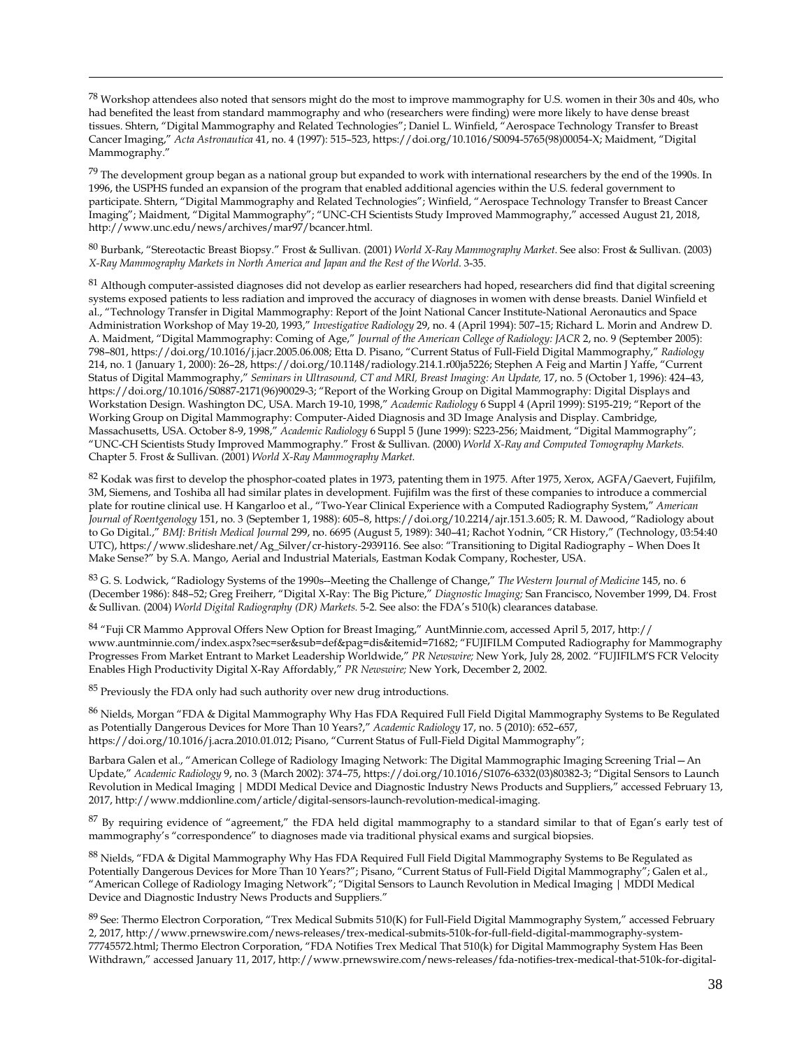[78] Workshop attendees also noted that sensors might do the most to improve mammography for U.S. women in their 30s and 40s, who had benefited the least from standard mammography and who (researchers were finding) were more likely to have dense breast tissues. Shtern, "Digital Mammography and Related Technologies"; Daniel L. Winfield, "Aerospace Technology Transfer to Breast Cancer Imaging," *Acta Astronautica* 41, no. 4 (1997): 515–523, https://doi.org/10.1016/S0094-5765(98)00054-X; Maidment, "Digital Mammography."

[79] The development group began as a national group but expanded to work with international researchers by the end of the 1990s. In 1996, the USPHS funded an expansion of the program that enabled additional agencies within the U.S. federal government to participate. Shtern, "Digital Mammography and Related Technologies"; Winfield, "Aerospace Technology Transfer to Breast Cancer Imaging"; Maidment, "Digital Mammography"; "UNC-CH Scientists Study Improved Mammography," accessed August 21, 2018, http://www.unc.edu/news/archives/mar97/bcancer.html.

[80] Burbank, "Stereotactic Breast Biopsy." Frost & Sullivan. (2001) *World X-Ray Mammography Market*. See also: Frost & Sullivan. (2003) *X-Ray Mammography Markets in North America and Japan and the Rest of the World*. 3-35.

[81] Although computer-assisted diagnoses did not develop as earlier researchers had hoped, researchers did find that digital screening systems exposed patients to less radiation and improved the accuracy of diagnoses in women with dense breasts. Daniel Winfield et al., "Technology Transfer in Digital Mammography: Report of the Joint National Cancer Institute-National Aeronautics and Space Administration Workshop of May 19-20, 1993," *Investigative Radiology* 29, no. 4 (April 1994): 507–15; Richard L. Morin and Andrew D. A. Maidment, "Digital Mammography: Coming of Age," *Journal of the American College of Radiology: JACR* 2, no. 9 (September 2005): 798–801, https://doi.org/10.1016/j.jacr.2005.06.008; Etta D. Pisano, "Current Status of Full-Field Digital Mammography," *Radiology* 214, no. 1 (January 1, 2000): 26–28, https://doi.org/10.1148/radiology.214.1.r00ja5226; Stephen A Feig and Martin J Yaffe, "Current Status of Digital Mammography," *Seminars in Ultrasound, CT and MRI, Breast Imaging: An Update,* 17, no. 5 (October 1, 1996): 424–43, https://doi.org/10.1016/S0887-2171(96)90029-3; "Report of the Working Group on Digital Mammography: Digital Displays and Workstation Design. Washington DC, USA. March 19-10, 1998," *Academic Radiology* 6 Suppl 4 (April 1999): S195-219; "Report of the Working Group on Digital Mammography: Computer-Aided Diagnosis and 3D Image Analysis and Display. Cambridge, Massachusetts, USA. October 8-9, 1998," *Academic Radiology* 6 Suppl 5 (June 1999): S223-256; Maidment, "Digital Mammography"; "UNC-CH Scientists Study Improved Mammography." Frost & Sullivan. (2000) *World X-Ray and Computed Tomography Markets.* Chapter 5. Frost & Sullivan. (2001) *World X-Ray Mammography Market.*

[82] Kodak was first to develop the phosphor-coated plates in 1973, patenting them in 1975. After 1975, Xerox, AGFA/Gaevert, Fujifilm, 3M, Siemens, and Toshiba all had similar plates in development. Fujifilm was the first of these companies to introduce a commercial plate for routine clinical use. H Kangarloo et al., "Two-Year Clinical Experience with a Computed Radiography System," *American Journal of Roentgenology* 151, no. 3 (September 1, 1988): 605–8, https://doi.org/10.2214/ajr.151.3.605; R. M. Dawood, "Radiology about to Go Digital.," *BMJ: British Medical Journal* 299, no. 6695 (August 5, 1989): 340–41; Rachot Yodnin, "CR History," (Technology, 03:54:40 UTC), https://www.slideshare.net/Ag_Silver/cr-history-2939116. See also: "Transitioning to Digital Radiography – When Does It Make Sense?" by S.A. Mango, Aerial and Industrial Materials, Eastman Kodak Company, Rochester, USA.

[83] G. S. Lodwick, "Radiology Systems of the 1990s--Meeting the Challenge of Change," *The Western Journal of Medicine* 145, no. 6 (December 1986): 848–52; Greg Freiherr, "Digital X-Ray: The Big Picture," *Diagnostic Imaging;* San Francisco, November 1999, D4. Frost & Sullivan. (2004) *World Digital Radiography (DR) Markets.* 5-2. See also: the FDA's 510(k) clearances database.

[84] "Fuji CR Mammo Approval Offers New Option for Breast Imaging," AuntMinnie.com, accessed April 5, 2017, http://www.auntminnie.com/index.aspx?sec=ser&sub=def&pag=dis&itemid=71682; "FUJIFILM Computed Radiography for Mammography Progresses From Market Entrant to Market Leadership Worldwide," *PR Newswire;* New York, July 28, 2002. "FUJIFILM'S FCR Velocity Enables High Productivity Digital X-Ray Affordably," *PR Newswire;* New York, December 2, 2002.

[85] Previously the FDA only had such authority over new drug introductions.

[86] Nields, Morgan "FDA & Digital Mammography Why Has FDA Required Full Field Digital Mammography Systems to Be Regulated as Potentially Dangerous Devices for More Than 10 Years?," *Academic Radiology* 17, no. 5 (2010): 652–657, https://doi.org/10.1016/j.acra.2010.01.012; Pisano, "Current Status of Full-Field Digital Mammography";

Barbara Galen et al., "American College of Radiology Imaging Network: The Digital Mammographic Imaging Screening Trial—An Update," *Academic Radiology* 9, no. 3 (March 2002): 374–75, https://doi.org/10.1016/S1076-6332(03)80382-3; "Digital Sensors to Launch Revolution in Medical Imaging | MDDI Medical Device and Diagnostic Industry News Products and Suppliers," accessed February 13, 2017, http://www.mddionline.com/article/digital-sensors-launch-revolution-medical-imaging.

[87] By requiring evidence of "agreement," the FDA held digital mammography to a standard similar to that of Egan's early test of mammography's "correspondence" to diagnoses made via traditional physical exams and surgical biopsies.

[88] Nields, "FDA & Digital Mammography Why Has FDA Required Full Field Digital Mammography Systems to Be Regulated as Potentially Dangerous Devices for More Than 10 Years?"; Pisano, "Current Status of Full-Field Digital Mammography"; Galen et al., "American College of Radiology Imaging Network"; "Digital Sensors to Launch Revolution in Medical Imaging | MDDI Medical Device and Diagnostic Industry News Products and Suppliers."

[89] See: Thermo Electron Corporation, "Trex Medical Submits 510(K) for Full-Field Digital Mammography System," accessed February 2, 2017, http://www.prnewswire.com/news-releases/trex-medical-submits-510k-for-full-field-digital-mammography-system-77745572.html; Thermo Electron Corporation, "FDA Notifies Trex Medical That 510(k) for Digital Mammography System Has Been Withdrawn," accessed January 11, 2017, http://www.prnewswire.com/news-releases/fda-notifies-trex-medical-that-510k-for-digital-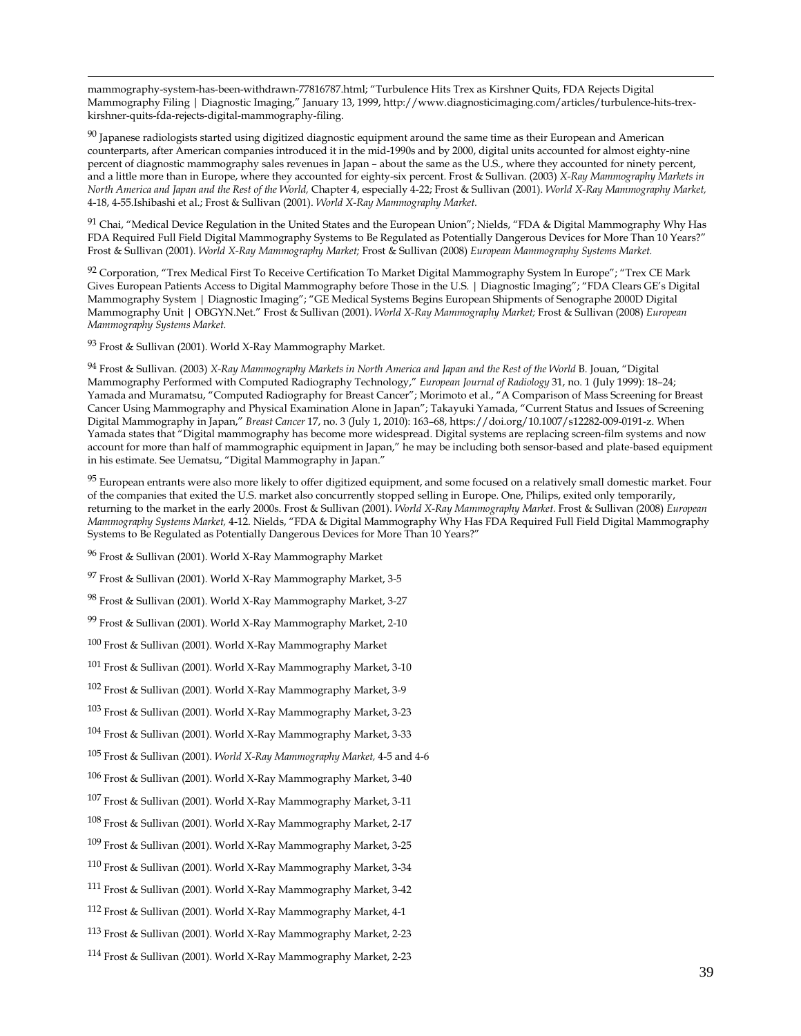mammography-system-has-been-withdrawn-77816787.html; "Turbulence Hits Trex as Kirshner Quits, FDA Rejects Digital Mammography Filing | Diagnostic Imaging," January 13, 1999, http://www.diagnosticimaging.com/articles/turbulence-hits-trex-kirshner-quits-fda-rejects-digital-mammography-filing.

[90] Japanese radiologists started using digitized diagnostic equipment around the same time as their European and American counterparts, after American companies introduced it in the mid-1990s and by 2000, digital units accounted for almost eighty-nine percent of diagnostic mammography sales revenues in Japan – about the same as the U.S., where they accounted for ninety percent, and a little more than in Europe, where they accounted for eighty-six percent. Frost & Sullivan. (2003) *X-Ray Mammography Markets in North America and Japan and the Rest of the World,* Chapter 4, especially 4-22; Frost & Sullivan (2001). *World X-Ray Mammography Market,* 4-18, 4-55.Ishibashi et al.; Frost & Sullivan (2001). *World X-Ray Mammography Market.*

[91] Chai, "Medical Device Regulation in the United States and the European Union"; Nields, "FDA & Digital Mammography Why Has FDA Required Full Field Digital Mammography Systems to Be Regulated as Potentially Dangerous Devices for More Than 10 Years?" Frost & Sullivan (2001). *World X-Ray Mammography Market;* Frost & Sullivan (2008) *European Mammography Systems Market.*

[92] Corporation, "Trex Medical First To Receive Certification To Market Digital Mammography System In Europe"; "Trex CE Mark Gives European Patients Access to Digital Mammography before Those in the U.S. | Diagnostic Imaging"; "FDA Clears GE's Digital Mammography System | Diagnostic Imaging"; "GE Medical Systems Begins European Shipments of Senographe 2000D Digital Mammography Unit | OBGYN.Net." Frost & Sullivan (2001). *World X-Ray Mammography Market;* Frost & Sullivan (2008) *European Mammography Systems Market.*

[93] Frost & Sullivan (2001). World X-Ray Mammography Market.

[94] Frost & Sullivan. (2003) *X-Ray Mammography Markets in North America and Japan and the Rest of the World* B. Jouan, "Digital Mammography Performed with Computed Radiography Technology," *European Journal of Radiology* 31, no. 1 (July 1999): 18–24; Yamada and Muramatsu, "Computed Radiography for Breast Cancer"; Morimoto et al., "A Comparison of Mass Screening for Breast Cancer Using Mammography and Physical Examination Alone in Japan"; Takayuki Yamada, "Current Status and Issues of Screening Digital Mammography in Japan," *Breast Cancer* 17, no. 3 (July 1, 2010): 163–68, https://doi.org/10.1007/s12282-009-0191-z. When Yamada states that "Digital mammography has become more widespread. Digital systems are replacing screen-film systems and now account for more than half of mammographic equipment in Japan," he may be including both sensor-based and plate-based equipment in his estimate. See Uematsu, "Digital Mammography in Japan."

[95] European entrants were also more likely to offer digitized equipment, and some focused on a relatively small domestic market. Four of the companies that exited the U.S. market also concurrently stopped selling in Europe. One, Philips, exited only temporarily, returning to the market in the early 2000s. Frost & Sullivan (2001). *World X-Ray Mammography Market.* Frost & Sullivan (2008) *European Mammography Systems Market,* 4-12. Nields, "FDA & Digital Mammography Why Has FDA Required Full Field Digital Mammography Systems to Be Regulated as Potentially Dangerous Devices for More Than 10 Years?"

[96] Frost & Sullivan (2001). World X-Ray Mammography Market

[97] Frost & Sullivan (2001). World X-Ray Mammography Market, 3-5

[98] Frost & Sullivan (2001). World X-Ray Mammography Market, 3-27

[99] Frost & Sullivan (2001). World X-Ray Mammography Market, 2-10

[100] Frost & Sullivan (2001). World X-Ray Mammography Market

[101] Frost & Sullivan (2001). World X-Ray Mammography Market, 3-10

[102] Frost & Sullivan (2001). World X-Ray Mammography Market, 3-9

[103] Frost & Sullivan (2001). World X-Ray Mammography Market, 3-23

[104] Frost & Sullivan (2001). World X-Ray Mammography Market, 3-33

[105] Frost & Sullivan (2001). *World X-Ray Mammography Market,* 4-5 and 4-6

[106] Frost & Sullivan (2001). World X-Ray Mammography Market, 3-40

[107] Frost & Sullivan (2001). World X-Ray Mammography Market, 3-11

[108] Frost & Sullivan (2001). World X-Ray Mammography Market, 2-17

[109] Frost & Sullivan (2001). World X-Ray Mammography Market, 3-25

[110] Frost & Sullivan (2001). World X-Ray Mammography Market, 3-34

[111] Frost & Sullivan (2001). World X-Ray Mammography Market, 3-42

[112] Frost & Sullivan (2001). World X-Ray Mammography Market, 4-1

[113] Frost & Sullivan (2001). World X-Ray Mammography Market, 2-23

[114] Frost & Sullivan (2001). World X-Ray Mammography Market, 2-23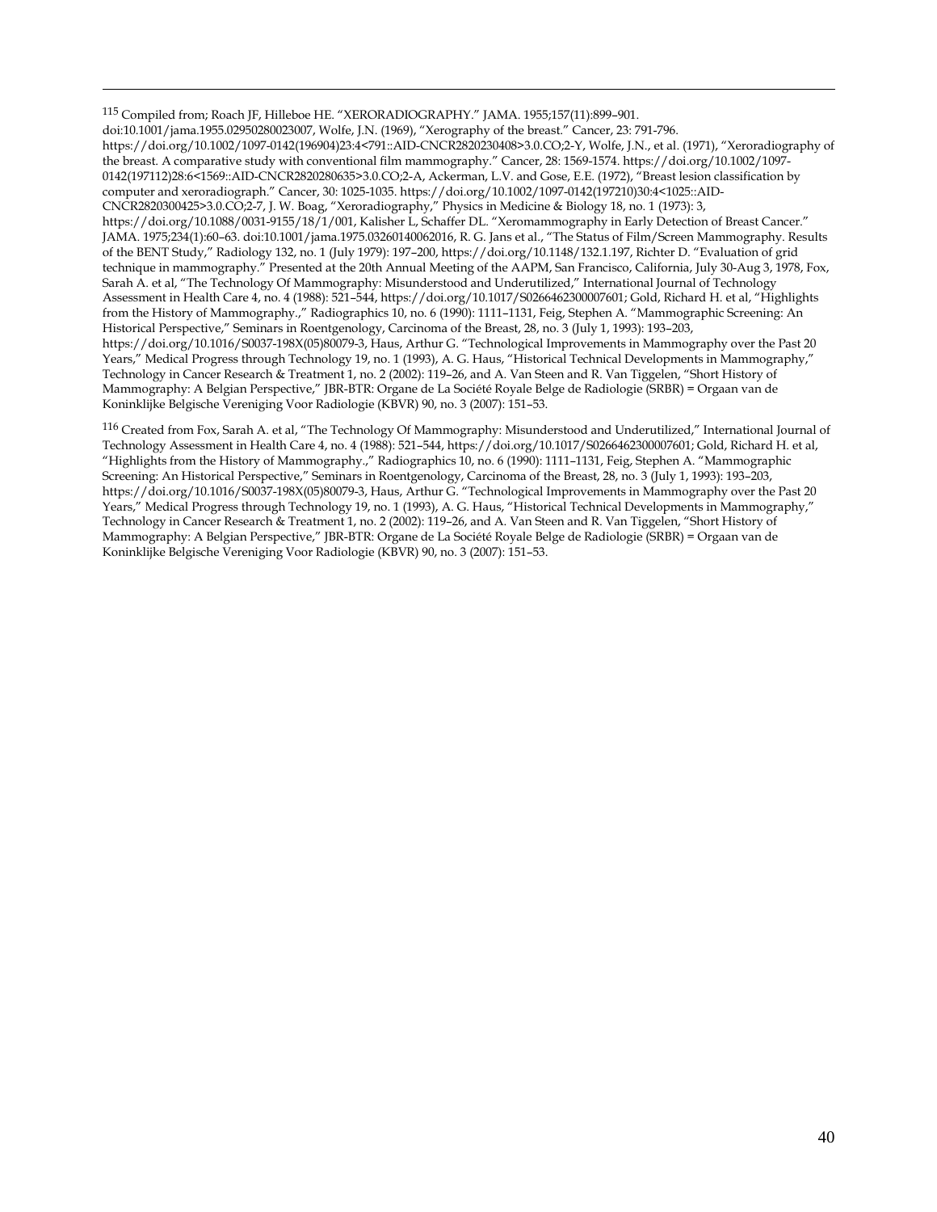[115] Compiled from; Roach JF, Hilleboe HE. "XERORADIOGRAPHY." JAMA. 1955;157(11):899–901. doi:10.1001/jama.1955.02950280023007, Wolfe, J.N. (1969), "Xerography of the breast." Cancer, 23: 791-796. https://doi.org/10.1002/1097-0142(196904)23:4<791::AID-CNCR2820230408>3.0.CO;2-Y, Wolfe, J.N., et al. (1971), "Xeroradiography of the breast. A comparative study with conventional film mammography." Cancer, 28: 1569-1574. https://doi.org/10.1002/1097-0142(197112)28:6<1569::AID-CNCR2820280635>3.0.CO;2-A, Ackerman, L.V. and Gose, E.E. (1972), "Breast lesion classification by computer and xeroradiograph." Cancer, 30: 1025-1035. https://doi.org/10.1002/1097-0142(197210)30:4<1025::AID-CNCR2820300425>3.0.CO;2-7, J. W. Boag, "Xeroradiography," Physics in Medicine & Biology 18, no. 1 (1973): 3, https://doi.org/10.1088/0031-9155/18/1/001, Kalisher L, Schaffer DL. "Xeromammography in Early Detection of Breast Cancer." JAMA. 1975;234(1):60–63. doi:10.1001/jama.1975.03260140062016, R. G. Jans et al., "The Status of Film/Screen Mammography. Results of the BENT Study," Radiology 132, no. 1 (July 1979): 197–200, https://doi.org/10.1148/132.1.197, Richter D. "Evaluation of grid technique in mammography." Presented at the 20th Annual Meeting of the AAPM, San Francisco, California, July 30-Aug 3, 1978, Fox, Sarah A. et al, "The Technology Of Mammography: Misunderstood and Underutilized," International Journal of Technology Assessment in Health Care 4, no. 4 (1988): 521–544, https://doi.org/10.1017/S0266462300007601; Gold, Richard H. et al, "Highlights from the History of Mammography.," Radiographics 10, no. 6 (1990): 1111–1131, Feig, Stephen A. "Mammographic Screening: An Historical Perspective," Seminars in Roentgenology, Carcinoma of the Breast, 28, no. 3 (July 1, 1993): 193–203, https://doi.org/10.1016/S0037-198X(05)80079-3, Haus, Arthur G. "Technological Improvements in Mammography over the Past 20 Years," Medical Progress through Technology 19, no. 1 (1993), A. G. Haus, "Historical Technical Developments in Mammography," Technology in Cancer Research & Treatment 1, no. 2 (2002): 119–26, and A. Van Steen and R. Van Tiggelen, "Short History of Mammography: A Belgian Perspective," JBR-BTR: Organe de La Société Royale Belge de Radiologie (SRBR) = Orgaan van de Koninklijke Belgische Vereniging Voor Radiologie (KBVR) 90, no. 3 (2007): 151–53.

[116] Created from Fox, Sarah A. et al, "The Technology Of Mammography: Misunderstood and Underutilized," International Journal of Technology Assessment in Health Care 4, no. 4 (1988): 521–544, https://doi.org/10.1017/S0266462300007601; Gold, Richard H. et al, "Highlights from the History of Mammography.," Radiographics 10, no. 6 (1990): 1111–1131, Feig, Stephen A. "Mammographic Screening: An Historical Perspective," Seminars in Roentgenology, Carcinoma of the Breast, 28, no. 3 (July 1, 1993): 193–203, https://doi.org/10.1016/S0037-198X(05)80079-3, Haus, Arthur G. "Technological Improvements in Mammography over the Past 20 Years," Medical Progress through Technology 19, no. 1 (1993), A. G. Haus, "Historical Technical Developments in Mammography," Technology in Cancer Research & Treatment 1, no. 2 (2002): 119–26, and A. Van Steen and R. Van Tiggelen, "Short History of Mammography: A Belgian Perspective," JBR-BTR: Organe de La Société Royale Belge de Radiologie (SRBR) = Orgaan van de Koninklijke Belgische Vereniging Voor Radiologie (KBVR) 90, no. 3 (2007): 151–53.